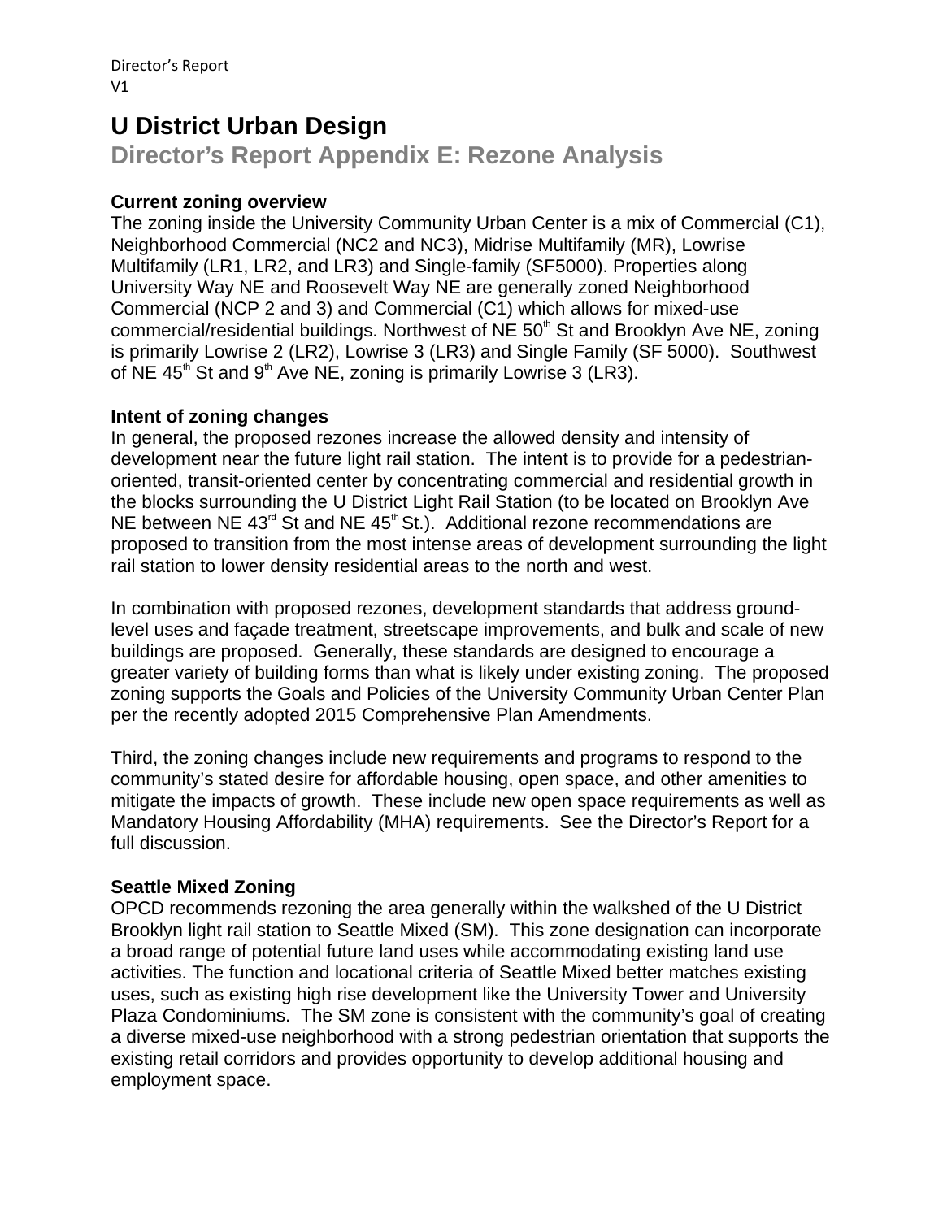# U District Urban Design

## Director's Report Appendix E: Rezone Analysis

### Current zoning overview

The zoning inside the University Community Urban Center is a mix of Commercial (C1), Neighborhood Commercial (NC2 and NC3), Midrise Multifamily (MR), Lowrise Multifamily (LR1, LR2, and LR3) and Single-family (SF5000). Properties along University Way NE and Roosevelt Way NE are generally zoned Neighborhood Commercial (NCP 2 and 3) and Commercial (C1) which allows for mixed-use commercial/residential buildings. Northwest of NE 50th St and Brooklyn Ave NE, zoning is primarily Lowrise 2 (LR2), Lowrise 3 (LR3) and Single Family (SF 5000). Southwest of NE 45th St and 9th Ave NE, zoning is primarily Lowrise 3 (LR3).

### Intent of zoning changes

In general, the proposed rezones increase the allowed density and intensity of development near the future light rail station. The intent is to provide for a pedestrian-oriented, transit-oriented center by concentrating commercial and residential growth in the blocks surrounding the U District Light Rail Station (to be located on Brooklyn Ave NE between NE 43rd St and NE 45th St.). Additional rezone recommendations are proposed to transition from the most intense areas of development surrounding the light rail station to lower density residential areas to the north and west.

In combination with proposed rezones, development standards that address ground-level uses and façade treatment, streetscape improvements, and bulk and scale of new buildings are proposed. Generally, these standards are designed to encourage a greater variety of building forms than what is likely under existing zoning. The proposed zoning supports the Goals and Policies of the University Community Urban Center Plan per the recently adopted 2015 Comprehensive Plan Amendments.

Third, the zoning changes include new requirements and programs to respond to the community's stated desire for affordable housing, open space, and other amenities to mitigate the impacts of growth. These include new open space requirements as well as Mandatory Housing Affordability (MHA) requirements. See the Director's Report for a full discussion.

### Seattle Mixed Zoning

OPCD recommends rezoning the area generally within the walkshed of the U District Brooklyn light rail station to Seattle Mixed (SM). This zone designation can incorporate a broad range of potential future land uses while accommodating existing land use activities. The function and locational criteria of Seattle Mixed better matches existing uses, such as existing high rise development like the University Tower and University Plaza Condominiums. The SM zone is consistent with the community's goal of creating a diverse mixed-use neighborhood with a strong pedestrian orientation that supports the existing retail corridors and provides opportunity to develop additional housing and employment space.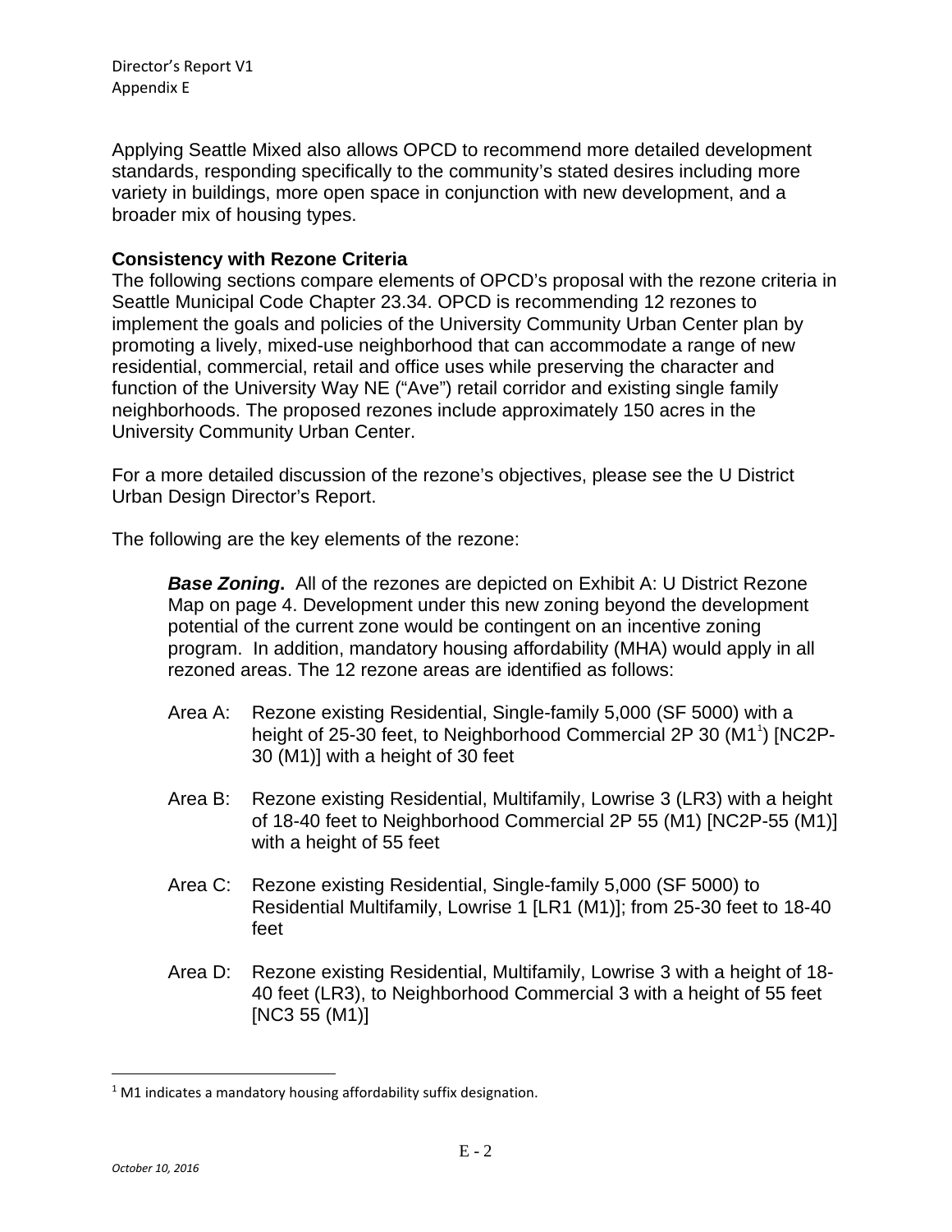Applying Seattle Mixed also allows OPCD to recommend more detailed development standards, responding specifically to the community's stated desires including more variety in buildings, more open space in conjunction with new development, and a broader mix of housing types.

**Consistency with Rezone Criteria**

The following sections compare elements of OPCD's proposal with the rezone criteria in Seattle Municipal Code Chapter 23.34. OPCD is recommending 12 rezones to implement the goals and policies of the University Community Urban Center plan by promoting a lively, mixed-use neighborhood that can accommodate a range of new residential, commercial, retail and office uses while preserving the character and function of the University Way NE ("Ave") retail corridor and existing single family neighborhoods. The proposed rezones include approximately 150 acres in the University Community Urban Center.

For a more detailed discussion of the rezone's objectives, please see the U District Urban Design Director's Report.

The following are the key elements of the rezone:

> ***Base Zoning*.** All of the rezones are depicted on Exhibit A: U District Rezone Map on page 4. Development under this new zoning beyond the development potential of the current zone would be contingent on an incentive zoning program. In addition, mandatory housing affordability (MHA) would apply in all rezoned areas. The 12 rezone areas are identified as follows:
>
> Area A: Rezone existing Residential, Single-family 5,000 (SF 5000) with a height of 25-30 feet, to Neighborhood Commercial 2P 30 (M1[1]) [NC2P-30 (M1)] with a height of 30 feet
>
> Area B: Rezone existing Residential, Multifamily, Lowrise 3 (LR3) with a height of 18-40 feet to Neighborhood Commercial 2P 55 (M1) [NC2P-55 (M1)] with a height of 55 feet
>
> Area C: Rezone existing Residential, Single-family 5,000 (SF 5000) to Residential Multifamily, Lowrise 1 [LR1 (M1)]; from 25-30 feet to 18-40 feet
>
> Area D: Rezone existing Residential, Multifamily, Lowrise 3 with a height of 18-40 feet (LR3), to Neighborhood Commercial 3 with a height of 55 feet [NC3 55 (M1)]

[1] M1 indicates a mandatory housing affordability suffix designation.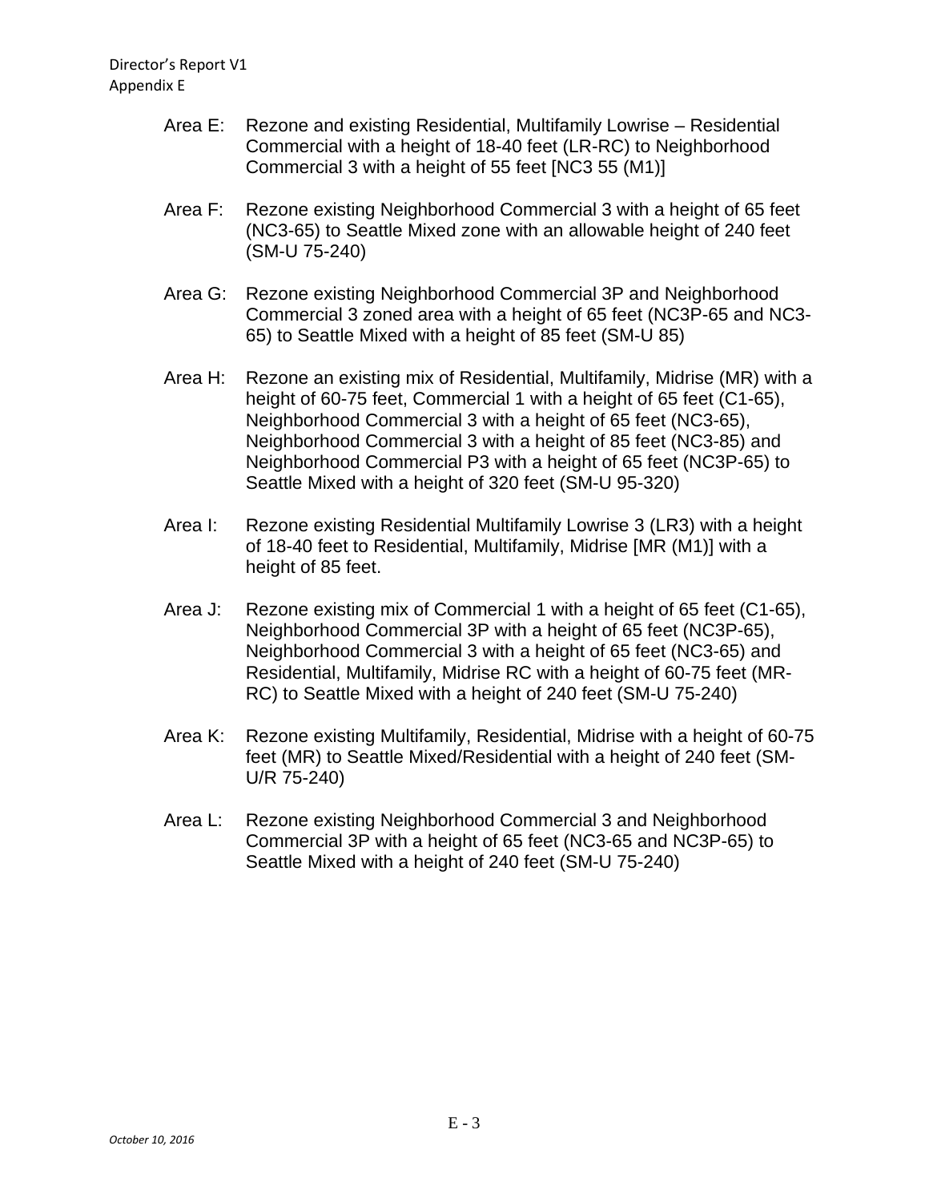Area E: Rezone and existing Residential, Multifamily Lowrise – Residential Commercial with a height of 18-40 feet (LR-RC) to Neighborhood Commercial 3 with a height of 55 feet [NC3 55 (M1)]

Area F: Rezone existing Neighborhood Commercial 3 with a height of 65 feet (NC3-65) to Seattle Mixed zone with an allowable height of 240 feet (SM-U 75-240)

Area G: Rezone existing Neighborhood Commercial 3P and Neighborhood Commercial 3 zoned area with a height of 65 feet (NC3P-65 and NC3-65) to Seattle Mixed with a height of 85 feet (SM-U 85)

Area H: Rezone an existing mix of Residential, Multifamily, Midrise (MR) with a height of 60-75 feet, Commercial 1 with a height of 65 feet (C1-65), Neighborhood Commercial 3 with a height of 65 feet (NC3-65), Neighborhood Commercial 3 with a height of 85 feet (NC3-85) and Neighborhood Commercial P3 with a height of 65 feet (NC3P-65) to Seattle Mixed with a height of 320 feet (SM-U 95-320)

Area I: Rezone existing Residential Multifamily Lowrise 3 (LR3) with a height of 18-40 feet to Residential, Multifamily, Midrise [MR (M1)] with a height of 85 feet.

Area J: Rezone existing mix of Commercial 1 with a height of 65 feet (C1-65), Neighborhood Commercial 3P with a height of 65 feet (NC3P-65), Neighborhood Commercial 3 with a height of 65 feet (NC3-65) and Residential, Multifamily, Midrise RC with a height of 60-75 feet (MR-RC) to Seattle Mixed with a height of 240 feet (SM-U 75-240)

Area K: Rezone existing Multifamily, Residential, Midrise with a height of 60-75 feet (MR) to Seattle Mixed/Residential with a height of 240 feet (SM-U/R 75-240)

Area L: Rezone existing Neighborhood Commercial 3 and Neighborhood Commercial 3P with a height of 65 feet (NC3-65 and NC3P-65) to Seattle Mixed with a height of 240 feet (SM-U 75-240)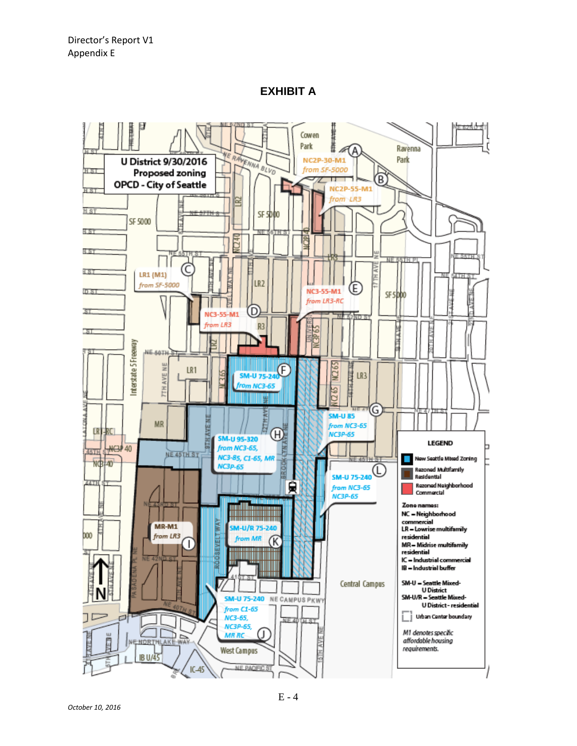# EXHIBIT A

**U District 9/30/2016**
**Proposed zoning**
**OPCD - City of Seattle**

- (A) NC2P-30-M1 *from SF-5000*
- (B) NC2P-55-M1 *from LR3*
- (C) LR1 (M1) *from SF-5000*
- (D) NC3-55-M1 *from LR3*
- (E) NC3-55-M1 *from LR3-RC*
- (F) SM-U 75-240 *from NC3-65*
- (G) SM-U 85 *from NC3-65 NC3P-65*
- (H) SM-U 95-320 *from NC3-65, NC3-85, C1-65, MR NC3p-65*
- (I) MR-M1 *from LR3*
- (J) SM-U 75-240 *from C1-65 NC3-65, NC3P-65, MR RC*
- (K) SM-U/R 75-240 *from MR*
- (L) SM-U 75-240 *from NC3-65 NC3P-65*

**LEGEND**

- New Seattle Mixed Zoning
- Rezoned Multifamily Residential
- Rezoned Neighborhood Commercial

**Zone names:**

- NC – Neighborhood commercial
- LR – Lowrise multifamily residential
- MR – Midrise multifamily residential
- IC – Industrial commercial
- IB – Industrial buffer
- SM-U – Seattle Mixed-U District
- SM-U/R – Seattle Mixed-U District - residential
- Urban Center boundary

*M1 denotes specific affordable housing requirements.*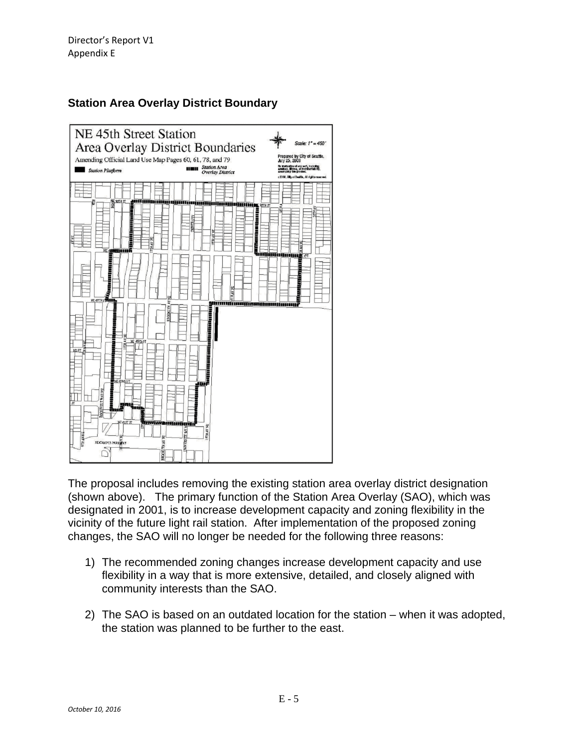## Station Area Overlay District Boundary

The proposal includes removing the existing station area overlay district designation (shown above). The primary function of the Station Area Overlay (SAO), which was designated in 2001, is to increase development capacity and zoning flexibility in the vicinity of the future light rail station. After implementation of the proposed zoning changes, the SAO will no longer be needed for the following three reasons:

1) The recommended zoning changes increase development capacity and use flexibility in a way that is more extensive, detailed, and closely aligned with community interests than the SAO.

2) The SAO is based on an outdated location for the station – when it was adopted, the station was planned to be further to the east.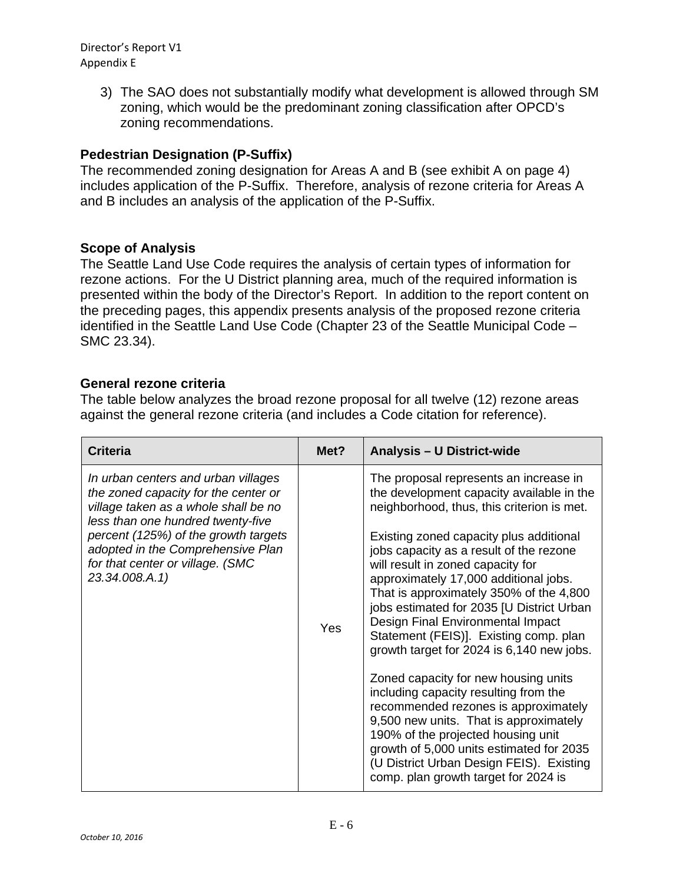3) The SAO does not substantially modify what development is allowed through SM zoning, which would be the predominant zoning classification after OPCD's zoning recommendations.

### Pedestrian Designation (P-Suffix)

The recommended zoning designation for Areas A and B (see exhibit A on page 4) includes application of the P-Suffix. Therefore, analysis of rezone criteria for Areas A and B includes an analysis of the application of the P-Suffix.

### Scope of Analysis

The Seattle Land Use Code requires the analysis of certain types of information for rezone actions. For the U District planning area, much of the required information is presented within the body of the Director's Report. In addition to the report content on the preceding pages, this appendix presents analysis of the proposed rezone criteria identified in the Seattle Land Use Code (Chapter 23 of the Seattle Municipal Code – SMC 23.34).

### General rezone criteria

The table below analyzes the broad rezone proposal for all twelve (12) rezone areas against the general rezone criteria (and includes a Code citation for reference).

| Criteria | Met? | Analysis – U District-wide |
|---|---|---|
| *In urban centers and urban villages the zoned capacity for the center or village taken as a whole shall be no less than one hundred twenty-five percent (125%) of the growth targets adopted in the Comprehensive Plan for that center or village. (SMC 23.34.008.A.1)* | Yes | The proposal represents an increase in the development capacity available in the neighborhood, thus, this criterion is met.<br><br>Existing zoned capacity plus additional jobs capacity as a result of the rezone will result in zoned capacity for approximately 17,000 additional jobs. That is approximately 350% of the 4,800 jobs estimated for 2035 [U District Urban Design Final Environmental Impact Statement (FEIS)]. Existing comp. plan growth target for 2024 is 6,140 new jobs.<br><br>Zoned capacity for new housing units including capacity resulting from the recommended rezones is approximately 9,500 new units. That is approximately 190% of the projected housing unit growth of 5,000 units estimated for 2035 (U District Urban Design FEIS). Existing comp. plan growth target for 2024 is |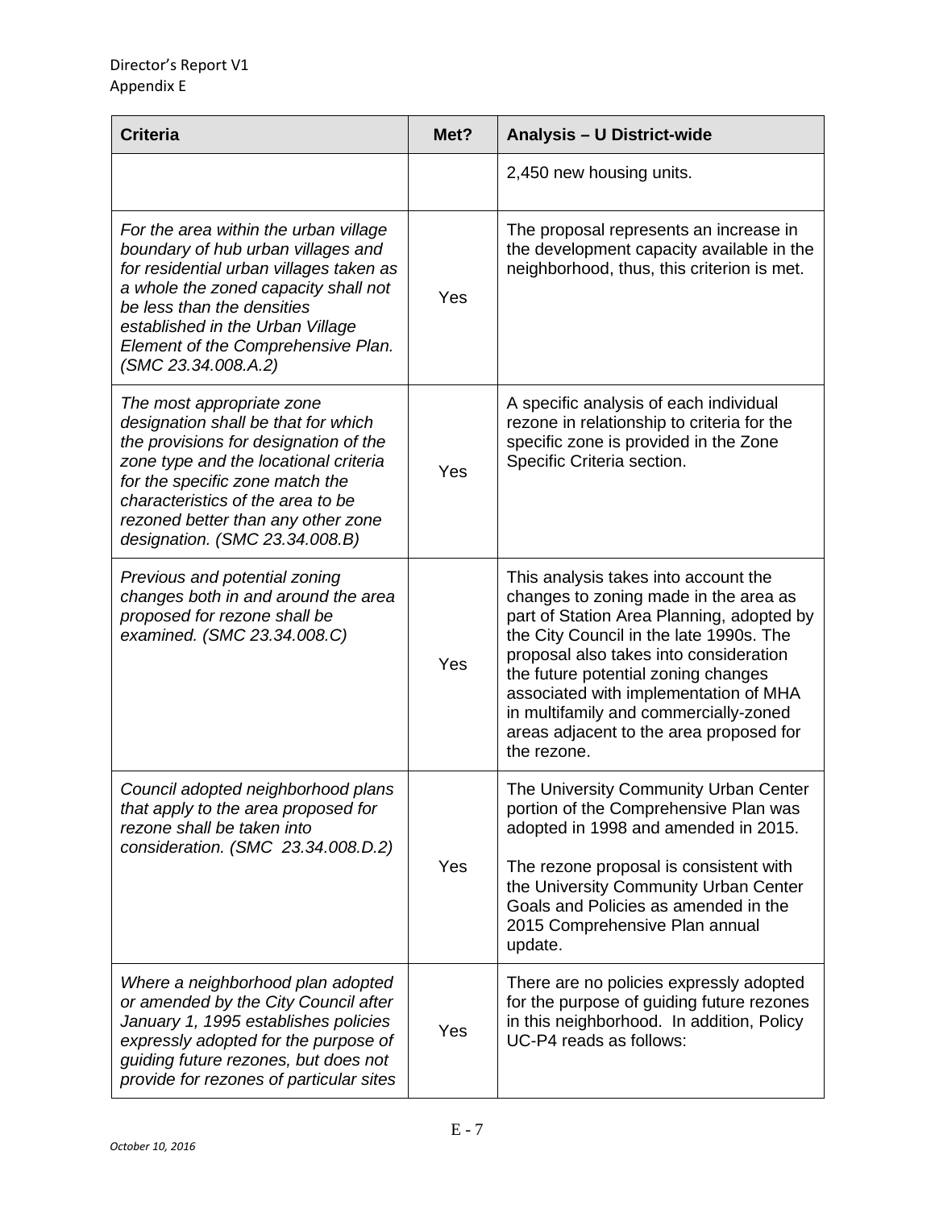| Criteria | Met? | Analysis – U District-wide |
| --- | --- | --- |
| | | 2,450 new housing units. |
| *For the area within the urban village boundary of hub urban villages and for residential urban villages taken as a whole the zoned capacity shall not be less than the densities established in the Urban Village Element of the Comprehensive Plan. (SMC 23.34.008.A.2)* | Yes | The proposal represents an increase in the development capacity available in the neighborhood, thus, this criterion is met. |
| *The most appropriate zone designation shall be that for which the provisions for designation of the zone type and the locational criteria for the specific zone match the characteristics of the area to be rezoned better than any other zone designation. (SMC 23.34.008.B)* | Yes | A specific analysis of each individual rezone in relationship to criteria for the specific zone is provided in the Zone Specific Criteria section. |
| *Previous and potential zoning changes both in and around the area proposed for rezone shall be examined. (SMC 23.34.008.C)* | Yes | This analysis takes into account the changes to zoning made in the area as part of Station Area Planning, adopted by the City Council in the late 1990s. The proposal also takes into consideration the future potential zoning changes associated with implementation of MHA in multifamily and commercially-zoned areas adjacent to the area proposed for the rezone. |
| *Council adopted neighborhood plans that apply to the area proposed for rezone shall be taken into consideration. (SMC 23.34.008.D.2)* | Yes | The University Community Urban Center portion of the Comprehensive Plan was adopted in 1998 and amended in 2015.<br><br>The rezone proposal is consistent with the University Community Urban Center Goals and Policies as amended in the 2015 Comprehensive Plan annual update. |
| *Where a neighborhood plan adopted or amended by the City Council after January 1, 1995 establishes policies expressly adopted for the purpose of guiding future rezones, but does not provide for rezones of particular sites* | Yes | There are no policies expressly adopted for the purpose of guiding future rezones in this neighborhood. In addition, Policy UC-P4 reads as follows: |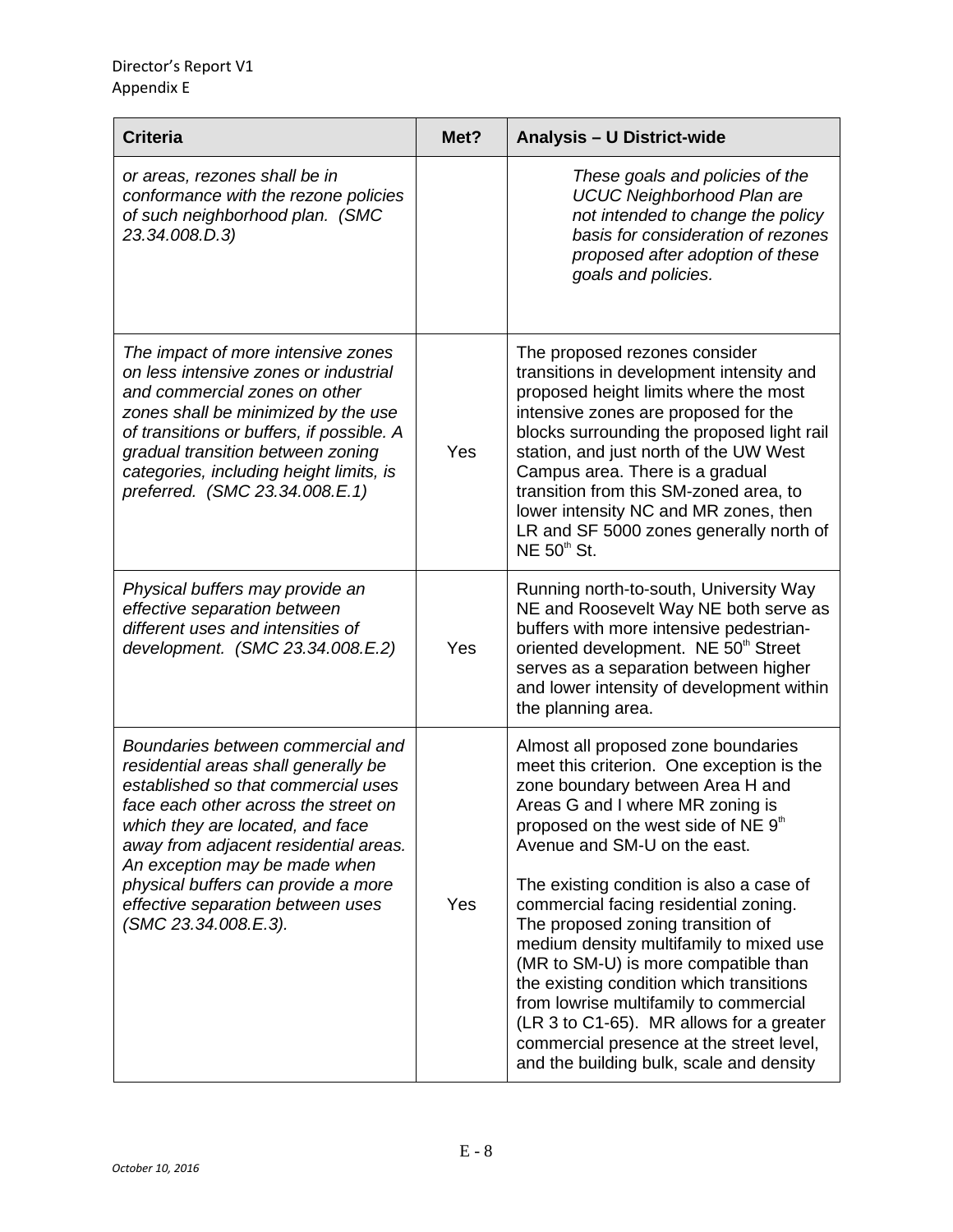| Criteria | Met? | Analysis – U District-wide |
|---|---|---|
| *or areas, rezones shall be in conformance with the rezone policies of such neighborhood plan. (SMC 23.34.008.D.3)* | | *These goals and policies of the UCUC Neighborhood Plan are not intended to change the policy basis for consideration of rezones proposed after adoption of these goals and policies.* |
| *The impact of more intensive zones on less intensive zones or industrial and commercial zones on other zones shall be minimized by the use of transitions or buffers, if possible. A gradual transition between zoning categories, including height limits, is preferred. (SMC 23.34.008.E.1)* | Yes | The proposed rezones consider transitions in development intensity and proposed height limits where the most intensive zones are proposed for the blocks surrounding the proposed light rail station, and just north of the UW West Campus area. There is a gradual transition from this SM-zoned area, to lower intensity NC and MR zones, then LR and SF 5000 zones generally north of NE 50th St. |
| *Physical buffers may provide an effective separation between different uses and intensities of development. (SMC 23.34.008.E.2)* | Yes | Running north-to-south, University Way NE and Roosevelt Way NE both serve as buffers with more intensive pedestrian-oriented development. NE 50th Street serves as a separation between higher and lower intensity of development within the planning area. |
| *Boundaries between commercial and residential areas shall generally be established so that commercial uses face each other across the street on which they are located, and face away from adjacent residential areas. An exception may be made when physical buffers can provide a more effective separation between uses (SMC 23.34.008.E.3).* | Yes | Almost all proposed zone boundaries meet this criterion. One exception is the zone boundary between Area H and Areas G and I where MR zoning is proposed on the west side of NE 9th Avenue and SM-U on the east.<br><br>The existing condition is also a case of commercial facing residential zoning. The proposed zoning transition of medium density multifamily to mixed use (MR to SM-U) is more compatible than the existing condition which transitions from lowrise multifamily to commercial (LR 3 to C1-65). MR allows for a greater commercial presence at the street level, and the building bulk, scale and density |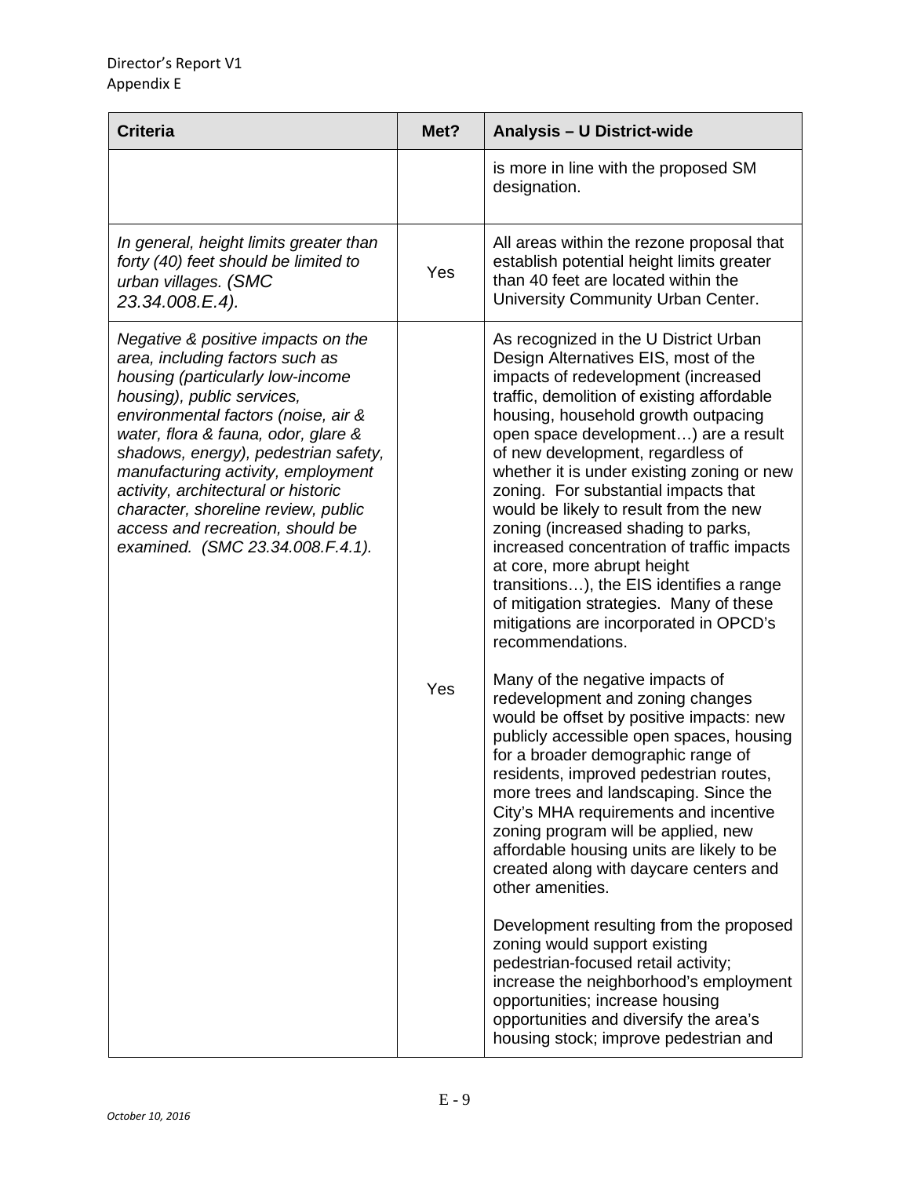| Criteria | Met? | Analysis – U District-wide |
|---|---|---|
| | | is more in line with the proposed SM designation. |
| *In general, height limits greater than forty (40) feet should be limited to urban villages. (SMC 23.34.008.E.4).* | Yes | All areas within the rezone proposal that establish potential height limits greater than 40 feet are located within the University Community Urban Center. |
| *Negative & positive impacts on the area, including factors such as housing (particularly low-income housing), public services, environmental factors (noise, air & water, flora & fauna, odor, glare & shadows, energy), pedestrian safety, manufacturing activity, employment activity, architectural or historic character, shoreline review, public access and recreation, should be examined. (SMC 23.34.008.F.4.1).* | Yes | As recognized in the U District Urban Design Alternatives EIS, most of the impacts of redevelopment (increased traffic, demolition of existing affordable housing, household growth outpacing open space development…) are a result of new development, regardless of whether it is under existing zoning or new zoning. For substantial impacts that would be likely to result from the new zoning (increased shading to parks, increased concentration of traffic impacts at core, more abrupt height transitions…), the EIS identifies a range of mitigation strategies. Many of these mitigations are incorporated in OPCD's recommendations.<br><br>Many of the negative impacts of redevelopment and zoning changes would be offset by positive impacts: new publicly accessible open spaces, housing for a broader demographic range of residents, improved pedestrian routes, more trees and landscaping. Since the City's MHA requirements and incentive zoning program will be applied, new affordable housing units are likely to be created along with daycare centers and other amenities.<br><br>Development resulting from the proposed zoning would support existing pedestrian-focused retail activity; increase the neighborhood's employment opportunities; increase housing opportunities and diversify the area's housing stock; improve pedestrian and |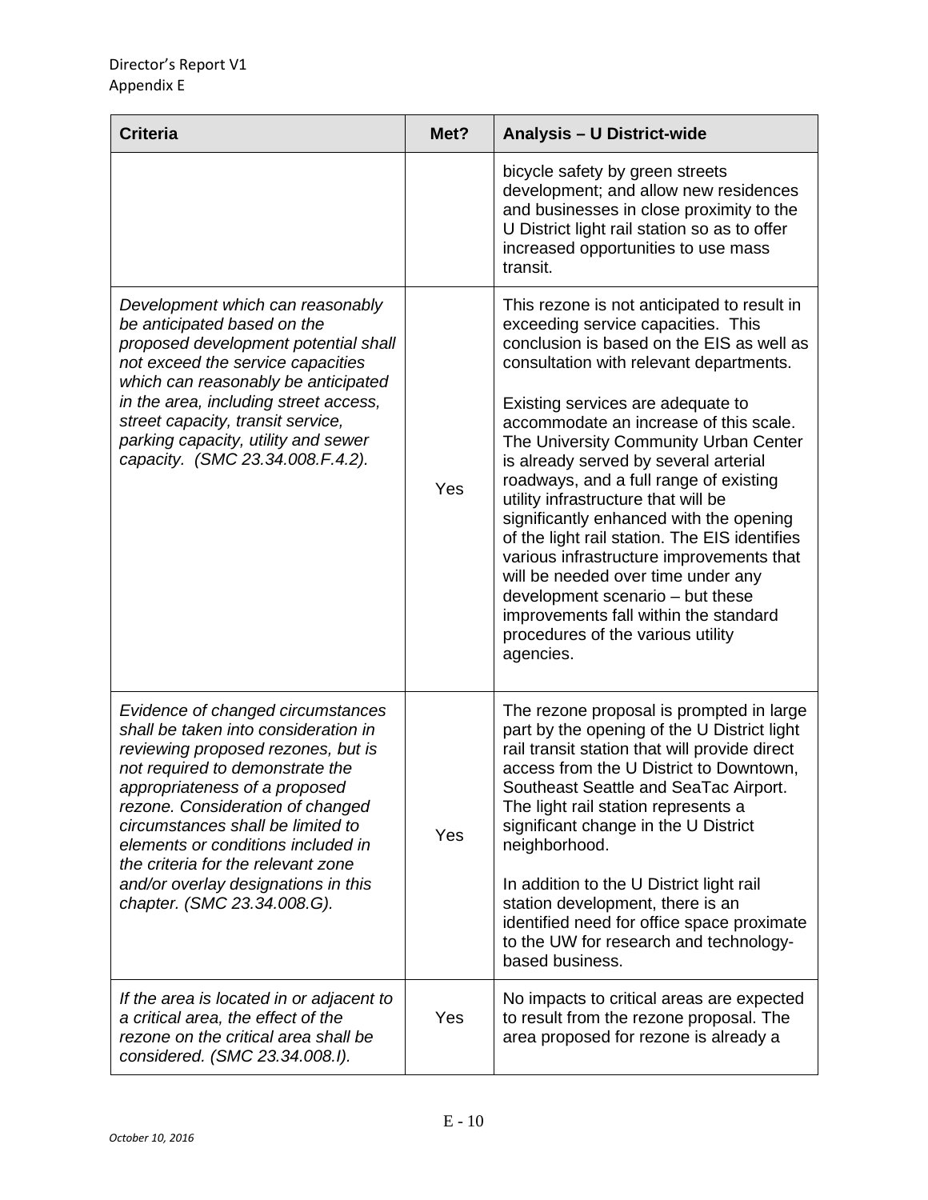| Criteria | Met? | Analysis – U District-wide |
|---|---|---|
| | | bicycle safety by green streets development; and allow new residences and businesses in close proximity to the U District light rail station so as to offer increased opportunities to use mass transit. |
| *Development which can reasonably be anticipated based on the proposed development potential shall not exceed the service capacities which can reasonably be anticipated in the area, including street access, street capacity, transit service, parking capacity, utility and sewer capacity. (SMC 23.34.008.F.4.2).* | Yes | This rezone is not anticipated to result in exceeding service capacities. This conclusion is based on the EIS as well as consultation with relevant departments.<br><br>Existing services are adequate to accommodate an increase of this scale. The University Community Urban Center is already served by several arterial roadways, and a full range of existing utility infrastructure that will be significantly enhanced with the opening of the light rail station. The EIS identifies various infrastructure improvements that will be needed over time under any development scenario – but these improvements fall within the standard procedures of the various utility agencies. |
| *Evidence of changed circumstances shall be taken into consideration in reviewing proposed rezones, but is not required to demonstrate the appropriateness of a proposed rezone. Consideration of changed circumstances shall be limited to elements or conditions included in the criteria for the relevant zone and/or overlay designations in this chapter. (SMC 23.34.008.G).* | Yes | The rezone proposal is prompted in large part by the opening of the U District light rail transit station that will provide direct access from the U District to Downtown, Southeast Seattle and SeaTac Airport. The light rail station represents a significant change in the U District neighborhood.<br><br>In addition to the U District light rail station development, there is an identified need for office space proximate to the UW for research and technology-based business. |
| *If the area is located in or adjacent to a critical area, the effect of the rezone on the critical area shall be considered. (SMC 23.34.008.I).* | Yes | No impacts to critical areas are expected to result from the rezone proposal. The area proposed for rezone is already a |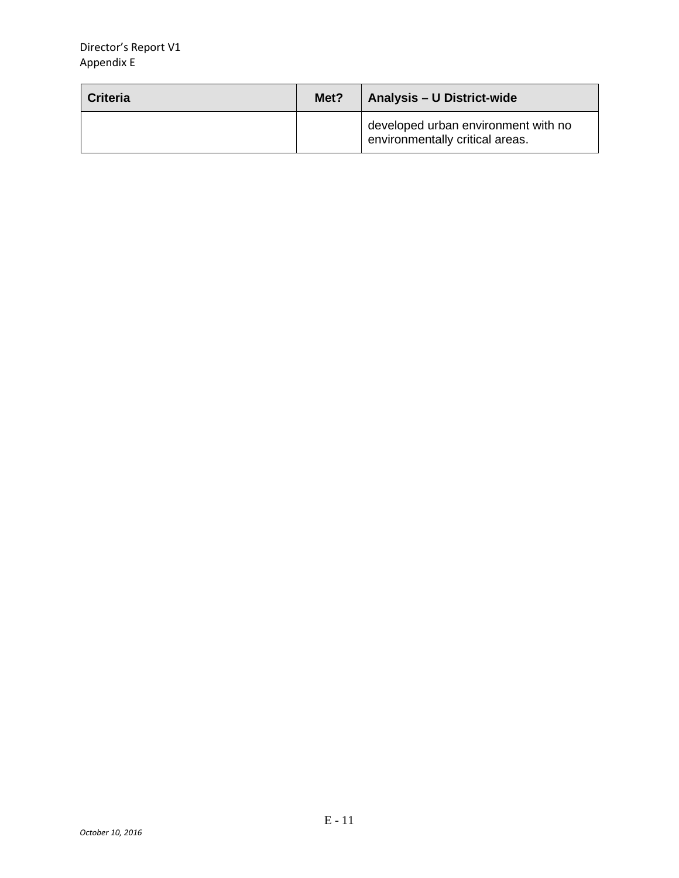| Criteria | Met? | Analysis – U District-wide |
| --- | --- | --- |
| | | developed urban environment with no environmentally critical areas. |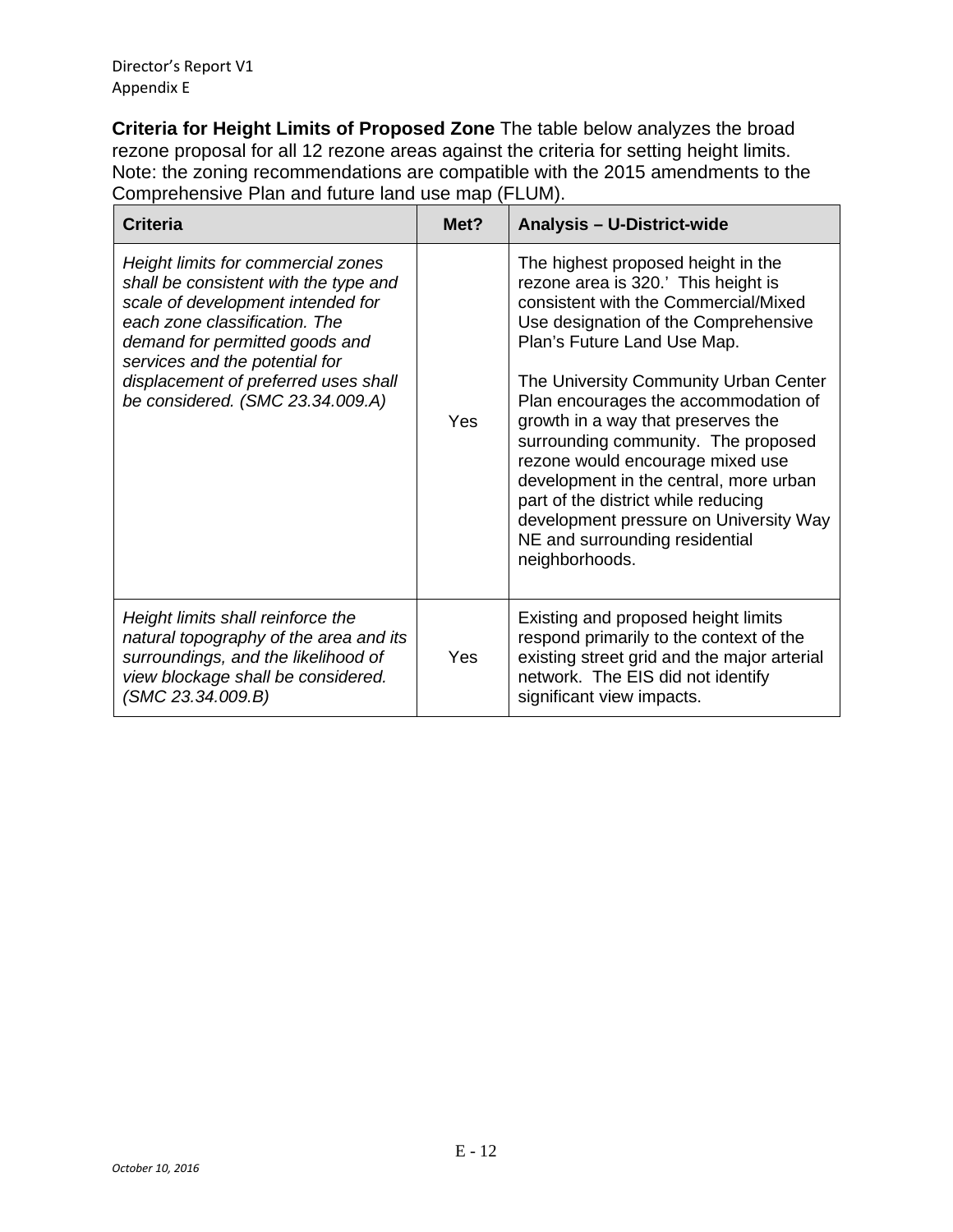**Criteria for Height Limits of Proposed Zone** The table below analyzes the broad rezone proposal for all 12 rezone areas against the criteria for setting height limits. Note: the zoning recommendations are compatible with the 2015 amendments to the Comprehensive Plan and future land use map (FLUM).

| Criteria | Met? | Analysis – U-District-wide |
|---|---|---|
| *Height limits for commercial zones shall be consistent with the type and scale of development intended for each zone classification. The demand for permitted goods and services and the potential for displacement of preferred uses shall be considered. (SMC 23.34.009.A)* | Yes | The highest proposed height in the rezone area is 320.' This height is consistent with the Commercial/Mixed Use designation of the Comprehensive Plan's Future Land Use Map.<br><br>The University Community Urban Center Plan encourages the accommodation of growth in a way that preserves the surrounding community. The proposed rezone would encourage mixed use development in the central, more urban part of the district while reducing development pressure on University Way NE and surrounding residential neighborhoods. |
| *Height limits shall reinforce the natural topography of the area and its surroundings, and the likelihood of view blockage shall be considered. (SMC 23.34.009.B)* | Yes | Existing and proposed height limits respond primarily to the context of the existing street grid and the major arterial network. The EIS did not identify significant view impacts. |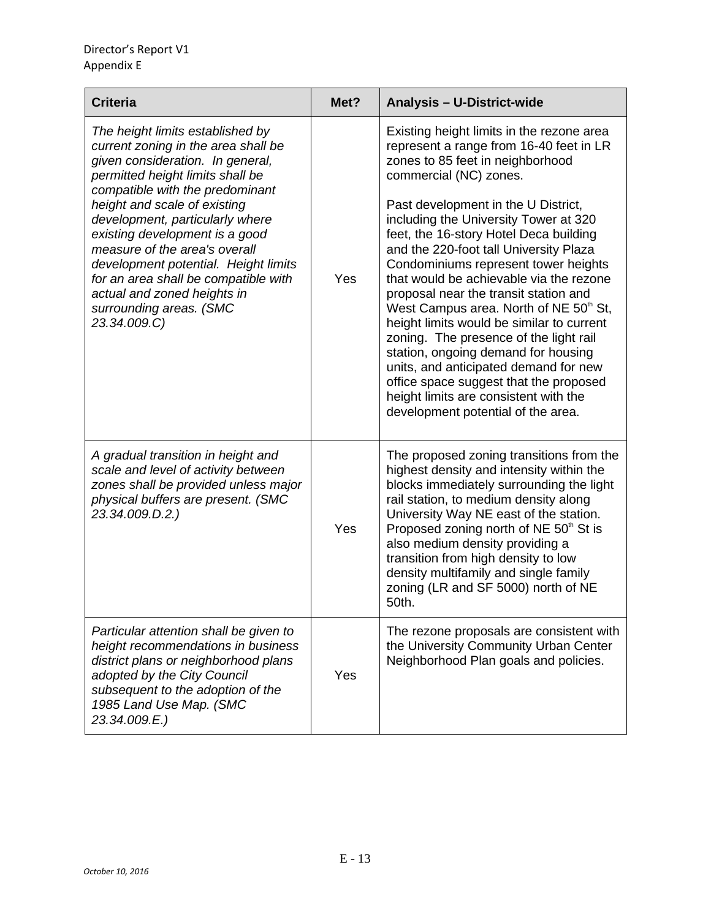| Criteria | Met? | Analysis – U-District-wide |
|---|---|---|
| *The height limits established by current zoning in the area shall be given consideration. In general, permitted height limits shall be compatible with the predominant height and scale of existing development, particularly where existing development is a good measure of the area's overall development potential. Height limits for an area shall be compatible with actual and zoned heights in surrounding areas. (SMC 23.34.009.C)* | Yes | Existing height limits in the rezone area represent a range from 16-40 feet in LR zones to 85 feet in neighborhood commercial (NC) zones.<br><br>Past development in the U District, including the University Tower at 320 feet, the 16-story Hotel Deca building and the 220-foot tall University Plaza Condominiums represent tower heights that would be achievable via the rezone proposal near the transit station and West Campus area. North of NE 50th St, height limits would be similar to current zoning. The presence of the light rail station, ongoing demand for housing units, and anticipated demand for new office space suggest that the proposed height limits are consistent with the development potential of the area. |
| *A gradual transition in height and scale and level of activity between zones shall be provided unless major physical buffers are present. (SMC 23.34.009.D.2.)* | Yes | The proposed zoning transitions from the highest density and intensity within the blocks immediately surrounding the light rail station, to medium density along University Way NE east of the station. Proposed zoning north of NE 50th St is also medium density providing a transition from high density to low density multifamily and single family zoning (LR and SF 5000) north of NE 50th. |
| *Particular attention shall be given to height recommendations in business district plans or neighborhood plans adopted by the City Council subsequent to the adoption of the 1985 Land Use Map. (SMC 23.34.009.E.)* | Yes | The rezone proposals are consistent with the University Community Urban Center Neighborhood Plan goals and policies. |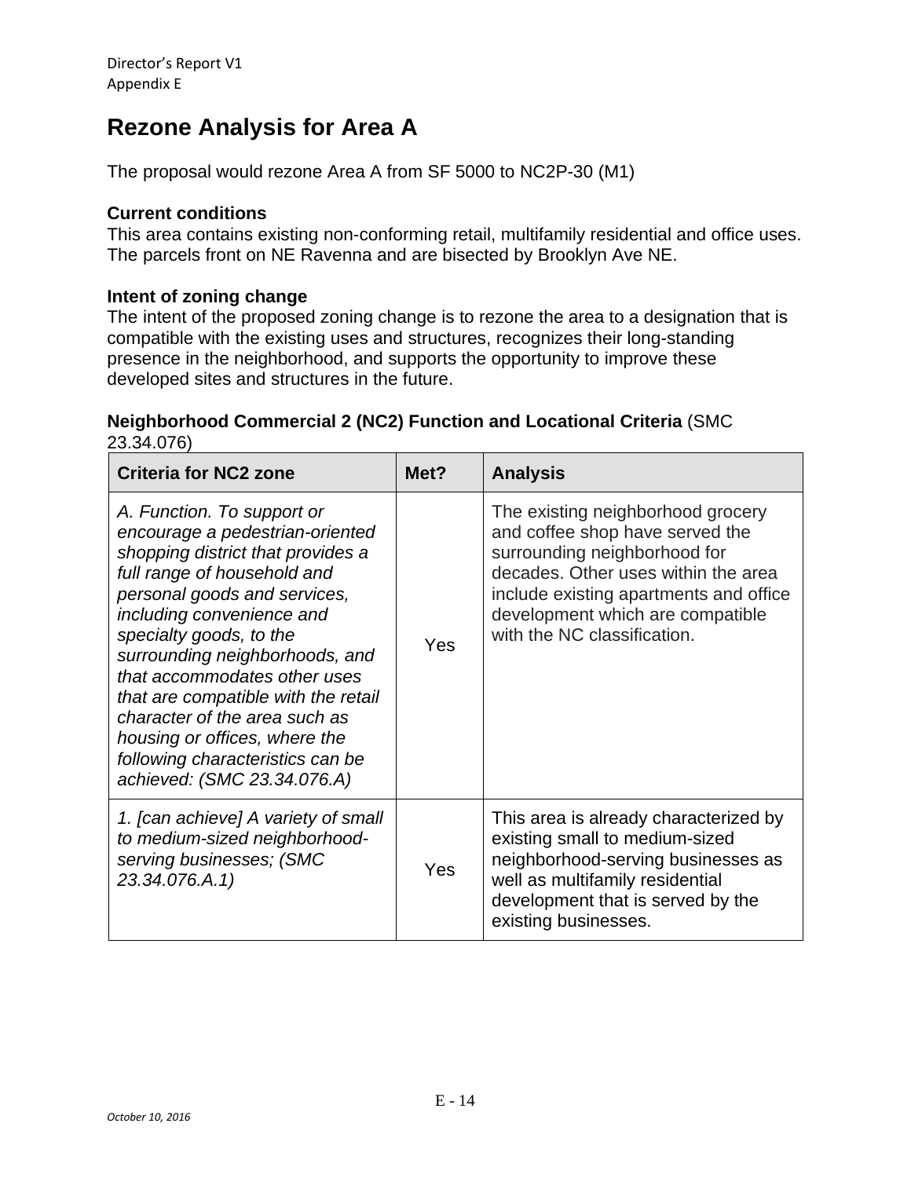# Rezone Analysis for Area A

The proposal would rezone Area A from SF 5000 to NC2P-30 (M1)

**Current conditions**
This area contains existing non-conforming retail, multifamily residential and office uses. The parcels front on NE Ravenna and are bisected by Brooklyn Ave NE.

**Intent of zoning change**
The intent of the proposed zoning change is to rezone the area to a designation that is compatible with the existing uses and structures, recognizes their long-standing presence in the neighborhood, and supports the opportunity to improve these developed sites and structures in the future.

**Neighborhood Commercial 2 (NC2) Function and Locational Criteria** (SMC 23.34.076)

| Criteria for NC2 zone | Met? | Analysis |
|---|---|---|
| *A. Function. To support or encourage a pedestrian-oriented shopping district that provides a full range of household and personal goods and services, including convenience and specialty goods, to the surrounding neighborhoods, and that accommodates other uses that are compatible with the retail character of the area such as housing or offices, where the following characteristics can be achieved: (SMC 23.34.076.A)* | Yes | The existing neighborhood grocery and coffee shop have served the surrounding neighborhood for decades. Other uses within the area include existing apartments and office development which are compatible with the NC classification. |
| *1. [can achieve] A variety of small to medium-sized neighborhood-serving businesses; (SMC 23.34.076.A.1)* | Yes | This area is already characterized by existing small to medium-sized neighborhood-serving businesses as well as multifamily residential development that is served by the existing businesses. |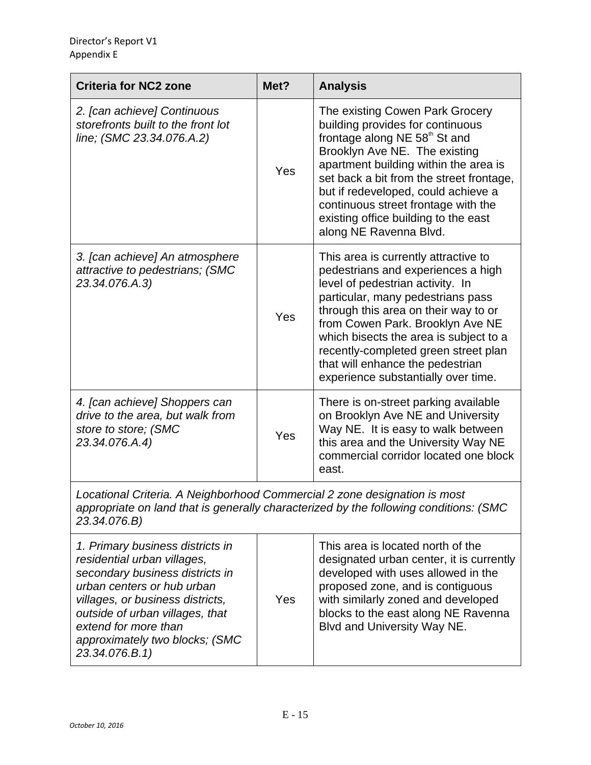| Criteria for NC2 zone | Met? | Analysis |
|---|---|---|
| *2. [can achieve] Continuous storefronts built to the front lot line; (SMC 23.34.076.A.2)* | Yes | The existing Cowen Park Grocery building provides for continuous frontage along NE 58th St and Brooklyn Ave NE. The existing apartment building within the area is set back a bit from the street frontage, but if redeveloped, could achieve a continuous street frontage with the existing office building to the east along NE Ravenna Blvd. |
| *3. [can achieve] An atmosphere attractive to pedestrians; (SMC 23.34.076.A.3)* | Yes | This area is currently attractive to pedestrians and experiences a high level of pedestrian activity. In particular, many pedestrians pass through this area on their way to or from Cowen Park. Brooklyn Ave NE which bisects the area is subject to a recently-completed green street plan that will enhance the pedestrian experience substantially over time. |
| *4. [can achieve] Shoppers can drive to the area, but walk from store to store; (SMC 23.34.076.A.4)* | Yes | There is on-street parking available on Brooklyn Ave NE and University Way NE. It is easy to walk between this area and the University Way NE commercial corridor located one block east. |
| *Locational Criteria. A Neighborhood Commercial 2 zone designation is most appropriate on land that is generally characterized by the following conditions: (SMC 23.34.076.B)* | | |
| *1. Primary business districts in residential urban villages, secondary business districts in urban centers or hub urban villages, or business districts, outside of urban villages, that extend for more than approximately two blocks; (SMC 23.34.076.B.1)* | Yes | This area is located north of the designated urban center, it is currently developed with uses allowed in the proposed zone, and is contiguous with similarly zoned and developed blocks to the east along NE Ravenna Blvd and University Way NE. |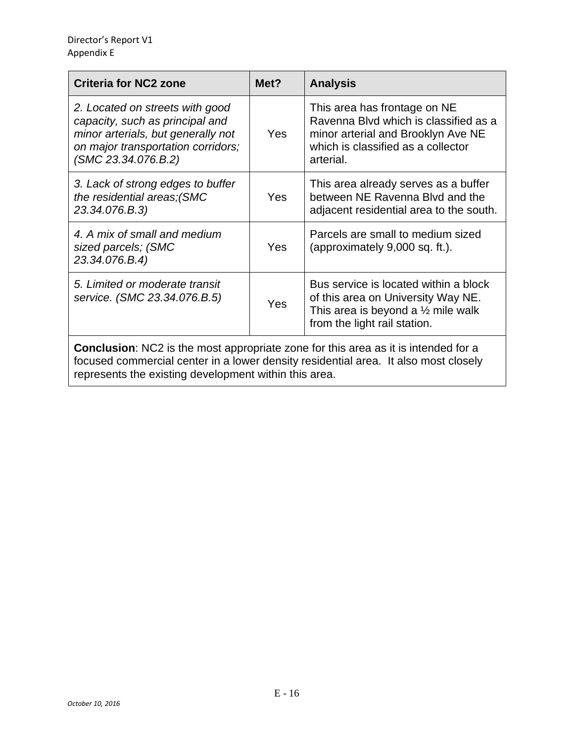| Criteria for NC2 zone | Met? | Analysis |
|---|---|---|
| *2. Located on streets with good capacity, such as principal and minor arterials, but generally not on major transportation corridors; (SMC 23.34.076.B.2)* | Yes | This area has frontage on NE Ravenna Blvd which is classified as a minor arterial and Brooklyn Ave NE which is classified as a collector arterial. |
| *3. Lack of strong edges to buffer the residential areas;(SMC 23.34.076.B.3)* | Yes | This area already serves as a buffer between NE Ravenna Blvd and the adjacent residential area to the south. |
| *4. A mix of small and medium sized parcels; (SMC 23.34.076.B.4)* | Yes | Parcels are small to medium sized (approximately 9,000 sq. ft.). |
| *5. Limited or moderate transit service. (SMC 23.34.076.B.5)* | Yes | Bus service is located within a block of this area on University Way NE. This area is beyond a ½ mile walk from the light rail station. |
| **Conclusion**: NC2 is the most appropriate zone for this area as it is intended for a focused commercial center in a lower density residential area. It also most closely represents the existing development within this area. | | |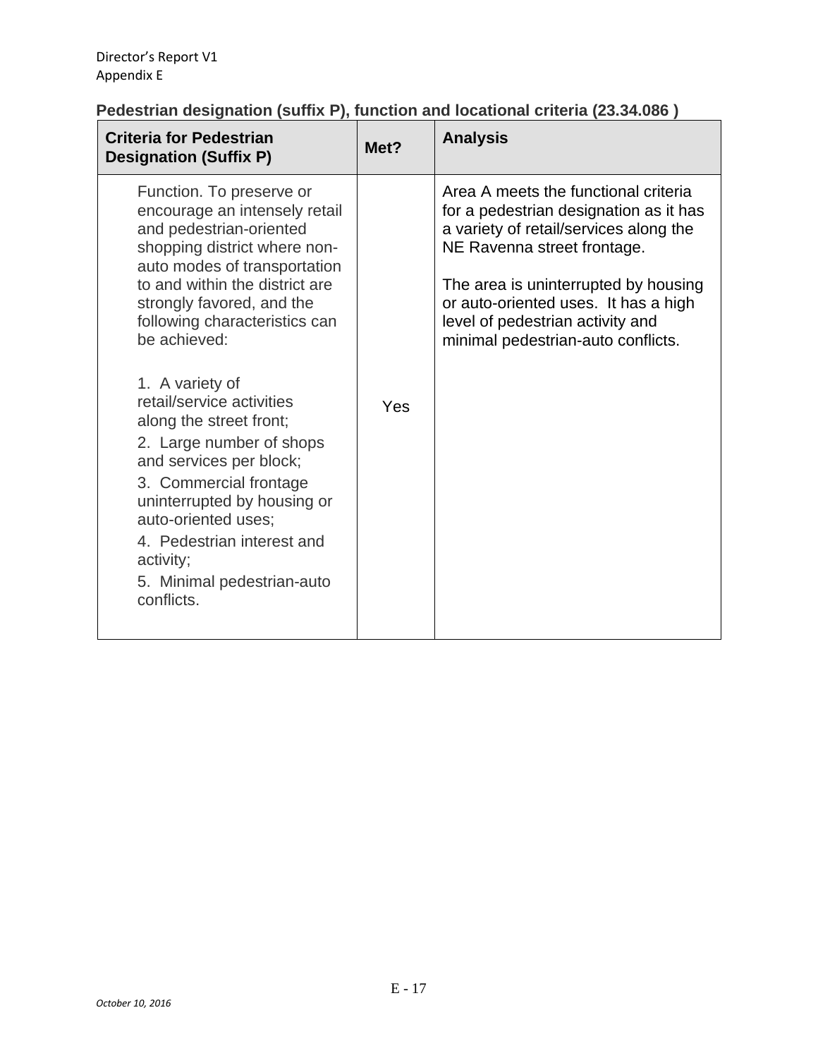**Pedestrian designation (suffix P), function and locational criteria (23.34.086 )**

| Criteria for Pedestrian Designation (Suffix P) | Met? | Analysis |
| --- | --- | --- |
| Function. To preserve or encourage an intensely retail and pedestrian-oriented shopping district where non-auto modes of transportation to and within the district are strongly favored, and the following characteristics can be achieved:<br><br>1. A variety of retail/service activities along the street front;<br>2. Large number of shops and services per block;<br>3. Commercial frontage uninterrupted by housing or auto-oriented uses;<br>4. Pedestrian interest and activity;<br>5. Minimal pedestrian-auto conflicts. | Yes | Area A meets the functional criteria for a pedestrian designation as it has a variety of retail/services along the NE Ravenna street frontage.<br><br>The area is uninterrupted by housing or auto-oriented uses. It has a high level of pedestrian activity and minimal pedestrian-auto conflicts. |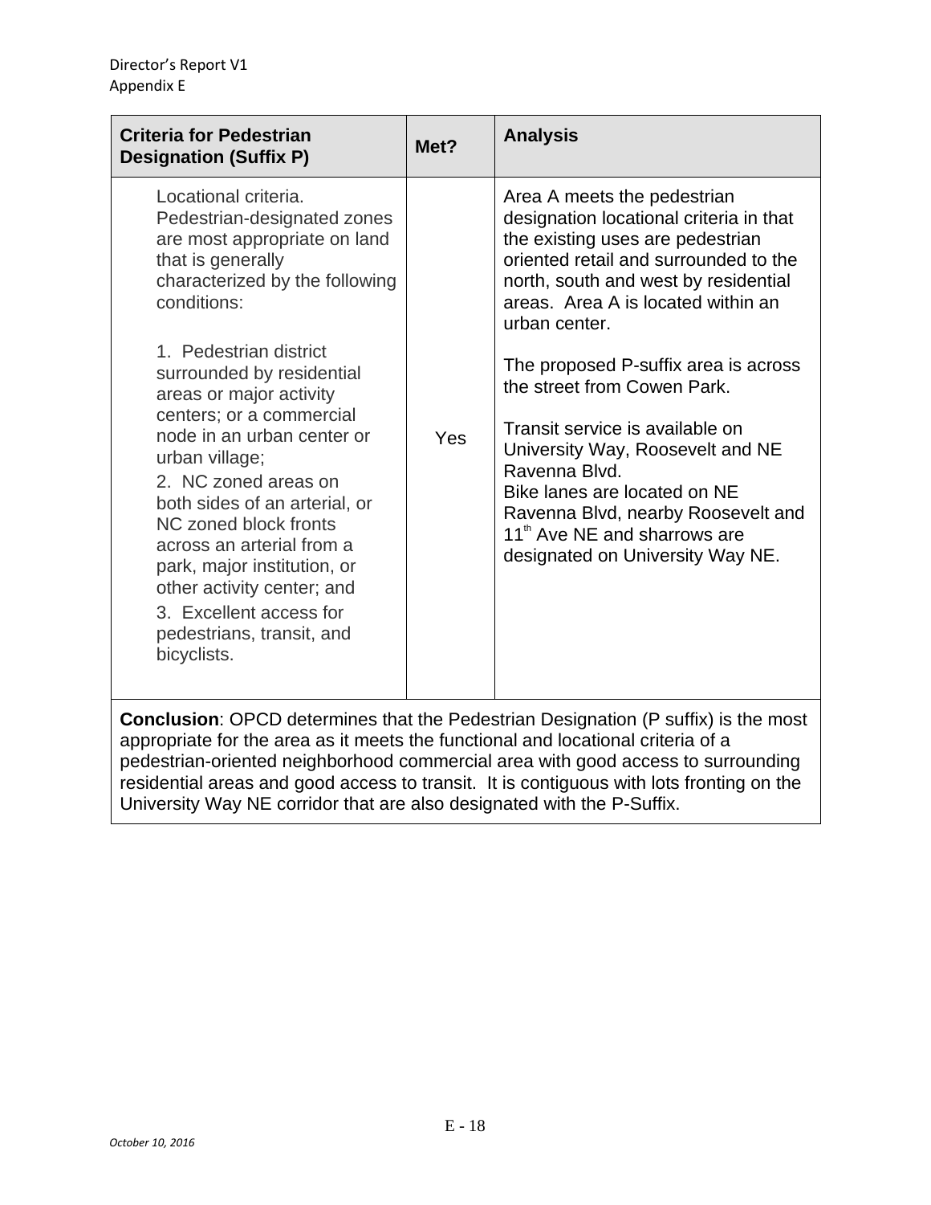| Criteria for Pedestrian Designation (Suffix P) | Met? | Analysis |
|---|---|---|
| Locational criteria. Pedestrian-designated zones are most appropriate on land that is generally characterized by the following conditions:<br><br>1. Pedestrian district surrounded by residential areas or major activity centers; or a commercial node in an urban center or urban village;<br>2. NC zoned areas on both sides of an arterial, or NC zoned block fronts across an arterial from a park, major institution, or other activity center; and<br>3. Excellent access for pedestrians, transit, and bicyclists. | Yes | Area A meets the pedestrian designation locational criteria in that the existing uses are pedestrian oriented retail and surrounded to the north, south and west by residential areas. Area A is located within an urban center.<br><br>The proposed P-suffix area is across the street from Cowen Park.<br><br>Transit service is available on University Way, Roosevelt and NE Ravenna Blvd.<br>Bike lanes are located on NE Ravenna Blvd, nearby Roosevelt and 11th Ave NE and sharrows are designated on University Way NE. |
| **Conclusion**: OPCD determines that the Pedestrian Designation (P suffix) is the most appropriate for the area as it meets the functional and locational criteria of a pedestrian-oriented neighborhood commercial area with good access to surrounding residential areas and good access to transit. It is contiguous with lots fronting on the University Way NE corridor that are also designated with the P-Suffix. | | |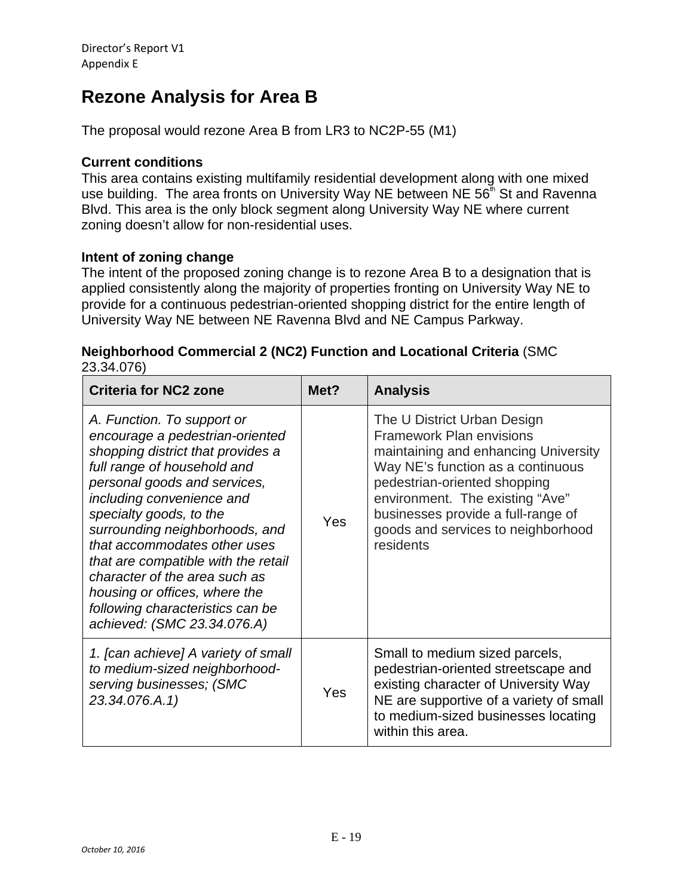# Rezone Analysis for Area B

The proposal would rezone Area B from LR3 to NC2P-55 (M1)

**Current conditions**
This area contains existing multifamily residential development along with one mixed use building. The area fronts on University Way NE between NE 56th St and Ravenna Blvd. This area is the only block segment along University Way NE where current zoning doesn't allow for non-residential uses.

**Intent of zoning change**
The intent of the proposed zoning change is to rezone Area B to a designation that is applied consistently along the majority of properties fronting on University Way NE to provide for a continuous pedestrian-oriented shopping district for the entire length of University Way NE between NE Ravenna Blvd and NE Campus Parkway.

**Neighborhood Commercial 2 (NC2) Function and Locational Criteria** (SMC 23.34.076)

| Criteria for NC2 zone | Met? | Analysis |
|---|---|---|
| *A. Function. To support or encourage a pedestrian-oriented shopping district that provides a full range of household and personal goods and services, including convenience and specialty goods, to the surrounding neighborhoods, and that accommodates other uses that are compatible with the retail character of the area such as housing or offices, where the following characteristics can be achieved: (SMC 23.34.076.A)* | Yes | The U District Urban Design Framework Plan envisions maintaining and enhancing University Way NE's function as a continuous pedestrian-oriented shopping environment. The existing "Ave" businesses provide a full-range of goods and services to neighborhood residents |
| *1. [can achieve] A variety of small to medium-sized neighborhood-serving businesses; (SMC 23.34.076.A.1)* | Yes | Small to medium sized parcels, pedestrian-oriented streetscape and existing character of University Way NE are supportive of a variety of small to medium-sized businesses locating within this area. |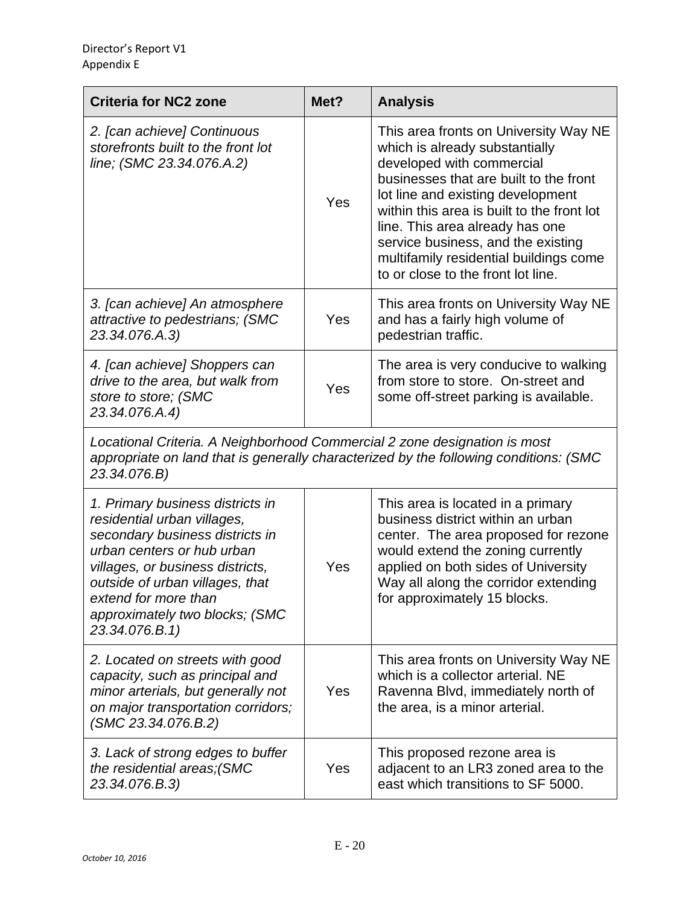| Criteria for NC2 zone | Met? | Analysis |
|---|---|---|
| *2. [can achieve] Continuous storefronts built to the front lot line; (SMC 23.34.076.A.2)* | Yes | This area fronts on University Way NE which is already substantially developed with commercial businesses that are built to the front lot line and existing development within this area is built to the front lot line. This area already has one service business, and the existing multifamily residential buildings come to or close to the front lot line. |
| *3. [can achieve] An atmosphere attractive to pedestrians; (SMC 23.34.076.A.3)* | Yes | This area fronts on University Way NE and has a fairly high volume of pedestrian traffic. |
| *4. [can achieve] Shoppers can drive to the area, but walk from store to store; (SMC 23.34.076.A.4)* | Yes | The area is very conducive to walking from store to store. On-street and some off-street parking is available. |
| *Locational Criteria. A Neighborhood Commercial 2 zone designation is most appropriate on land that is generally characterized by the following conditions: (SMC 23.34.076.B)* | | |
| *1. Primary business districts in residential urban villages, secondary business districts in urban centers or hub urban villages, or business districts, outside of urban villages, that extend for more than approximately two blocks; (SMC 23.34.076.B.1)* | Yes | This area is located in a primary business district within an urban center. The area proposed for rezone would extend the zoning currently applied on both sides of University Way all along the corridor extending for approximately 15 blocks. |
| *2. Located on streets with good capacity, such as principal and minor arterials, but generally not on major transportation corridors; (SMC 23.34.076.B.2)* | Yes | This area fronts on University Way NE which is a collector arterial. NE Ravenna Blvd, immediately north of the area, is a minor arterial. |
| *3. Lack of strong edges to buffer the residential areas;(SMC 23.34.076.B.3)* | Yes | This proposed rezone area is adjacent to an LR3 zoned area to the east which transitions to SF 5000. |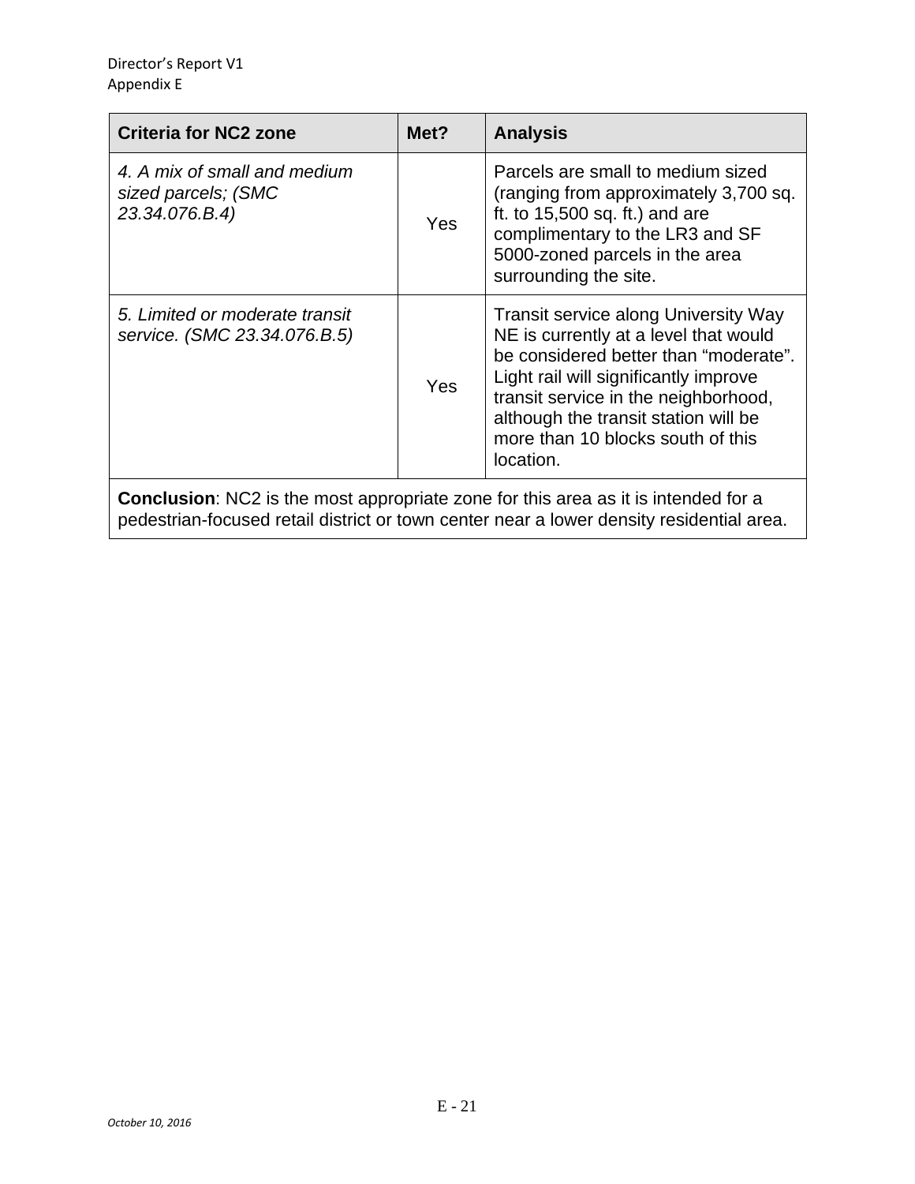| Criteria for NC2 zone | Met? | Analysis |
|---|---|---|
| *4. A mix of small and medium sized parcels; (SMC 23.34.076.B.4)* | Yes | Parcels are small to medium sized (ranging from approximately 3,700 sq. ft. to 15,500 sq. ft.) and are complimentary to the LR3 and SF 5000-zoned parcels in the area surrounding the site. |
| *5. Limited or moderate transit service. (SMC 23.34.076.B.5)* | Yes | Transit service along University Way NE is currently at a level that would be considered better than “moderate”. Light rail will significantly improve transit service in the neighborhood, although the transit station will be more than 10 blocks south of this location. |
| **Conclusion**: NC2 is the most appropriate zone for this area as it is intended for a pedestrian-focused retail district or town center near a lower density residential area. | | |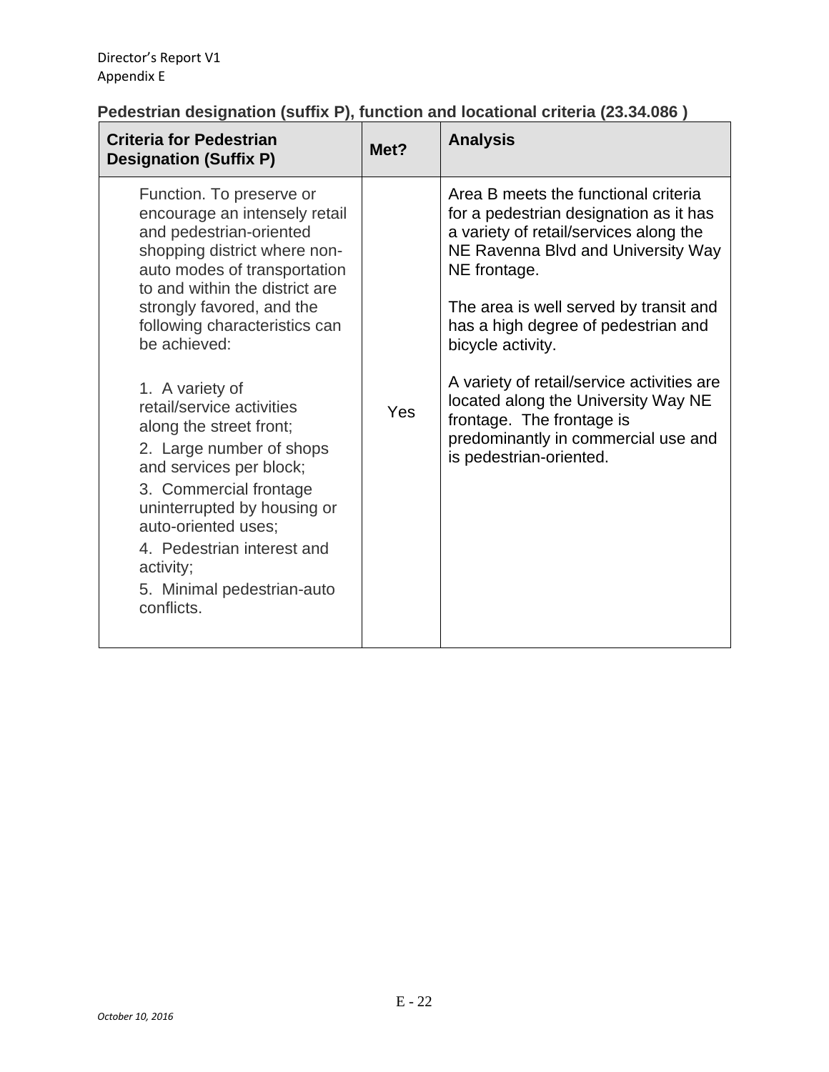**Pedestrian designation (suffix P), function and locational criteria (23.34.086 )**

| Criteria for Pedestrian Designation (Suffix P) | Met? | Analysis |
|---|---|---|
| Function. To preserve or encourage an intensely retail and pedestrian-oriented shopping district where non-auto modes of transportation to and within the district are strongly favored, and the following characteristics can be achieved:<br><br>1. A variety of retail/service activities along the street front;<br>2. Large number of shops and services per block;<br>3. Commercial frontage uninterrupted by housing or auto-oriented uses;<br>4. Pedestrian interest and activity;<br>5. Minimal pedestrian-auto conflicts. | Yes | Area B meets the functional criteria for a pedestrian designation as it has a variety of retail/services along the NE Ravenna Blvd and University Way NE frontage.<br><br>The area is well served by transit and has a high degree of pedestrian and bicycle activity.<br><br>A variety of retail/service activities are located along the University Way NE frontage. The frontage is predominantly in commercial use and is pedestrian-oriented. |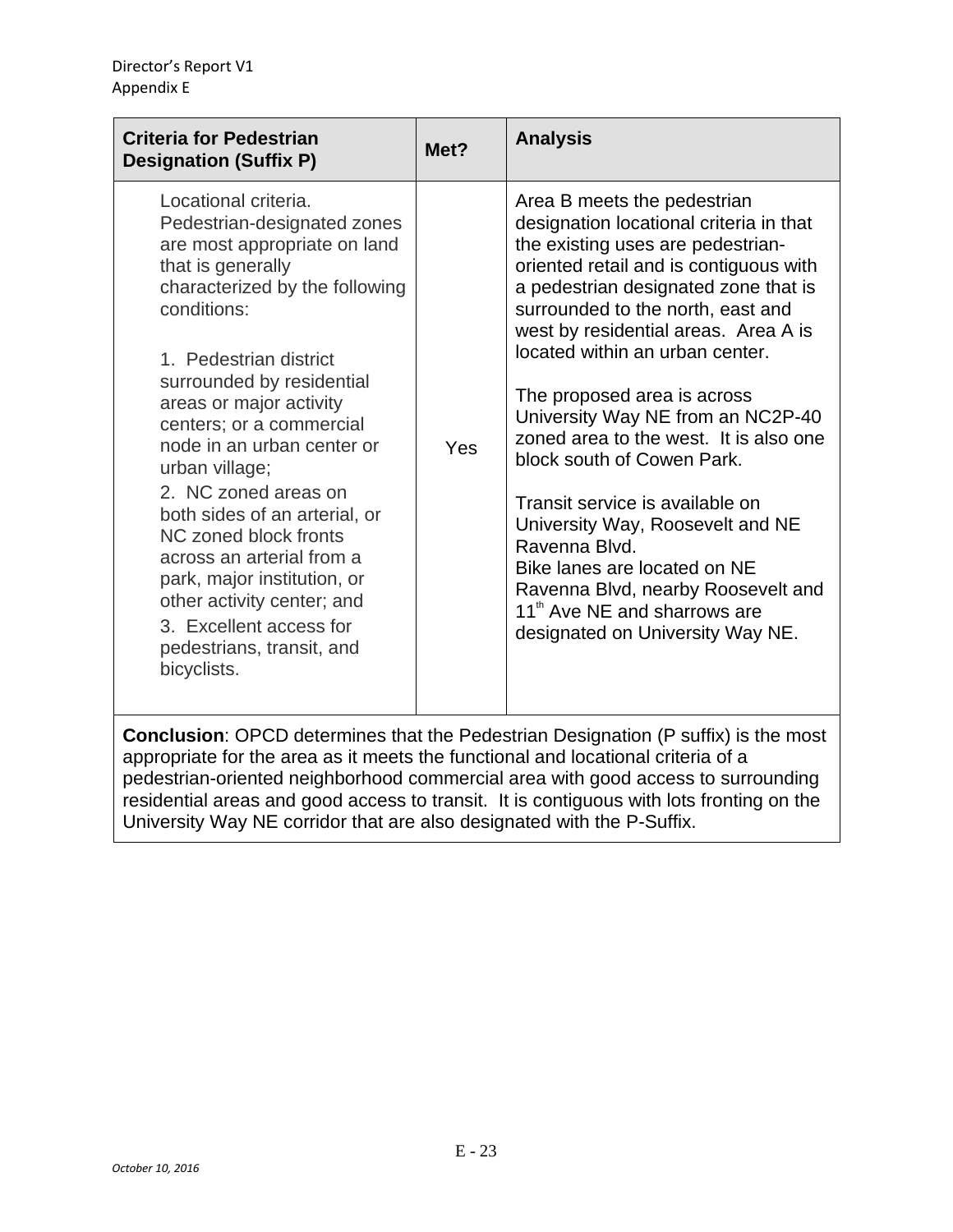| Criteria for Pedestrian Designation (Suffix P) | Met? | Analysis |
|---|---|---|
| Locational criteria. Pedestrian-designated zones are most appropriate on land that is generally characterized by the following conditions:<br><br>1. Pedestrian district surrounded by residential areas or major activity centers; or a commercial node in an urban center or urban village;<br>2. NC zoned areas on both sides of an arterial, or NC zoned block fronts across an arterial from a park, major institution, or other activity center; and<br>3. Excellent access for pedestrians, transit, and bicyclists. | Yes | Area B meets the pedestrian designation locational criteria in that the existing uses are pedestrian-oriented retail and is contiguous with a pedestrian designated zone that is surrounded to the north, east and west by residential areas. Area A is located within an urban center.<br><br>The proposed area is across University Way NE from an NC2P-40 zoned area to the west. It is also one block south of Cowen Park.<br><br>Transit service is available on University Way, Roosevelt and NE Ravenna Blvd.<br>Bike lanes are located on NE Ravenna Blvd, nearby Roosevelt and 11th Ave NE and sharrows are designated on University Way NE. |

**Conclusion**: OPCD determines that the Pedestrian Designation (P suffix) is the most appropriate for the area as it meets the functional and locational criteria of a pedestrian-oriented neighborhood commercial area with good access to surrounding residential areas and good access to transit. It is contiguous with lots fronting on the University Way NE corridor that are also designated with the P-Suffix.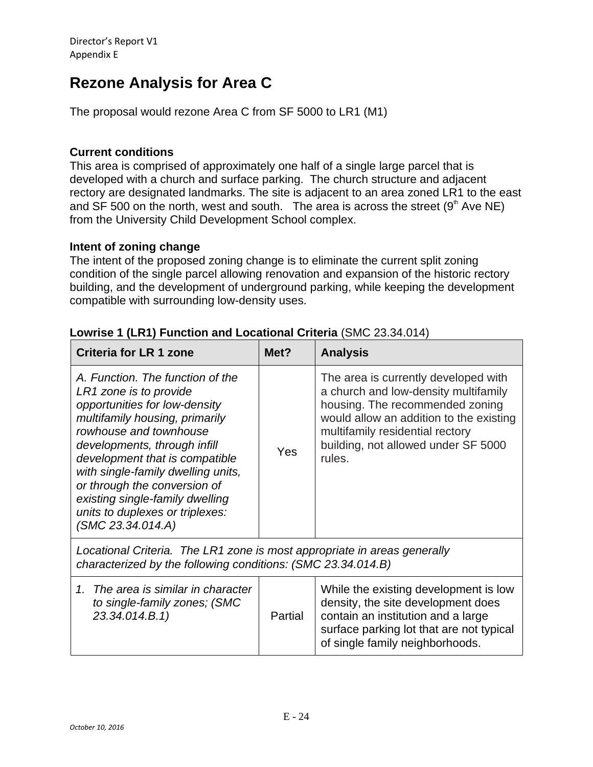# Rezone Analysis for Area C

The proposal would rezone Area C from SF 5000 to LR1 (M1)

**Current conditions**
This area is comprised of approximately one half of a single large parcel that is developed with a church and surface parking. The church structure and adjacent rectory are designated landmarks. The site is adjacent to an area zoned LR1 to the east and SF 500 on the north, west and south. The area is across the street (9th Ave NE) from the University Child Development School complex.

**Intent of zoning change**
The intent of the proposed zoning change is to eliminate the current split zoning condition of the single parcel allowing renovation and expansion of the historic rectory building, and the development of underground parking, while keeping the development compatible with surrounding low-density uses.

**Lowrise 1 (LR1) Function and Locational Criteria** (SMC 23.34.014)

| Criteria for LR 1 zone | Met? | Analysis |
|---|---|---|
| *A. Function. The function of the LR1 zone is to provide opportunities for low-density multifamily housing, primarily rowhouse and townhouse developments, through infill development that is compatible with single-family dwelling units, or through the conversion of existing single-family dwelling units to duplexes or triplexes: (SMC 23.34.014.A)* | Yes | The area is currently developed with a church and low-density multifamily housing. The recommended zoning would allow an addition to the existing multifamily residential rectory building, not allowed under SF 5000 rules. |
| *Locational Criteria. The LR1 zone is most appropriate in areas generally characterized by the following conditions: (SMC 23.34.014.B)* | | |
| *1. The area is similar in character to single-family zones; (SMC 23.34.014.B.1)* | Partial | While the existing development is low density, the site development does contain an institution and a large surface parking lot that are not typical of single family neighborhoods. |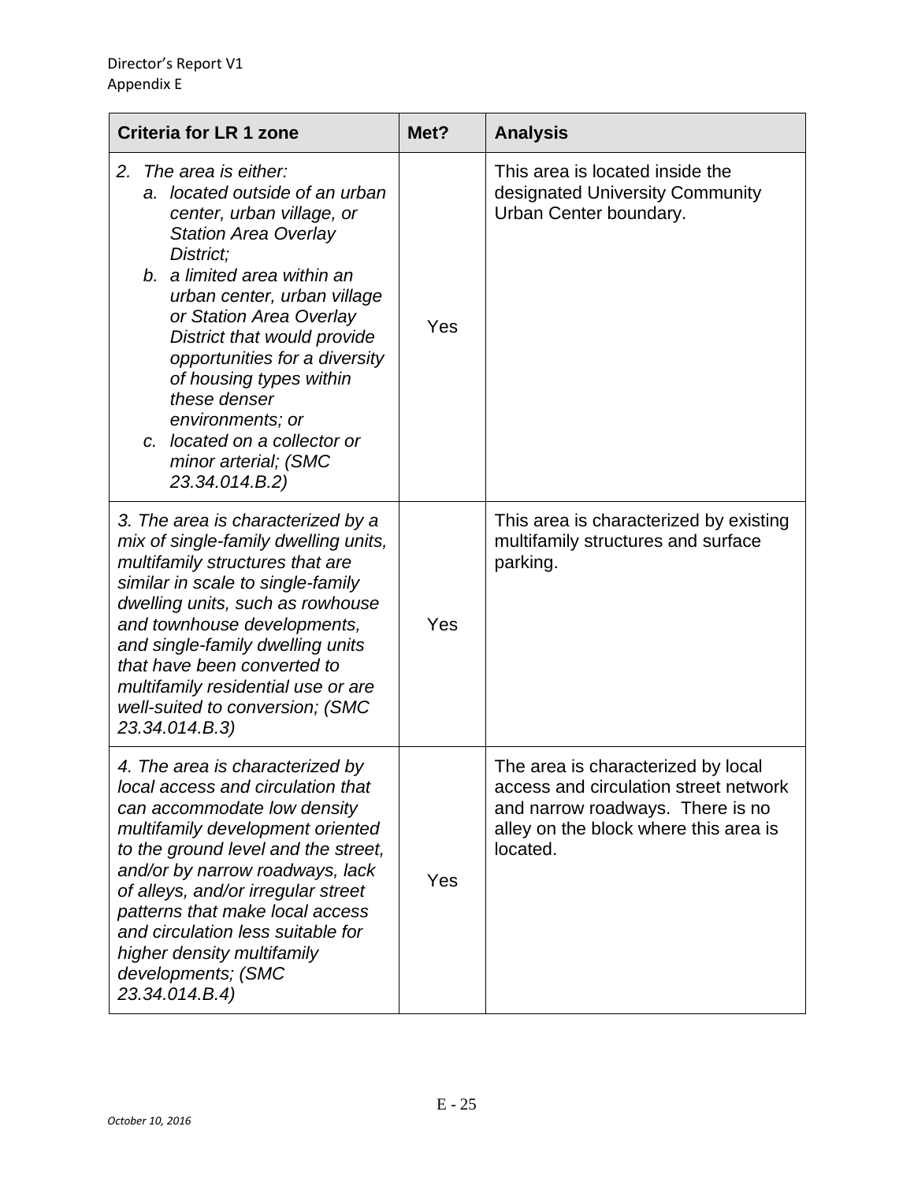| Criteria for LR 1 zone | Met? | Analysis |
|---|---|---|
| *2. The area is either:*<br>*a. located outside of an urban center, urban village, or Station Area Overlay District;*<br>*b. a limited area within an urban center, urban village or Station Area Overlay District that would provide opportunities for a diversity of housing types within these denser environments; or*<br>*c. located on a collector or minor arterial; (SMC 23.34.014.B.2)* | Yes | This area is located inside the designated University Community Urban Center boundary. |
| *3. The area is characterized by a mix of single-family dwelling units, multifamily structures that are similar in scale to single-family dwelling units, such as rowhouse and townhouse developments, and single-family dwelling units that have been converted to multifamily residential use or are well-suited to conversion; (SMC 23.34.014.B.3)* | Yes | This area is characterized by existing multifamily structures and surface parking. |
| *4. The area is characterized by local access and circulation that can accommodate low density multifamily development oriented to the ground level and the street, and/or by narrow roadways, lack of alleys, and/or irregular street patterns that make local access and circulation less suitable for higher density multifamily developments; (SMC 23.34.014.B.4)* | Yes | The area is characterized by local access and circulation street network and narrow roadways. There is no alley on the block where this area is located. |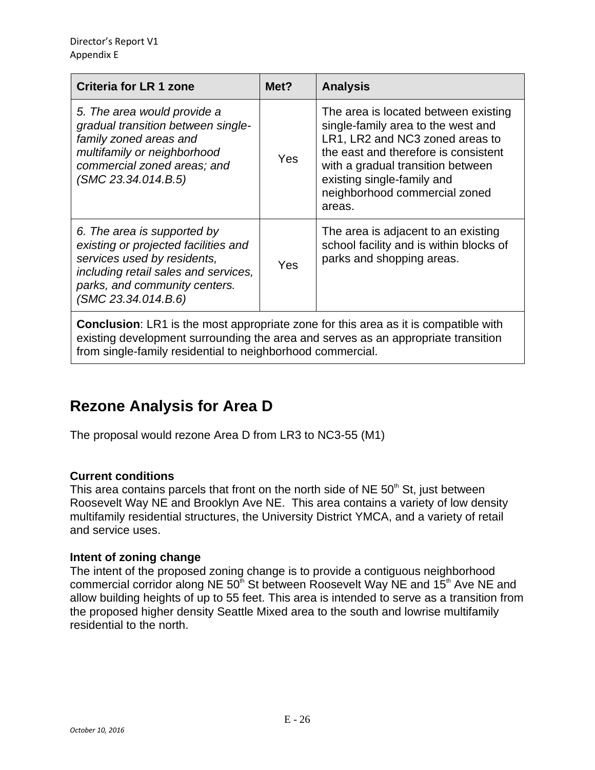| Criteria for LR 1 zone | Met? | Analysis |
|---|---|---|
| *5. The area would provide a gradual transition between single-family zoned areas and multifamily or neighborhood commercial zoned areas; and (SMC 23.34.014.B.5)* | Yes | The area is located between existing single-family area to the west and LR1, LR2 and NC3 zoned areas to the east and therefore is consistent with a gradual transition between existing single-family and neighborhood commercial zoned areas. |
| *6. The area is supported by existing or projected facilities and services used by residents, including retail sales and services, parks, and community centers. (SMC 23.34.014.B.6)* | Yes | The area is adjacent to an existing school facility and is within blocks of parks and shopping areas. |
| **Conclusion**: LR1 is the most appropriate zone for this area as it is compatible with existing development surrounding the area and serves as an appropriate transition from single-family residential to neighborhood commercial. | | |

## Rezone Analysis for Area D

The proposal would rezone Area D from LR3 to NC3-55 (M1)

**Current conditions**
This area contains parcels that front on the north side of NE 50th St, just between Roosevelt Way NE and Brooklyn Ave NE. This area contains a variety of low density multifamily residential structures, the University District YMCA, and a variety of retail and service uses.

**Intent of zoning change**
The intent of the proposed zoning change is to provide a contiguous neighborhood commercial corridor along NE 50th St between Roosevelt Way NE and 15th Ave NE and allow building heights of up to 55 feet. This area is intended to serve as a transition from the proposed higher density Seattle Mixed area to the south and lowrise multifamily residential to the north.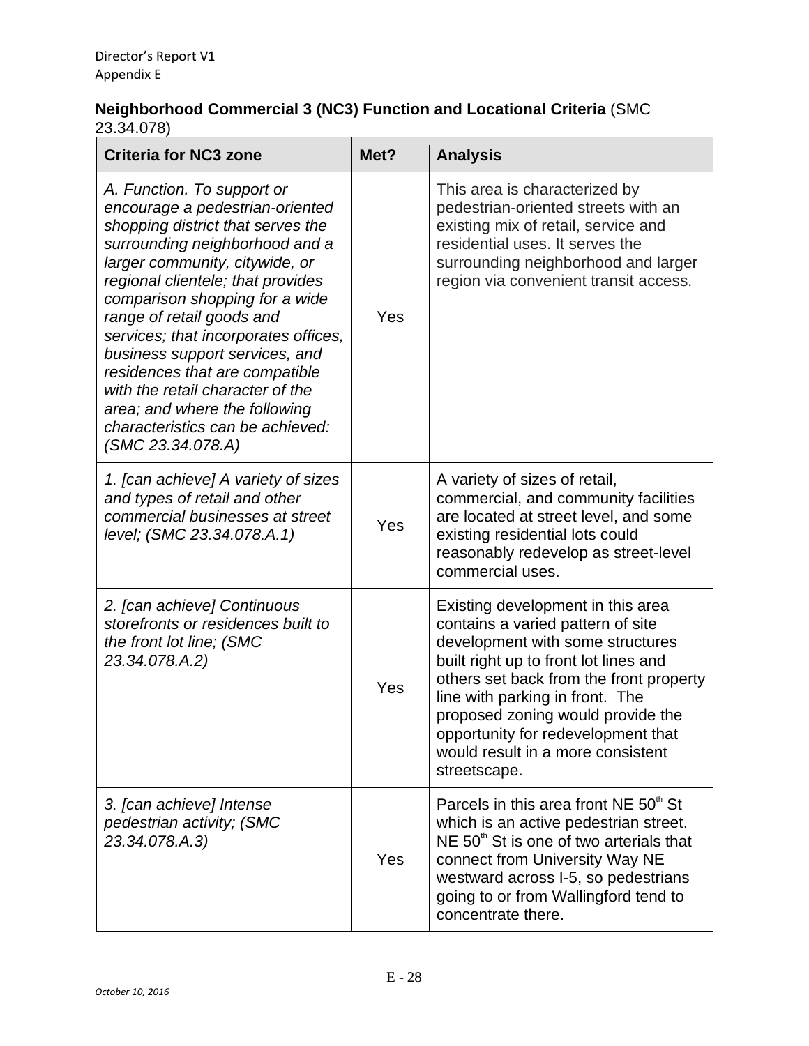**Neighborhood Commercial 3 (NC3) Function and Locational Criteria** (SMC 23.34.078)

| Criteria for NC3 zone | Met? | Analysis |
|---|---|---|
| *A. Function. To support or encourage a pedestrian-oriented shopping district that serves the surrounding neighborhood and a larger community, citywide, or regional clientele; that provides comparison shopping for a wide range of retail goods and services; that incorporates offices, business support services, and residences that are compatible with the retail character of the area; and where the following characteristics can be achieved: (SMC 23.34.078.A)* | Yes | This area is characterized by pedestrian-oriented streets with an existing mix of retail, service and residential uses. It serves the surrounding neighborhood and larger region via convenient transit access. |
| *1. [can achieve] A variety of sizes and types of retail and other commercial businesses at street level; (SMC 23.34.078.A.1)* | Yes | A variety of sizes of retail, commercial, and community facilities are located at street level, and some existing residential lots could reasonably redevelop as street-level commercial uses. |
| *2. [can achieve] Continuous storefronts or residences built to the front lot line; (SMC 23.34.078.A.2)* | Yes | Existing development in this area contains a varied pattern of site development with some structures built right up to front lot lines and others set back from the front property line with parking in front. The proposed zoning would provide the opportunity for redevelopment that would result in a more consistent streetscape. |
| *3. [can achieve] Intense pedestrian activity; (SMC 23.34.078.A.3)* | Yes | Parcels in this area front NE 50th St which is an active pedestrian street. NE 50th St is one of two arterials that connect from University Way NE westward across I-5, so pedestrians going to or from Wallingford tend to concentrate there. |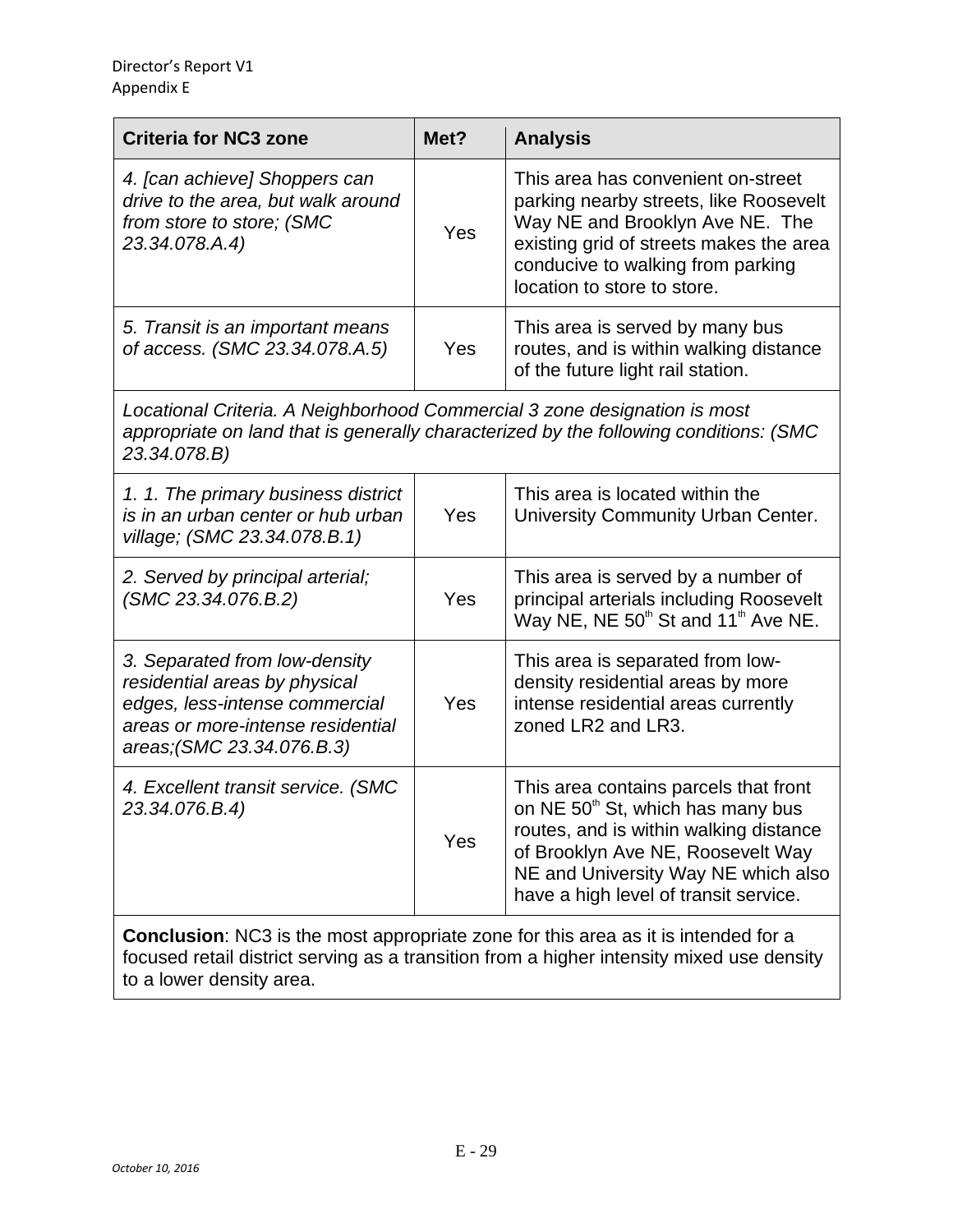| Criteria for NC3 zone | Met? | Analysis |
|---|---|---|
| *4. [can achieve] Shoppers can drive to the area, but walk around from store to store; (SMC 23.34.078.A.4)* | Yes | This area has convenient on-street parking nearby streets, like Roosevelt Way NE and Brooklyn Ave NE. The existing grid of streets makes the area conducive to walking from parking location to store to store. |
| *5. Transit is an important means of access. (SMC 23.34.078.A.5)* | Yes | This area is served by many bus routes, and is within walking distance of the future light rail station. |
| *Locational Criteria. A Neighborhood Commercial 3 zone designation is most appropriate on land that is generally characterized by the following conditions: (SMC 23.34.078.B)* | | |
| *1. 1. The primary business district is in an urban center or hub urban village; (SMC 23.34.078.B.1)* | Yes | This area is located within the University Community Urban Center. |
| *2. Served by principal arterial; (SMC 23.34.076.B.2)* | Yes | This area is served by a number of principal arterials including Roosevelt Way NE, NE 50th St and 11th Ave NE. |
| *3. Separated from low-density residential areas by physical edges, less-intense commercial areas or more-intense residential areas;(SMC 23.34.076.B.3)* | Yes | This area is separated from low-density residential areas by more intense residential areas currently zoned LR2 and LR3. |
| *4. Excellent transit service. (SMC 23.34.076.B.4)* | Yes | This area contains parcels that front on NE 50th St, which has many bus routes, and is within walking distance of Brooklyn Ave NE, Roosevelt Way NE and University Way NE which also have a high level of transit service. |
| **Conclusion**: NC3 is the most appropriate zone for this area as it is intended for a focused retail district serving as a transition from a higher intensity mixed use density to a lower density area. | | |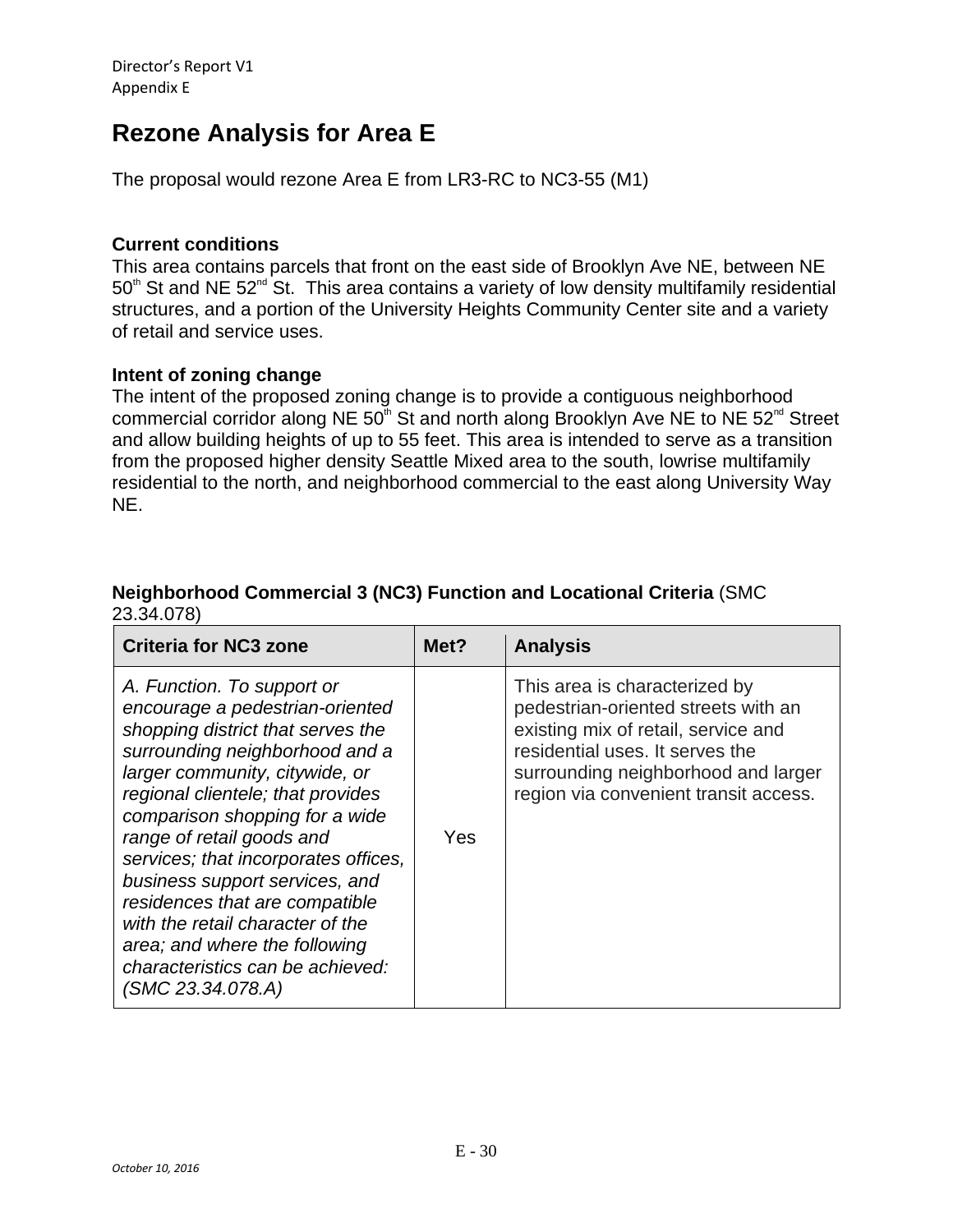# Rezone Analysis for Area E

The proposal would rezone Area E from LR3-RC to NC3-55 (M1)

**Current conditions**
This area contains parcels that front on the east side of Brooklyn Ave NE, between NE 50th St and NE 52nd St. This area contains a variety of low density multifamily residential structures, and a portion of the University Heights Community Center site and a variety of retail and service uses.

**Intent of zoning change**
The intent of the proposed zoning change is to provide a contiguous neighborhood commercial corridor along NE 50th St and north along Brooklyn Ave NE to NE 52nd Street and allow building heights of up to 55 feet. This area is intended to serve as a transition from the proposed higher density Seattle Mixed area to the south, lowrise multifamily residential to the north, and neighborhood commercial to the east along University Way NE.

**Neighborhood Commercial 3 (NC3) Function and Locational Criteria** (SMC 23.34.078)

| Criteria for NC3 zone | Met? | Analysis |
|---|---|---|
| *A. Function. To support or encourage a pedestrian-oriented shopping district that serves the surrounding neighborhood and a larger community, citywide, or regional clientele; that provides comparison shopping for a wide range of retail goods and services; that incorporates offices, business support services, and residences that are compatible with the retail character of the area; and where the following characteristics can be achieved: (SMC 23.34.078.A)* | Yes | This area is characterized by pedestrian-oriented streets with an existing mix of retail, service and residential uses. It serves the surrounding neighborhood and larger region via convenient transit access. |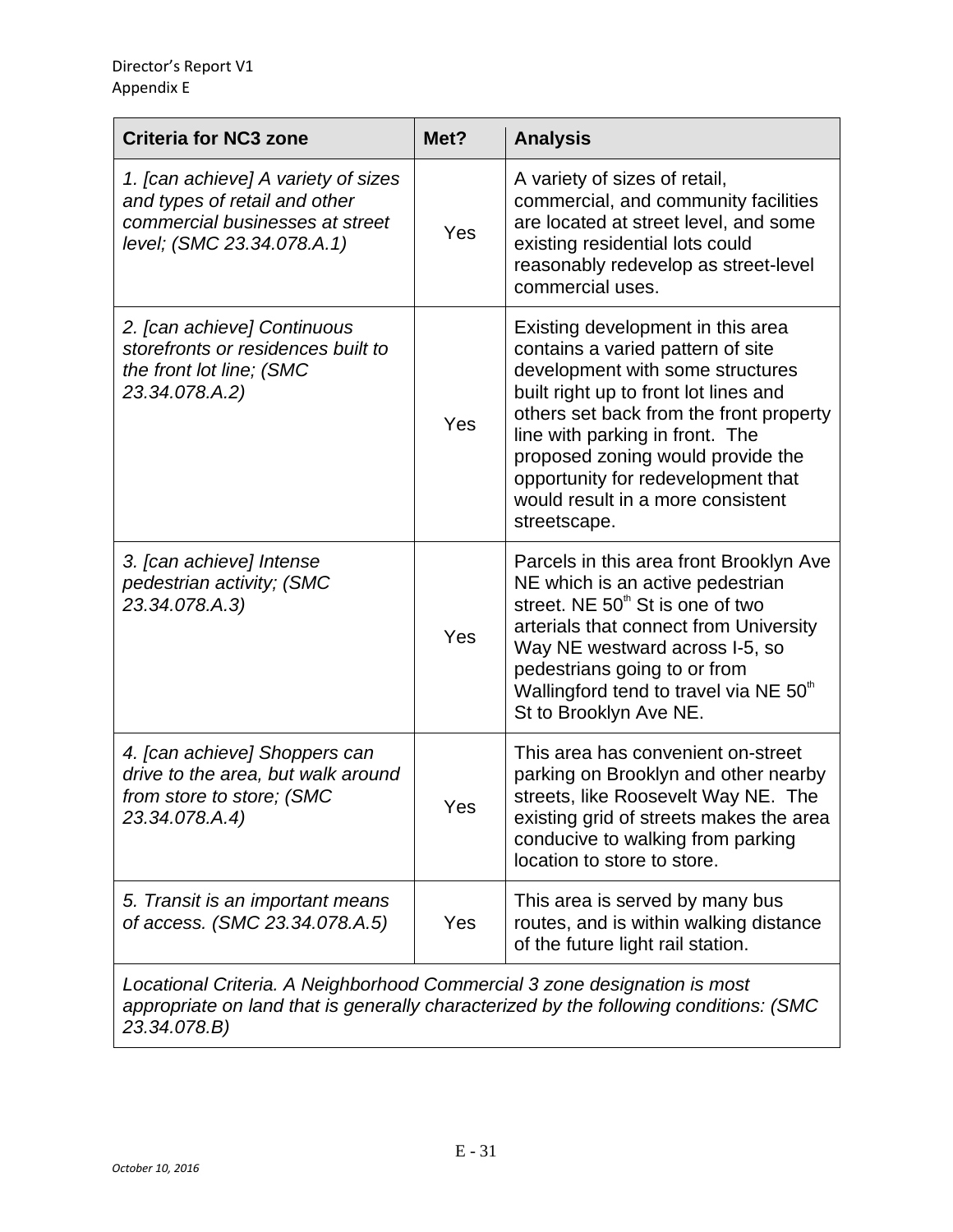| Criteria for NC3 zone | Met? | Analysis |
|---|---|---|
| *1. [can achieve] A variety of sizes and types of retail and other commercial businesses at street level; (SMC 23.34.078.A.1)* | Yes | A variety of sizes of retail, commercial, and community facilities are located at street level, and some existing residential lots could reasonably redevelop as street-level commercial uses. |
| *2. [can achieve] Continuous storefronts or residences built to the front lot line; (SMC 23.34.078.A.2)* | Yes | Existing development in this area contains a varied pattern of site development with some structures built right up to front lot lines and others set back from the front property line with parking in front. The proposed zoning would provide the opportunity for redevelopment that would result in a more consistent streetscape. |
| *3. [can achieve] Intense pedestrian activity; (SMC 23.34.078.A.3)* | Yes | Parcels in this area front Brooklyn Ave NE which is an active pedestrian street. NE 50th St is one of two arterials that connect from University Way NE westward across I-5, so pedestrians going to or from Wallingford tend to travel via NE 50th St to Brooklyn Ave NE. |
| *4. [can achieve] Shoppers can drive to the area, but walk around from store to store; (SMC 23.34.078.A.4)* | Yes | This area has convenient on-street parking on Brooklyn and other nearby streets, like Roosevelt Way NE. The existing grid of streets makes the area conducive to walking from parking location to store to store. |
| *5. Transit is an important means of access. (SMC 23.34.078.A.5)* | Yes | This area is served by many bus routes, and is within walking distance of the future light rail station. |
| *Locational Criteria. A Neighborhood Commercial 3 zone designation is most appropriate on land that is generally characterized by the following conditions: (SMC 23.34.078.B)* | | |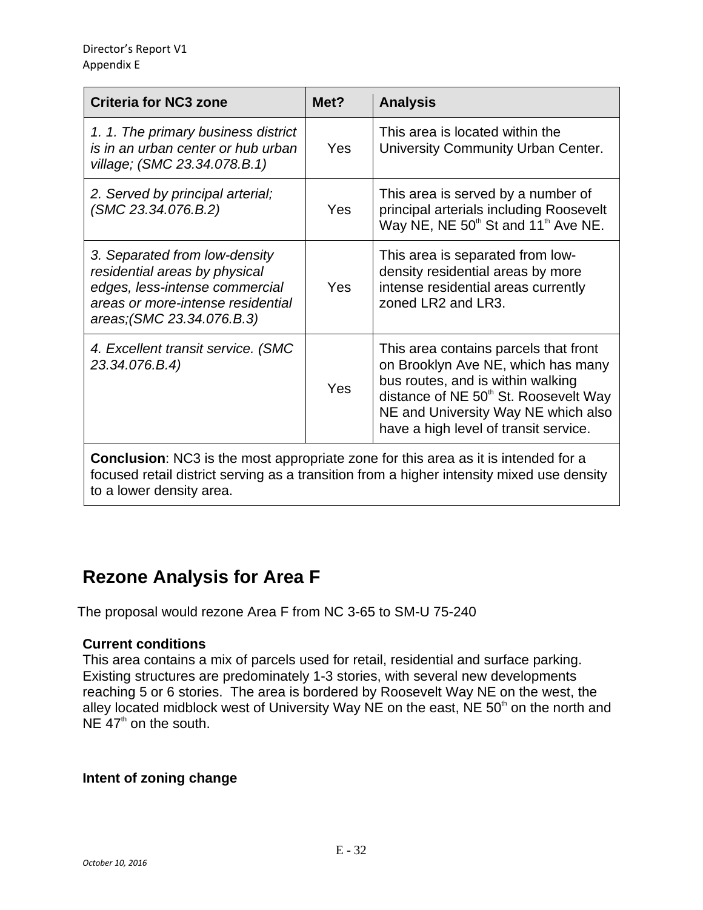| Criteria for NC3 zone | Met? | Analysis |
| --- | --- | --- |
| *1. 1. The primary business district is in an urban center or hub urban village; (SMC 23.34.078.B.1)* | Yes | This area is located within the University Community Urban Center. |
| *2. Served by principal arterial; (SMC 23.34.076.B.2)* | Yes | This area is served by a number of principal arterials including Roosevelt Way NE, NE 50th St and 11th Ave NE. |
| *3. Separated from low-density residential areas by physical edges, less-intense commercial areas or more-intense residential areas;(SMC 23.34.076.B.3)* | Yes | This area is separated from low-density residential areas by more intense residential areas currently zoned LR2 and LR3. |
| *4. Excellent transit service. (SMC 23.34.076.B.4)* | Yes | This area contains parcels that front on Brooklyn Ave NE, which has many bus routes, and is within walking distance of NE 50th St. Roosevelt Way NE and University Way NE which also have a high level of transit service. |
| **Conclusion**: NC3 is the most appropriate zone for this area as it is intended for a focused retail district serving as a transition from a higher intensity mixed use density to a lower density area. | | |

## Rezone Analysis for Area F

The proposal would rezone Area F from NC 3-65 to SM-U 75-240

**Current conditions**

This area contains a mix of parcels used for retail, residential and surface parking. Existing structures are predominately 1-3 stories, with several new developments reaching 5 or 6 stories. The area is bordered by Roosevelt Way NE on the west, the alley located midblock west of University Way NE on the east, NE 50th on the north and NE 47th on the south.

**Intent of zoning change**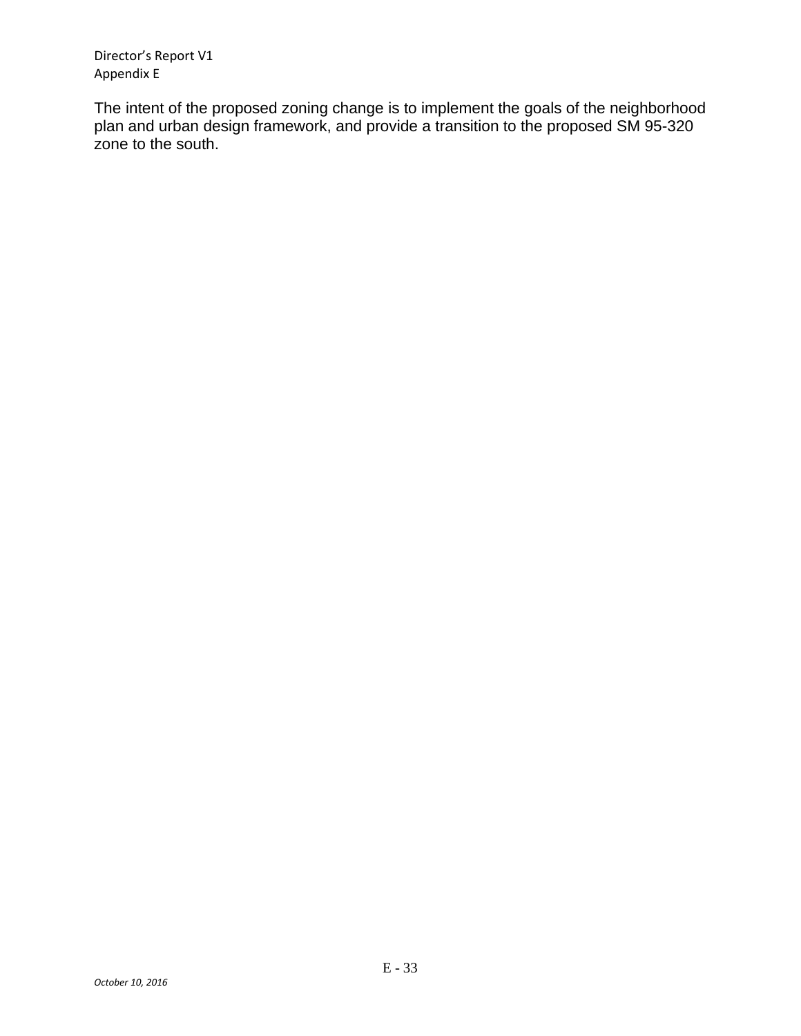The intent of the proposed zoning change is to implement the goals of the neighborhood plan and urban design framework, and provide a transition to the proposed SM 95-320 zone to the south.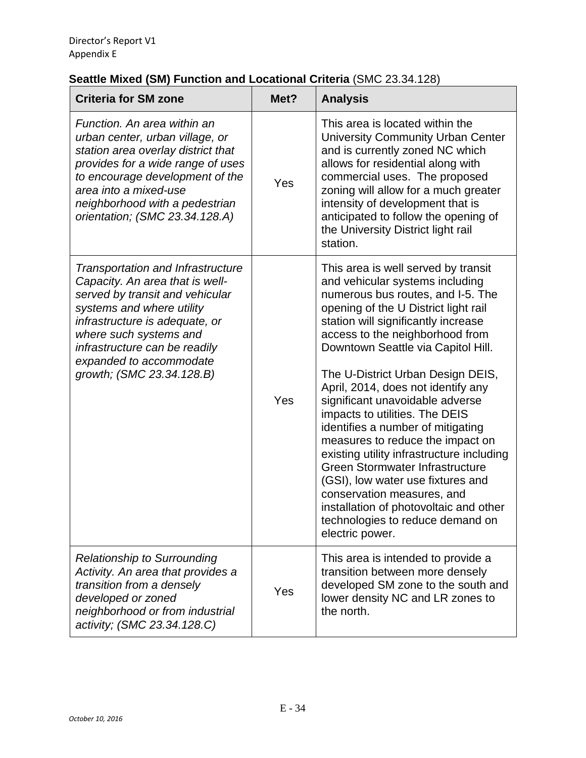**Seattle Mixed (SM) Function and Locational Criteria** (SMC 23.34.128)

| Criteria for SM zone | Met? | Analysis |
|---|---|---|
| *Function. An area within an urban center, urban village, or station area overlay district that provides for a wide range of uses to encourage development of the area into a mixed-use neighborhood with a pedestrian orientation; (SMC 23.34.128.A)* | Yes | This area is located within the University Community Urban Center and is currently zoned NC which allows for residential along with commercial uses. The proposed zoning will allow for a much greater intensity of development that is anticipated to follow the opening of the University District light rail station. |
| *Transportation and Infrastructure Capacity. An area that is well-served by transit and vehicular systems and where utility infrastructure is adequate, or where such systems and infrastructure can be readily expanded to accommodate growth; (SMC 23.34.128.B)* | Yes | This area is well served by transit and vehicular systems including numerous bus routes, and I-5. The opening of the U District light rail station will significantly increase access to the neighborhood from Downtown Seattle via Capitol Hill.<br><br>The U-District Urban Design DEIS, April, 2014, does not identify any significant unavoidable adverse impacts to utilities. The DEIS identifies a number of mitigating measures to reduce the impact on existing utility infrastructure including Green Stormwater Infrastructure (GSI), low water use fixtures and conservation measures, and installation of photovoltaic and other technologies to reduce demand on electric power. |
| *Relationship to Surrounding Activity. An area that provides a transition from a densely developed or zoned neighborhood or from industrial activity; (SMC 23.34.128.C)* | Yes | This area is intended to provide a transition between more densely developed SM zone to the south and lower density NC and LR zones to the north. |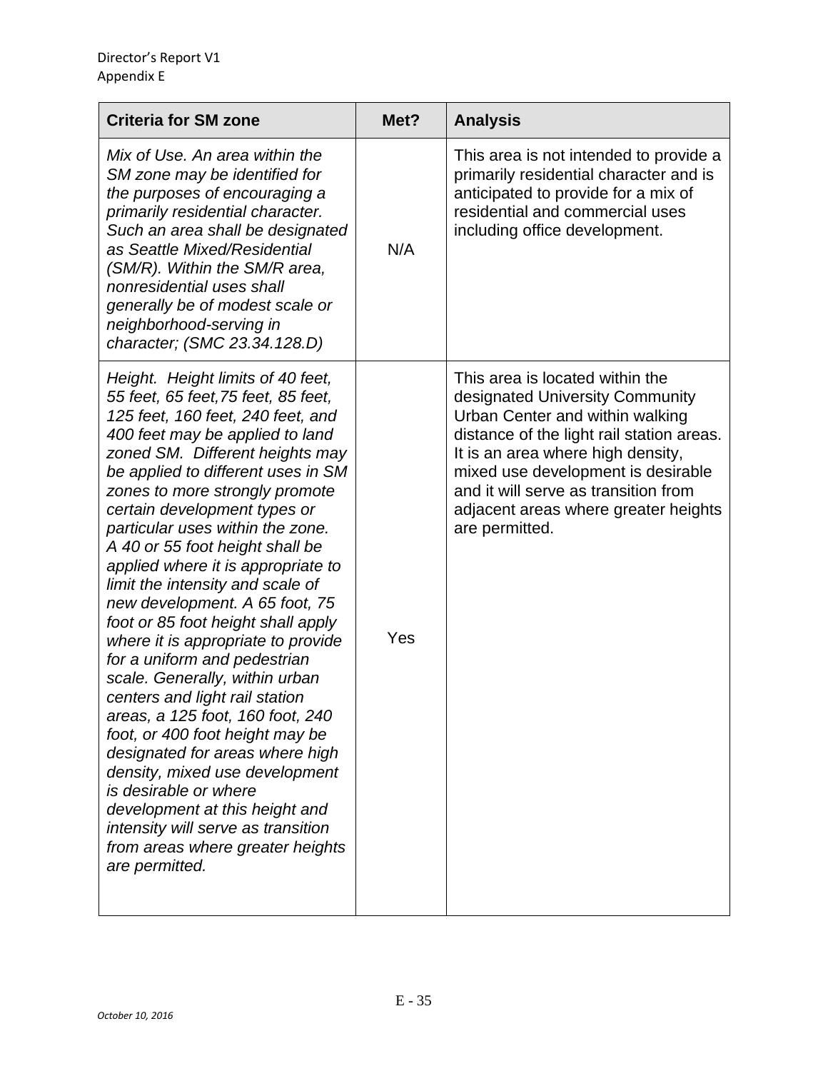| Criteria for SM zone | Met? | Analysis |
|---|---|---|
| *Mix of Use. An area within the SM zone may be identified for the purposes of encouraging a primarily residential character. Such an area shall be designated as Seattle Mixed/Residential (SM/R). Within the SM/R area, nonresidential uses shall generally be of modest scale or neighborhood-serving in character; (SMC 23.34.128.D)* | N/A | This area is not intended to provide a primarily residential character and is anticipated to provide for a mix of residential and commercial uses including office development. |
| *Height. Height limits of 40 feet, 55 feet, 65 feet,75 feet, 85 feet, 125 feet, 160 feet, 240 feet, and 400 feet may be applied to land zoned SM. Different heights may be applied to different uses in SM zones to more strongly promote certain development types or particular uses within the zone. A 40 or 55 foot height shall be applied where it is appropriate to limit the intensity and scale of new development. A 65 foot, 75 foot or 85 foot height shall apply where it is appropriate to provide for a uniform and pedestrian scale. Generally, within urban centers and light rail station areas, a 125 foot, 160 foot, 240 foot, or 400 foot height may be designated for areas where high density, mixed use development is desirable or where development at this height and intensity will serve as transition from areas where greater heights are permitted.* | Yes | This area is located within the designated University Community Urban Center and within walking distance of the light rail station areas. It is an area where high density, mixed use development is desirable and it will serve as transition from adjacent areas where greater heights are permitted. |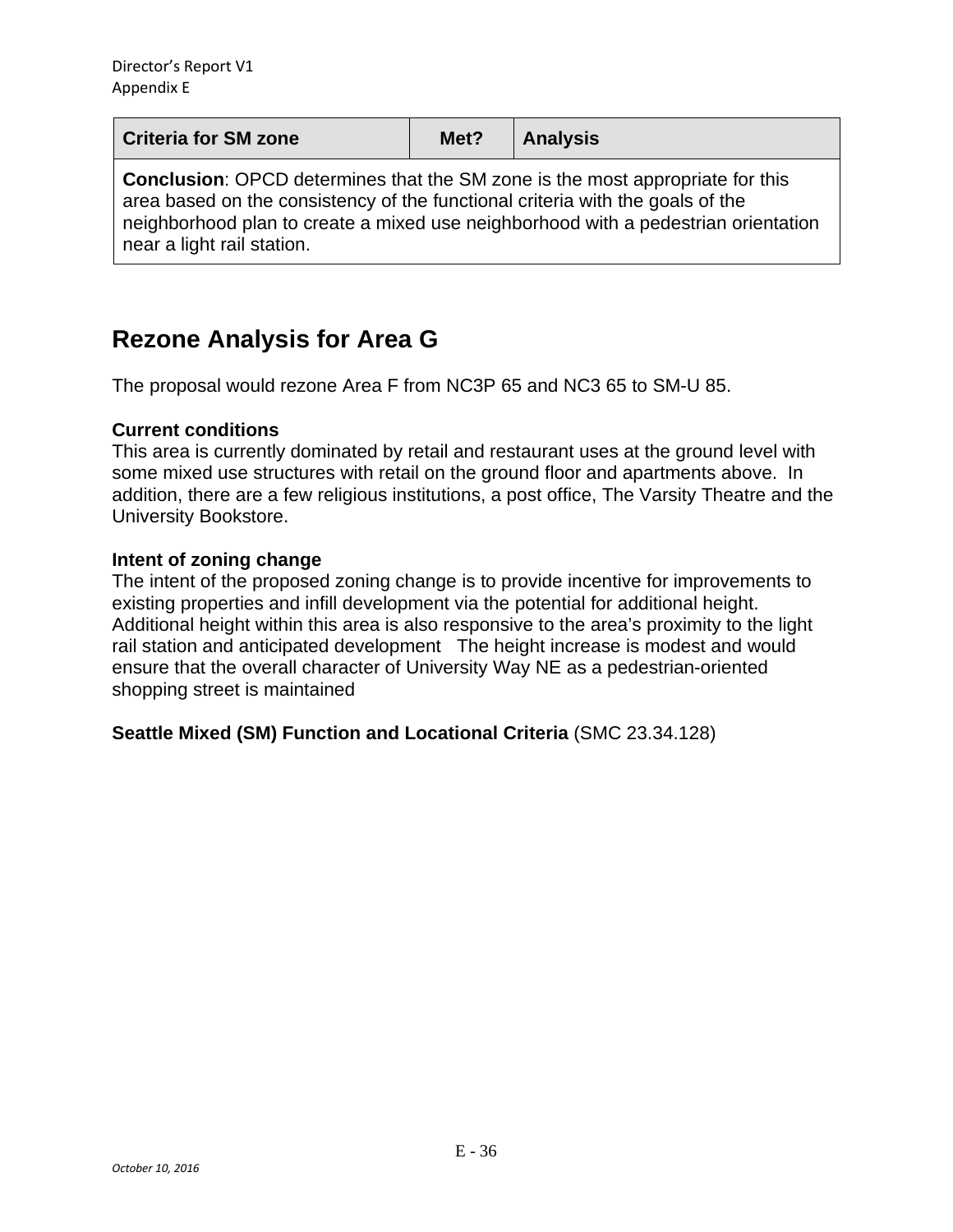| Criteria for SM zone | Met? | Analysis |
|---|---|---|
| **Conclusion**: OPCD determines that the SM zone is the most appropriate for this area based on the consistency of the functional criteria with the goals of the neighborhood plan to create a mixed use neighborhood with a pedestrian orientation near a light rail station. | | |

## Rezone Analysis for Area G

The proposal would rezone Area F from NC3P 65 and NC3 65 to SM-U 85.

**Current conditions**
This area is currently dominated by retail and restaurant uses at the ground level with some mixed use structures with retail on the ground floor and apartments above. In addition, there are a few religious institutions, a post office, The Varsity Theatre and the University Bookstore.

**Intent of zoning change**
The intent of the proposed zoning change is to provide incentive for improvements to existing properties and infill development via the potential for additional height. Additional height within this area is also responsive to the area's proximity to the light rail station and anticipated development The height increase is modest and would ensure that the overall character of University Way NE as a pedestrian-oriented shopping street is maintained

**Seattle Mixed (SM) Function and Locational Criteria** (SMC 23.34.128)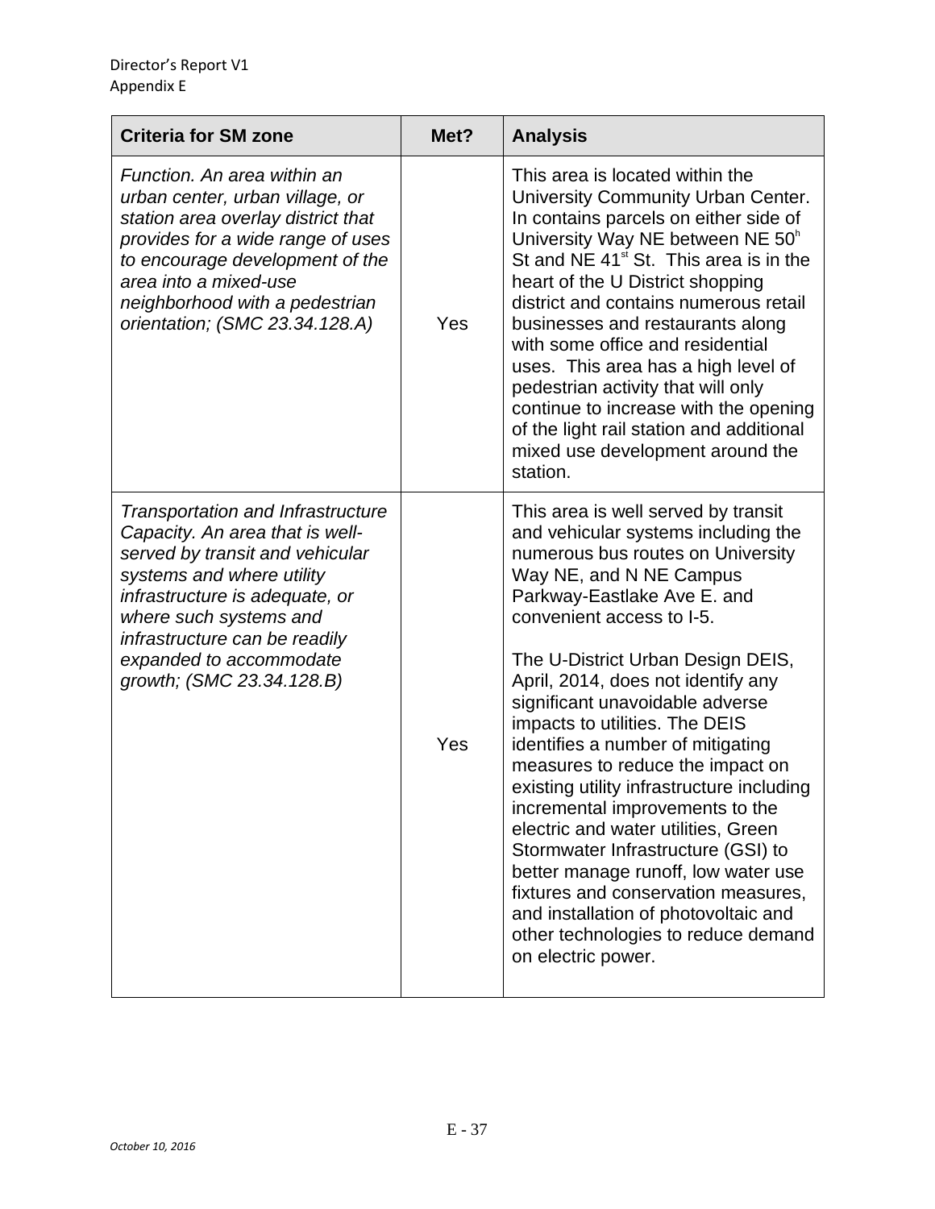| Criteria for SM zone | Met? | Analysis |
|---|---|---|
| *Function. An area within an urban center, urban village, or station area overlay district that provides for a wide range of uses to encourage development of the area into a mixed-use neighborhood with a pedestrian orientation; (SMC 23.34.128.A)* | Yes | This area is located within the University Community Urban Center. In contains parcels on either side of University Way NE between NE 50h St and NE 41st St. This area is in the heart of the U District shopping district and contains numerous retail businesses and restaurants along with some office and residential uses. This area has a high level of pedestrian activity that will only continue to increase with the opening of the light rail station and additional mixed use development around the station. |
| *Transportation and Infrastructure Capacity. An area that is well-served by transit and vehicular systems and where utility infrastructure is adequate, or where such systems and infrastructure can be readily expanded to accommodate growth; (SMC 23.34.128.B)* | Yes | This area is well served by transit and vehicular systems including the numerous bus routes on University Way NE, and N NE Campus Parkway-Eastlake Ave E. and convenient access to I-5.<br><br>The U-District Urban Design DEIS, April, 2014, does not identify any significant unavoidable adverse impacts to utilities. The DEIS identifies a number of mitigating measures to reduce the impact on existing utility infrastructure including incremental improvements to the electric and water utilities, Green Stormwater Infrastructure (GSI) to better manage runoff, low water use fixtures and conservation measures, and installation of photovoltaic and other technologies to reduce demand on electric power. |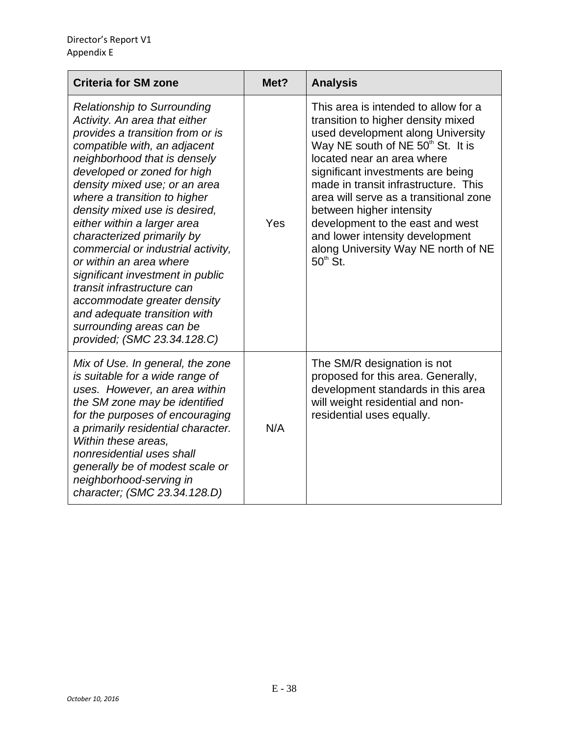| Criteria for SM zone | Met? | Analysis |
|---|---|---|
| *Relationship to Surrounding Activity. An area that either provides a transition from or is compatible with, an adjacent neighborhood that is densely developed or zoned for high density mixed use; or an area where a transition to higher density mixed use is desired, either within a larger area characterized primarily by commercial or industrial activity, or within an area where significant investment in public transit infrastructure can accommodate greater density and adequate transition with surrounding areas can be provided; (SMC 23.34.128.C)* | Yes | This area is intended to allow for a transition to higher density mixed used development along University Way NE south of NE 50th St. It is located near an area where significant investments are being made in transit infrastructure. This area will serve as a transitional zone between higher intensity development to the east and west and lower intensity development along University Way NE north of NE 50th St. |
| *Mix of Use. In general, the zone is suitable for a wide range of uses. However, an area within the SM zone may be identified for the purposes of encouraging a primarily residential character. Within these areas, nonresidential uses shall generally be of modest scale or neighborhood-serving in character; (SMC 23.34.128.D)* | N/A | The SM/R designation is not proposed for this area. Generally, development standards in this area will weight residential and non-residential uses equally. |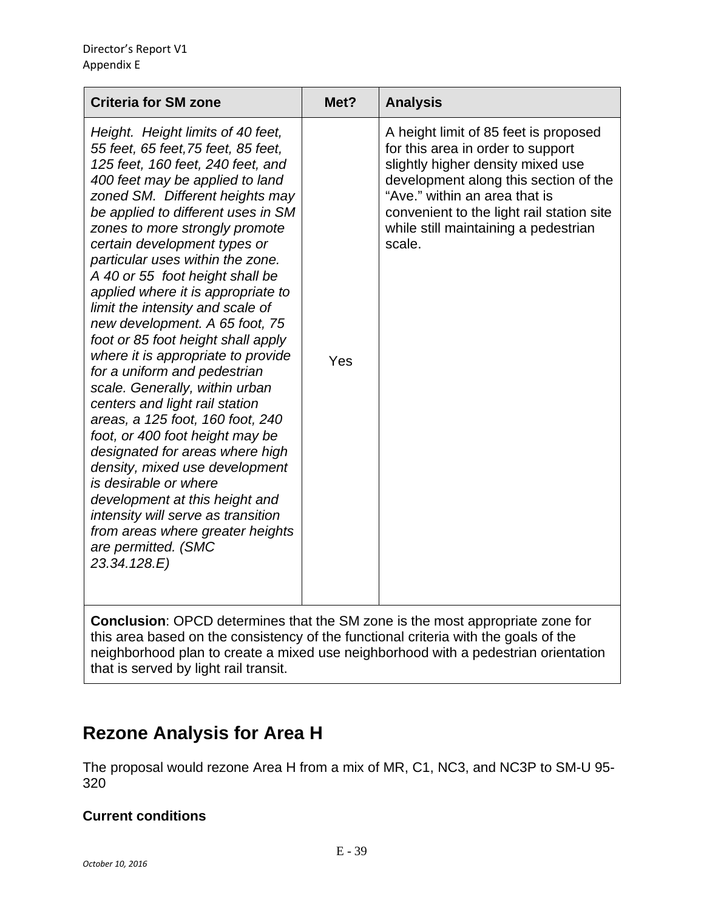| Criteria for SM zone | Met? | Analysis |
|---|---|---|
| *Height. Height limits of 40 feet, 55 feet, 65 feet,75 feet, 85 feet, 125 feet, 160 feet, 240 feet, and 400 feet may be applied to land zoned SM. Different heights may be applied to different uses in SM zones to more strongly promote certain development types or particular uses within the zone. A 40 or 55 foot height shall be applied where it is appropriate to limit the intensity and scale of new development. A 65 foot, 75 foot or 85 foot height shall apply where it is appropriate to provide for a uniform and pedestrian scale. Generally, within urban centers and light rail station areas, a 125 foot, 160 foot, 240 foot, or 400 foot height may be designated for areas where high density, mixed use development is desirable or where development at this height and intensity will serve as transition from areas where greater heights are permitted. (SMC 23.34.128.E)* | Yes | A height limit of 85 feet is proposed for this area in order to support slightly higher density mixed use development along this section of the "Ave." within an area that is convenient to the light rail station site while still maintaining a pedestrian scale. |
| **Conclusion**: OPCD determines that the SM zone is the most appropriate zone for this area based on the consistency of the functional criteria with the goals of the neighborhood plan to create a mixed use neighborhood with a pedestrian orientation that is served by light rail transit. | | |

## Rezone Analysis for Area H

The proposal would rezone Area H from a mix of MR, C1, NC3, and NC3P to SM-U 95-320

### Current conditions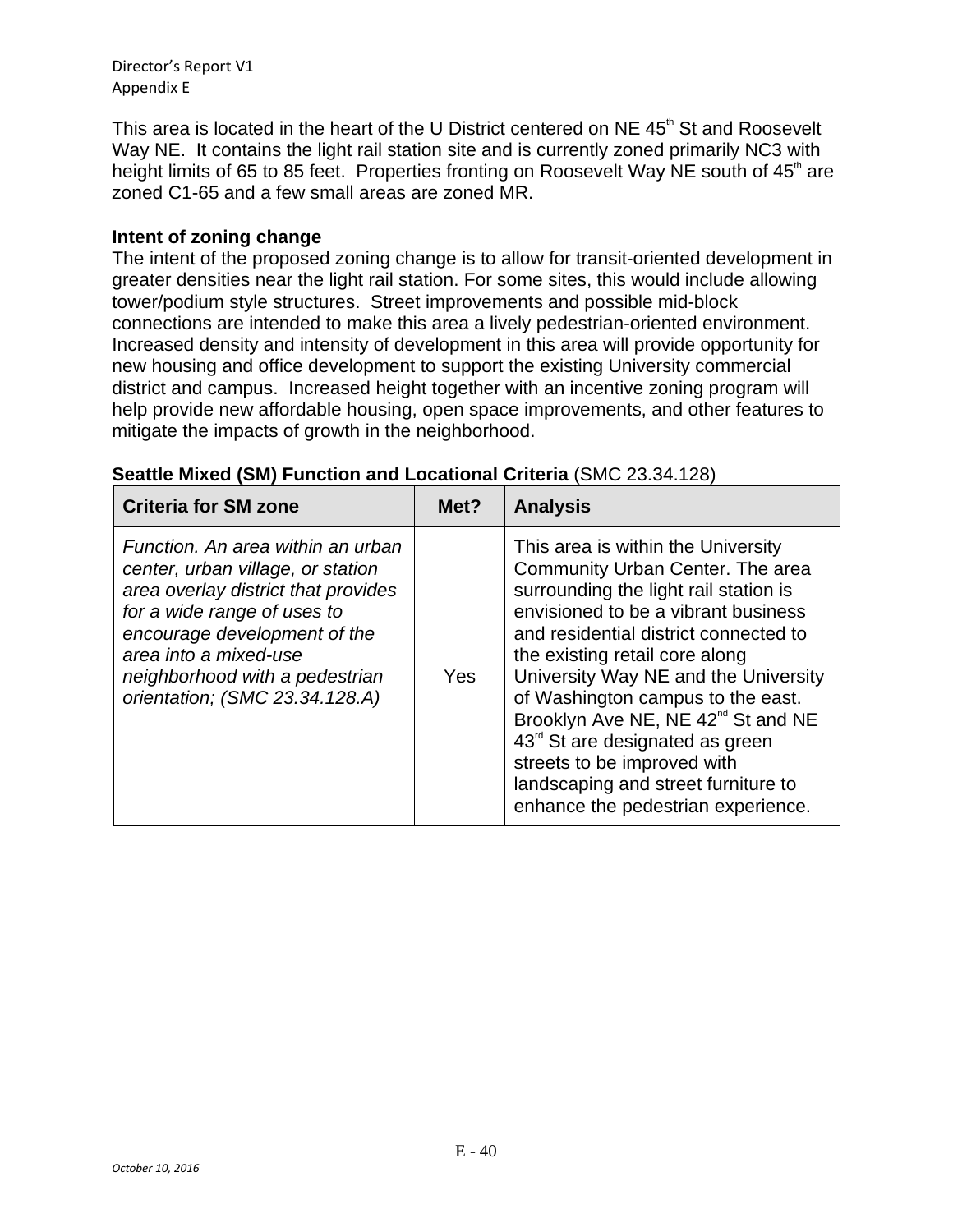This area is located in the heart of the U District centered on NE 45th St and Roosevelt Way NE. It contains the light rail station site and is currently zoned primarily NC3 with height limits of 65 to 85 feet. Properties fronting on Roosevelt Way NE south of 45th are zoned C1-65 and a few small areas are zoned MR.

**Intent of zoning change**

The intent of the proposed zoning change is to allow for transit-oriented development in greater densities near the light rail station. For some sites, this would include allowing tower/podium style structures. Street improvements and possible mid-block connections are intended to make this area a lively pedestrian-oriented environment. Increased density and intensity of development in this area will provide opportunity for new housing and office development to support the existing University commercial district and campus. Increased height together with an incentive zoning program will help provide new affordable housing, open space improvements, and other features to mitigate the impacts of growth in the neighborhood.

**Seattle Mixed (SM) Function and Locational Criteria** (SMC 23.34.128)

| Criteria for SM zone | Met? | Analysis |
|---|---|---|
| *Function. An area within an urban center, urban village, or station area overlay district that provides for a wide range of uses to encourage development of the area into a mixed-use neighborhood with a pedestrian orientation; (SMC 23.34.128.A)* | Yes | This area is within the University Community Urban Center. The area surrounding the light rail station is envisioned to be a vibrant business and residential district connected to the existing retail core along University Way NE and the University of Washington campus to the east. Brooklyn Ave NE, NE 42nd St and NE 43rd St are designated as green streets to be improved with landscaping and street furniture to enhance the pedestrian experience. |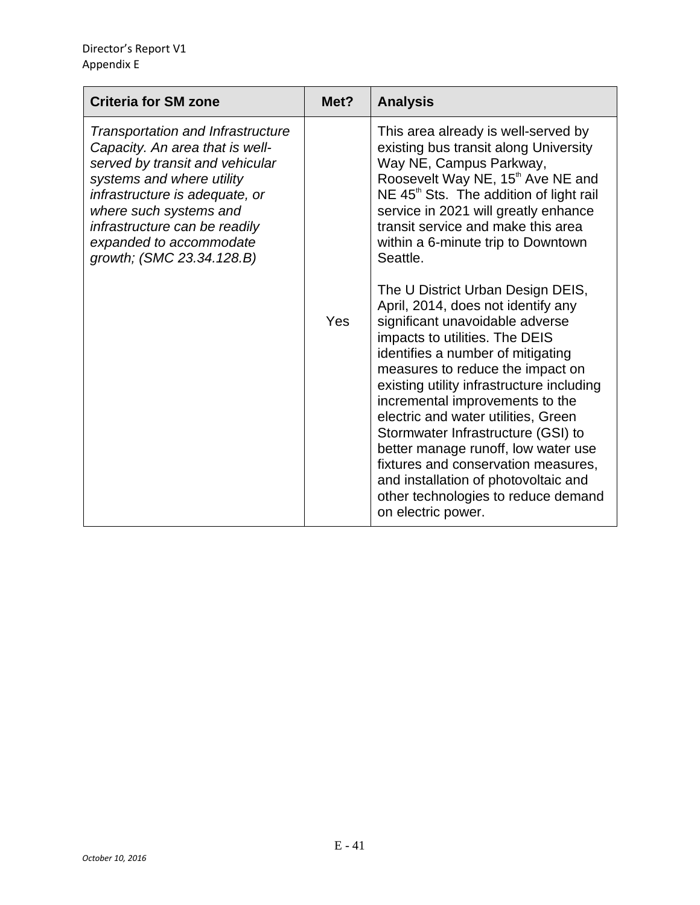| Criteria for SM zone | Met? | Analysis |
|---|---|---|
| *Transportation and Infrastructure Capacity. An area that is well-served by transit and vehicular systems and where utility infrastructure is adequate, or where such systems and infrastructure can be readily expanded to accommodate growth; (SMC 23.34.128.B)* | Yes | This area already is well-served by existing bus transit along University Way NE, Campus Parkway, Roosevelt Way NE, 15th Ave NE and NE 45th Sts. The addition of light rail service in 2021 will greatly enhance transit service and make this area within a 6-minute trip to Downtown Seattle.<br><br>The U District Urban Design DEIS, April, 2014, does not identify any significant unavoidable adverse impacts to utilities. The DEIS identifies a number of mitigating measures to reduce the impact on existing utility infrastructure including incremental improvements to the electric and water utilities, Green Stormwater Infrastructure (GSI) to better manage runoff, low water use fixtures and conservation measures, and installation of photovoltaic and other technologies to reduce demand on electric power. |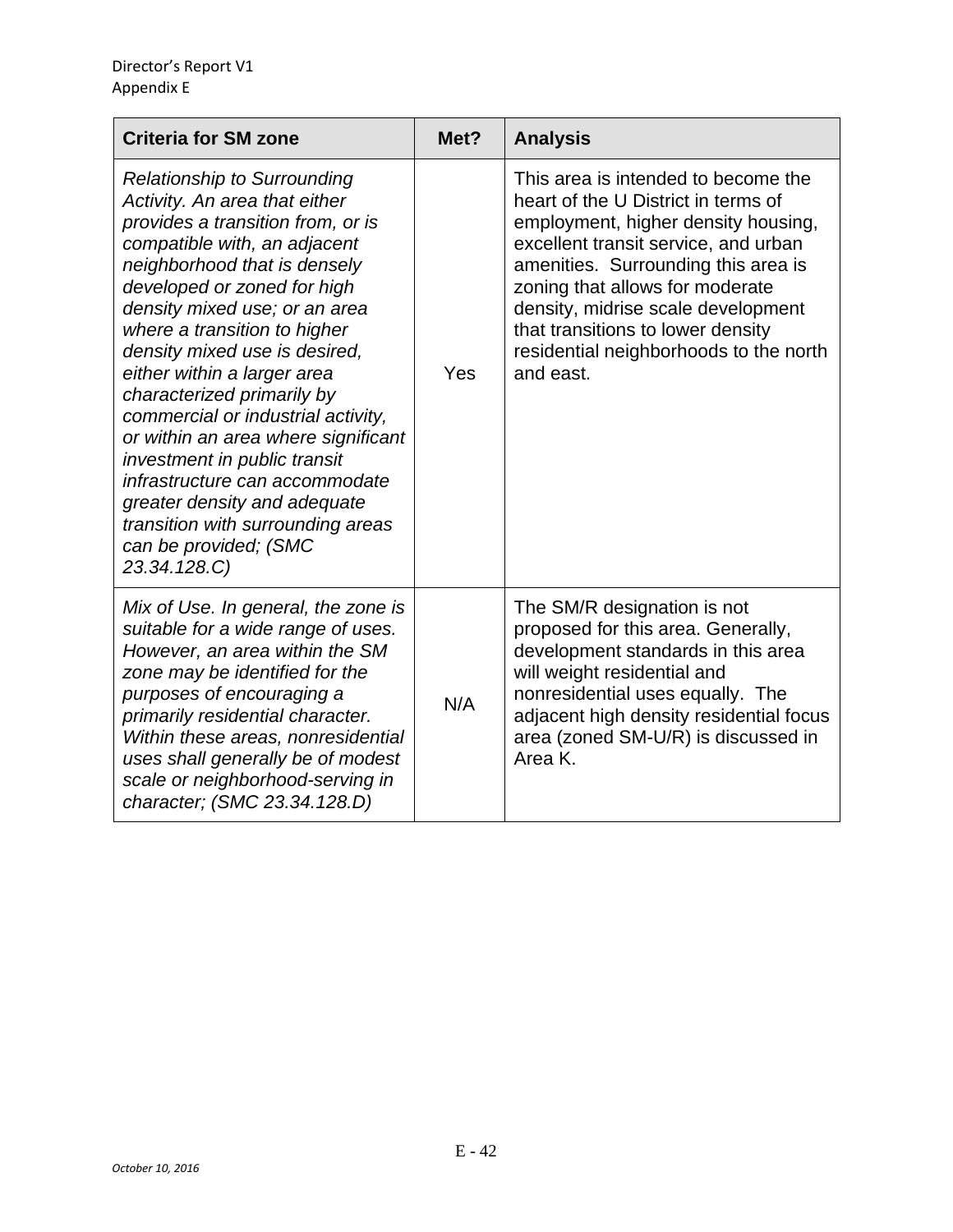| Criteria for SM zone | Met? | Analysis |
|---|---|---|
| *Relationship to Surrounding Activity. An area that either provides a transition from, or is compatible with, an adjacent neighborhood that is densely developed or zoned for high density mixed use; or an area where a transition to higher density mixed use is desired, either within a larger area characterized primarily by commercial or industrial activity, or within an area where significant investment in public transit infrastructure can accommodate greater density and adequate transition with surrounding areas can be provided; (SMC 23.34.128.C)* | Yes | This area is intended to become the heart of the U District in terms of employment, higher density housing, excellent transit service, and urban amenities. Surrounding this area is zoning that allows for moderate density, midrise scale development that transitions to lower density residential neighborhoods to the north and east. |
| *Mix of Use. In general, the zone is suitable for a wide range of uses. However, an area within the SM zone may be identified for the purposes of encouraging a primarily residential character. Within these areas, nonresidential uses shall generally be of modest scale or neighborhood-serving in character; (SMC 23.34.128.D)* | N/A | The SM/R designation is not proposed for this area. Generally, development standards in this area will weight residential and nonresidential uses equally. The adjacent high density residential focus area (zoned SM-U/R) is discussed in Area K. |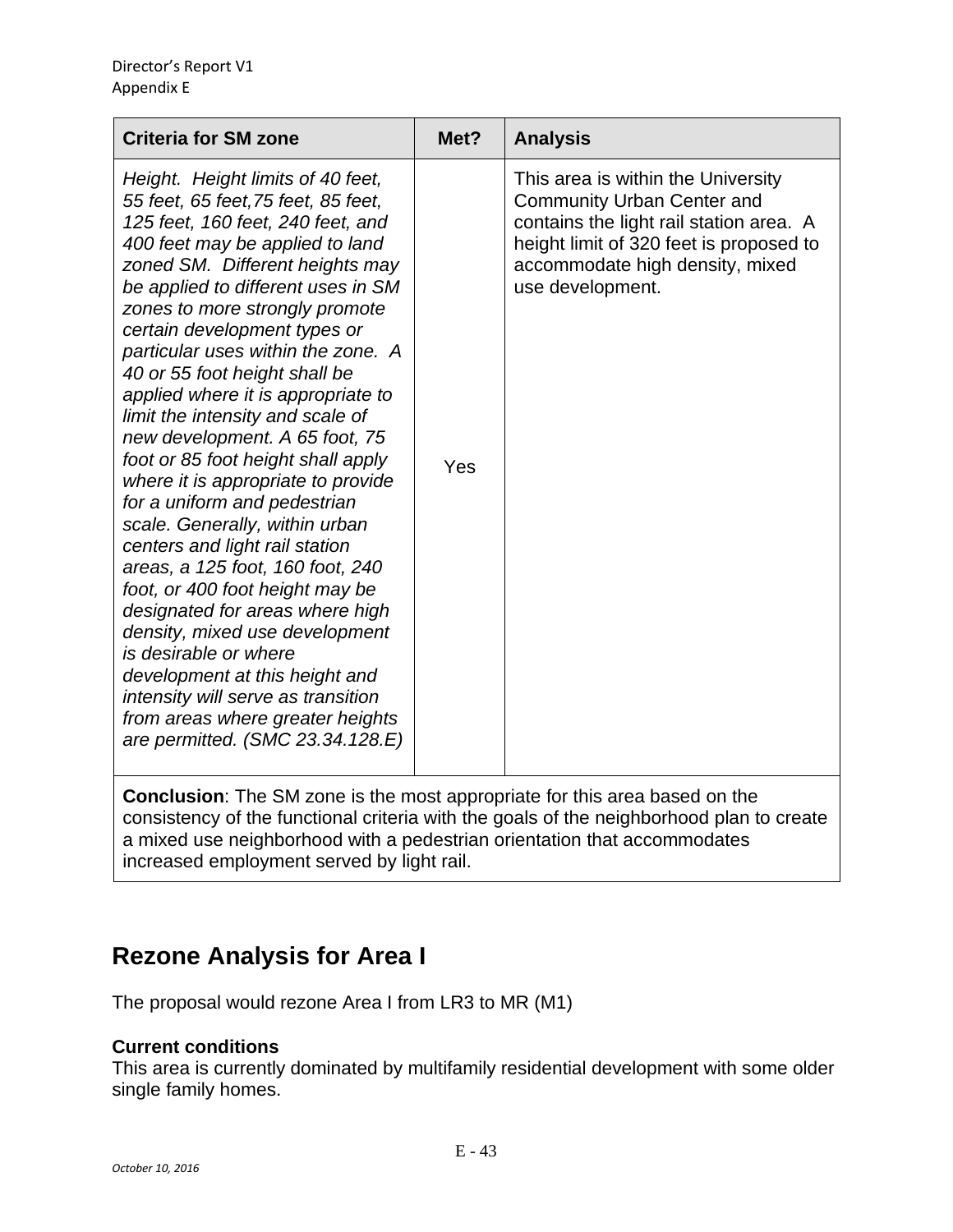| Criteria for SM zone | Met? | Analysis |
| --- | --- | --- |
| *Height. Height limits of 40 feet, 55 feet, 65 feet,75 feet, 85 feet, 125 feet, 160 feet, 240 feet, and 400 feet may be applied to land zoned SM. Different heights may be applied to different uses in SM zones to more strongly promote certain development types or particular uses within the zone. A 40 or 55 foot height shall be applied where it is appropriate to limit the intensity and scale of new development. A 65 foot, 75 foot or 85 foot height shall apply where it is appropriate to provide for a uniform and pedestrian scale. Generally, within urban centers and light rail station areas, a 125 foot, 160 foot, 240 foot, or 400 foot height may be designated for areas where high density, mixed use development is desirable or where development at this height and intensity will serve as transition from areas where greater heights are permitted. (SMC 23.34.128.E)* | Yes | This area is within the University Community Urban Center and contains the light rail station area. A height limit of 320 feet is proposed to accommodate high density, mixed use development. |
| **Conclusion**: The SM zone is the most appropriate for this area based on the consistency of the functional criteria with the goals of the neighborhood plan to create a mixed use neighborhood with a pedestrian orientation that accommodates increased employment served by light rail. | | |

## Rezone Analysis for Area I

The proposal would rezone Area I from LR3 to MR (M1)

**Current conditions**

This area is currently dominated by multifamily residential development with some older single family homes.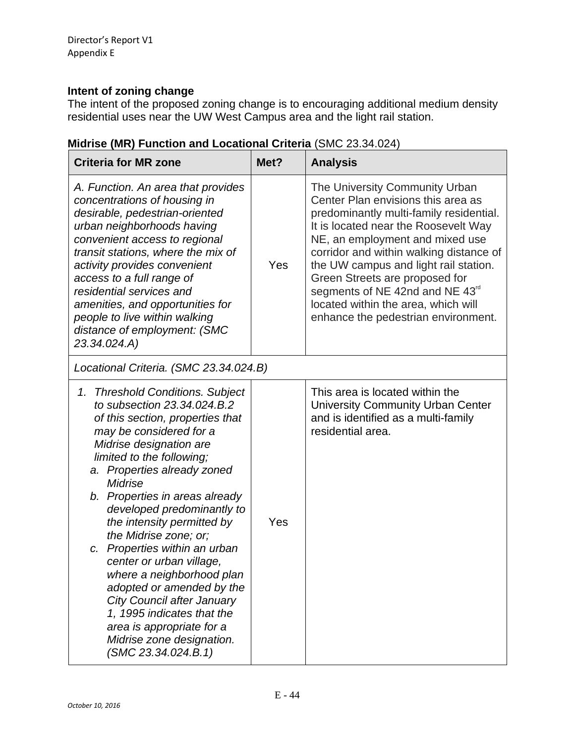**Intent of zoning change**

The intent of the proposed zoning change is to encouraging additional medium density residential uses near the UW West Campus area and the light rail station.

**Midrise (MR) Function and Locational Criteria** (SMC 23.34.024)

| Criteria for MR zone | Met? | Analysis |
|---|---|---|
| *A. Function. An area that provides concentrations of housing in desirable, pedestrian-oriented urban neighborhoods having convenient access to regional transit stations, where the mix of activity provides convenient access to a full range of residential services and amenities, and opportunities for people to live within walking distance of employment: (SMC 23.34.024.A)* | Yes | The University Community Urban Center Plan envisions this area as predominantly multi-family residential. It is located near the Roosevelt Way NE, an employment and mixed use corridor and within walking distance of the UW campus and light rail station. Green Streets are proposed for segments of NE 42nd and NE 43rd located within the area, which will enhance the pedestrian environment. |
| *Locational Criteria. (SMC 23.34.024.B)* | | |
| *1. Threshold Conditions. Subject to subsection 23.34.024.B.2 of this section, properties that may be considered for a Midrise designation are limited to the following; a. Properties already zoned Midrise b. Properties in areas already developed predominantly to the intensity permitted by the Midrise zone; or; c. Properties within an urban center or urban village, where a neighborhood plan adopted or amended by the City Council after January 1, 1995 indicates that the area is appropriate for a Midrise zone designation. (SMC 23.34.024.B.1)* | Yes | This area is located within the University Community Urban Center and is identified as a multi-family residential area. |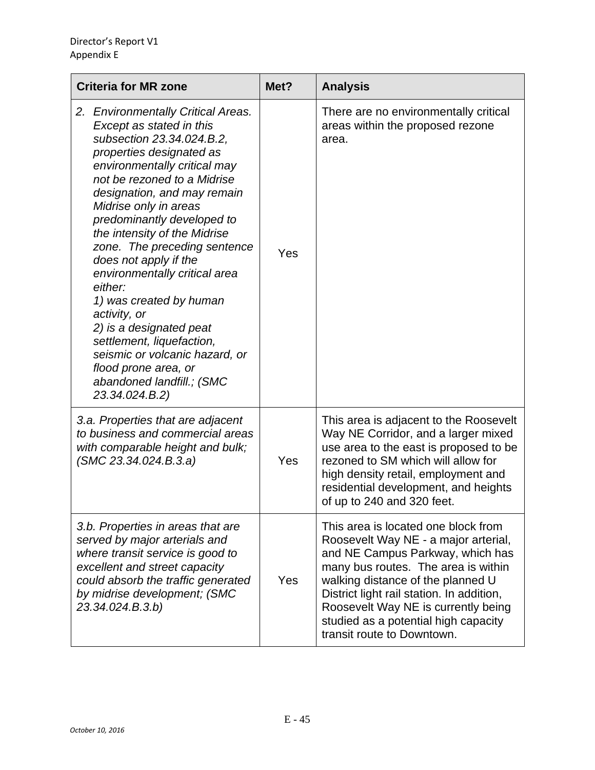| Criteria for MR zone | Met? | Analysis |
|---|---|---|
| *2. Environmentally Critical Areas. Except as stated in this subsection 23.34.024.B.2, properties designated as environmentally critical may not be rezoned to a Midrise designation, and may remain Midrise only in areas predominantly developed to the intensity of the Midrise zone. The preceding sentence does not apply if the environmentally critical area either: 1) was created by human activity, or 2) is a designated peat settlement, liquefaction, seismic or volcanic hazard, or flood prone area, or abandoned landfill.; (SMC 23.34.024.B.2)* | Yes | There are no environmentally critical areas within the proposed rezone area. |
| *3.a. Properties that are adjacent to business and commercial areas with comparable height and bulk; (SMC 23.34.024.B.3.a)* | Yes | This area is adjacent to the Roosevelt Way NE Corridor, and a larger mixed use area to the east is proposed to be rezoned to SM which will allow for high density retail, employment and residential development, and heights of up to 240 and 320 feet. |
| *3.b. Properties in areas that are served by major arterials and where transit service is good to excellent and street capacity could absorb the traffic generated by midrise development; (SMC 23.34.024.B.3.b)* | Yes | This area is located one block from Roosevelt Way NE - a major arterial, and NE Campus Parkway, which has many bus routes. The area is within walking distance of the planned U District light rail station. In addition, Roosevelt Way NE is currently being studied as a potential high capacity transit route to Downtown. |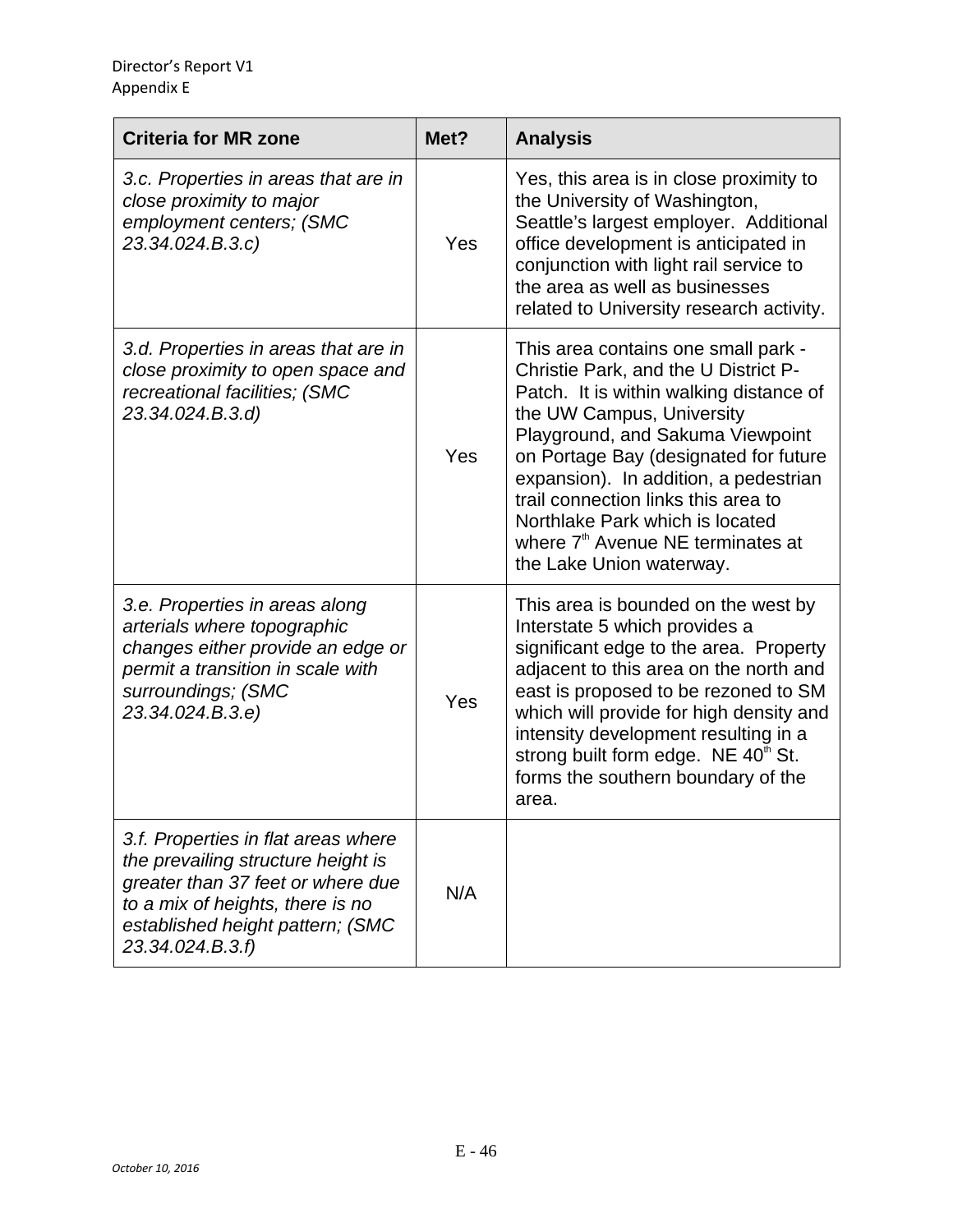| Criteria for MR zone | Met? | Analysis |
|---|---|---|
| *3.c. Properties in areas that are in close proximity to major employment centers; (SMC 23.34.024.B.3.c)* | Yes | Yes, this area is in close proximity to the University of Washington, Seattle's largest employer. Additional office development is anticipated in conjunction with light rail service to the area as well as businesses related to University research activity. |
| *3.d. Properties in areas that are in close proximity to open space and recreational facilities; (SMC 23.34.024.B.3.d)* | Yes | This area contains one small park - Christie Park, and the U District P-Patch. It is within walking distance of the UW Campus, University Playground, and Sakuma Viewpoint on Portage Bay (designated for future expansion). In addition, a pedestrian trail connection links this area to Northlake Park which is located where 7th Avenue NE terminates at the Lake Union waterway. |
| *3.e. Properties in areas along arterials where topographic changes either provide an edge or permit a transition in scale with surroundings; (SMC 23.34.024.B.3.e)* | Yes | This area is bounded on the west by Interstate 5 which provides a significant edge to the area. Property adjacent to this area on the north and east is proposed to be rezoned to SM which will provide for high density and intensity development resulting in a strong built form edge. NE 40th St. forms the southern boundary of the area. |
| *3.f. Properties in flat areas where the prevailing structure height is greater than 37 feet or where due to a mix of heights, there is no established height pattern; (SMC 23.34.024.B.3.f)* | N/A | |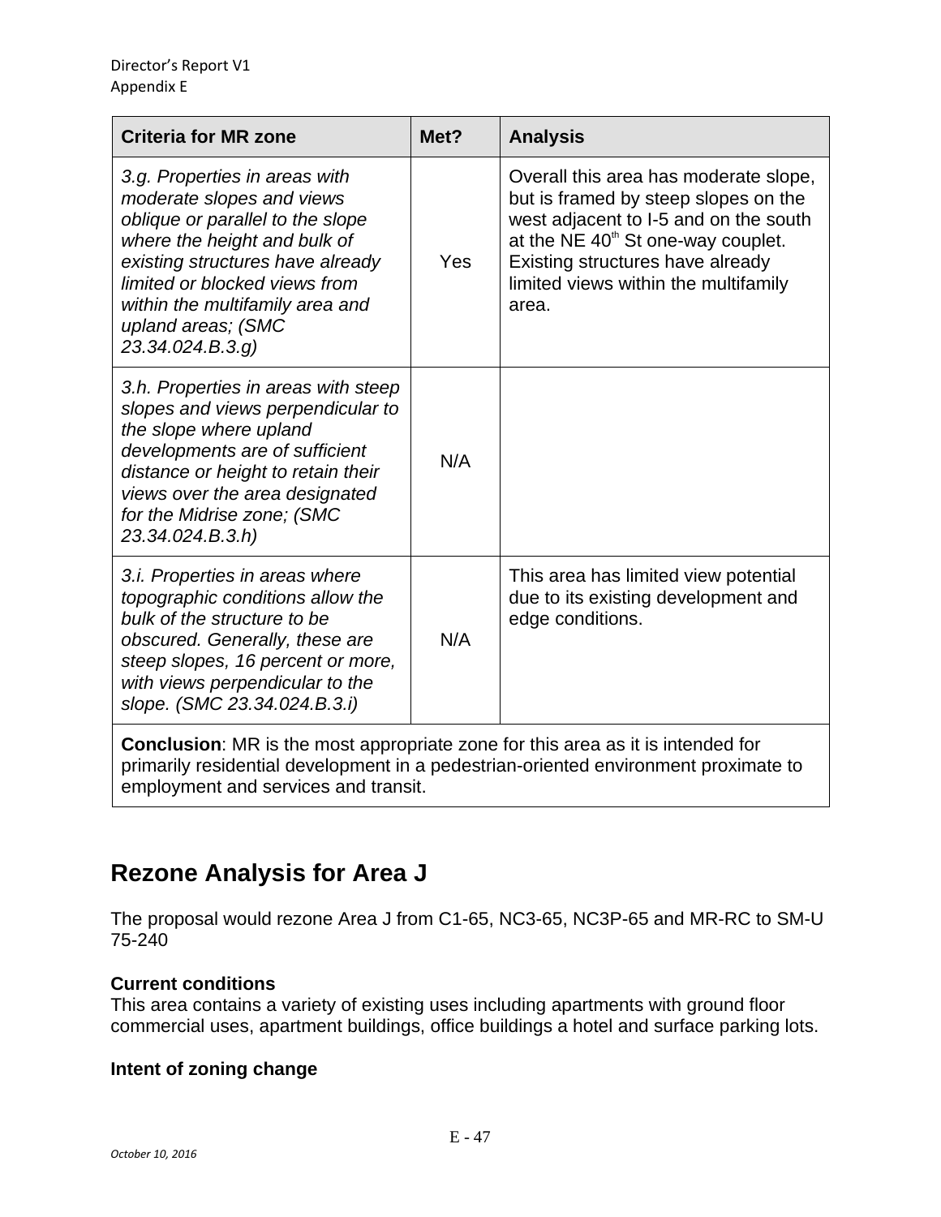| Criteria for MR zone | Met? | Analysis |
|---|---|---|
| *3.g. Properties in areas with moderate slopes and views oblique or parallel to the slope where the height and bulk of existing structures have already limited or blocked views from within the multifamily area and upland areas; (SMC 23.34.024.B.3.g)* | Yes | Overall this area has moderate slope, but is framed by steep slopes on the west adjacent to I-5 and on the south at the NE 40th St one-way couplet. Existing structures have already limited views within the multifamily area. |
| *3.h. Properties in areas with steep slopes and views perpendicular to the slope where upland developments are of sufficient distance or height to retain their views over the area designated for the Midrise zone; (SMC 23.34.024.B.3.h)* | N/A | |
| *3.i. Properties in areas where topographic conditions allow the bulk of the structure to be obscured. Generally, these are steep slopes, 16 percent or more, with views perpendicular to the slope. (SMC 23.34.024.B.3.i)* | N/A | This area has limited view potential due to its existing development and edge conditions. |
| **Conclusion**: MR is the most appropriate zone for this area as it is intended for primarily residential development in a pedestrian-oriented environment proximate to employment and services and transit. | | |

## Rezone Analysis for Area J

The proposal would rezone Area J from C1-65, NC3-65, NC3P-65 and MR-RC to SM-U 75-240

**Current conditions**

This area contains a variety of existing uses including apartments with ground floor commercial uses, apartment buildings, office buildings a hotel and surface parking lots.

**Intent of zoning change**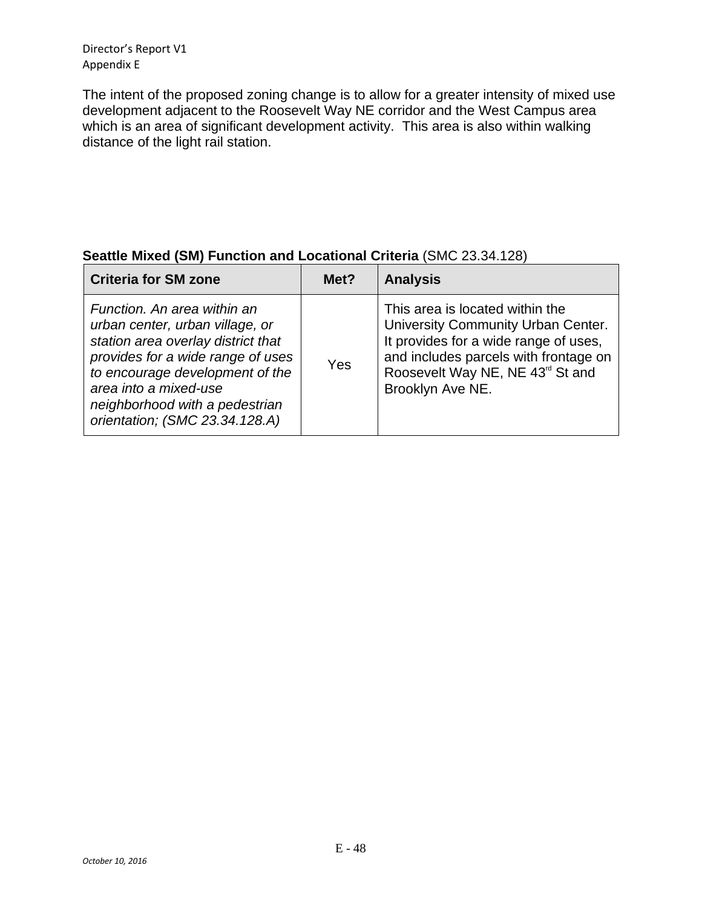The intent of the proposed zoning change is to allow for a greater intensity of mixed use development adjacent to the Roosevelt Way NE corridor and the West Campus area which is an area of significant development activity. This area is also within walking distance of the light rail station.

**Seattle Mixed (SM) Function and Locational Criteria** (SMC 23.34.128)

| Criteria for SM zone | Met? | Analysis |
|---|---|---|
| *Function. An area within an urban center, urban village, or station area overlay district that provides for a wide range of uses to encourage development of the area into a mixed-use neighborhood with a pedestrian orientation; (SMC 23.34.128.A)* | Yes | This area is located within the University Community Urban Center. It provides for a wide range of uses, and includes parcels with frontage on Roosevelt Way NE, NE 43rd St and Brooklyn Ave NE. |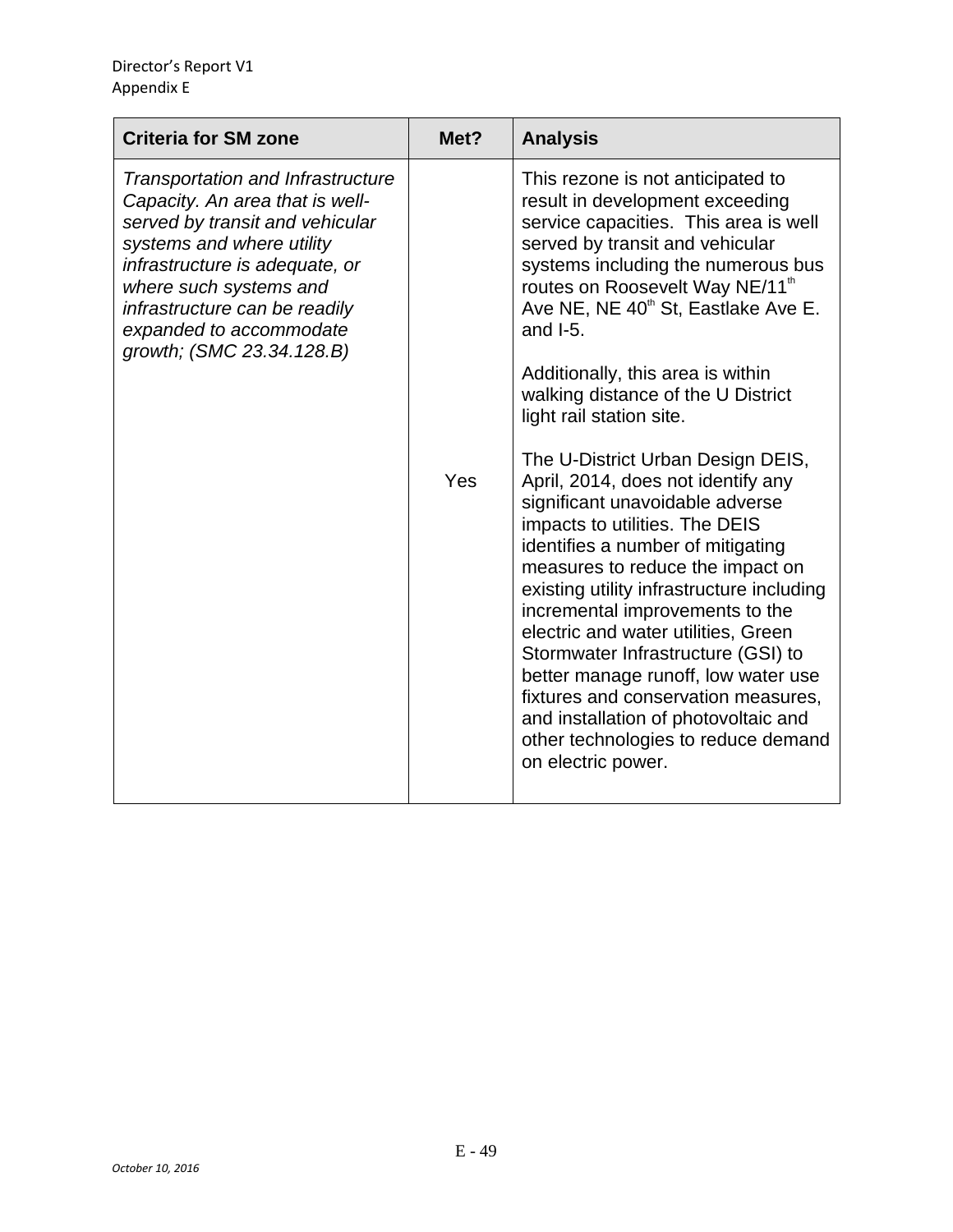| Criteria for SM zone | Met? | Analysis |
|---|---|---|
| *Transportation and Infrastructure Capacity. An area that is well-served by transit and vehicular systems and where utility infrastructure is adequate, or where such systems and infrastructure can be readily expanded to accommodate growth; (SMC 23.34.128.B)* | Yes | This rezone is not anticipated to result in development exceeding service capacities. This area is well served by transit and vehicular systems including the numerous bus routes on Roosevelt Way NE/11th Ave NE, NE 40th St, Eastlake Ave E. and I-5.<br><br>Additionally, this area is within walking distance of the U District light rail station site.<br><br>The U-District Urban Design DEIS, April, 2014, does not identify any significant unavoidable adverse impacts to utilities. The DEIS identifies a number of mitigating measures to reduce the impact on existing utility infrastructure including incremental improvements to the electric and water utilities, Green Stormwater Infrastructure (GSI) to better manage runoff, low water use fixtures and conservation measures, and installation of photovoltaic and other technologies to reduce demand on electric power. |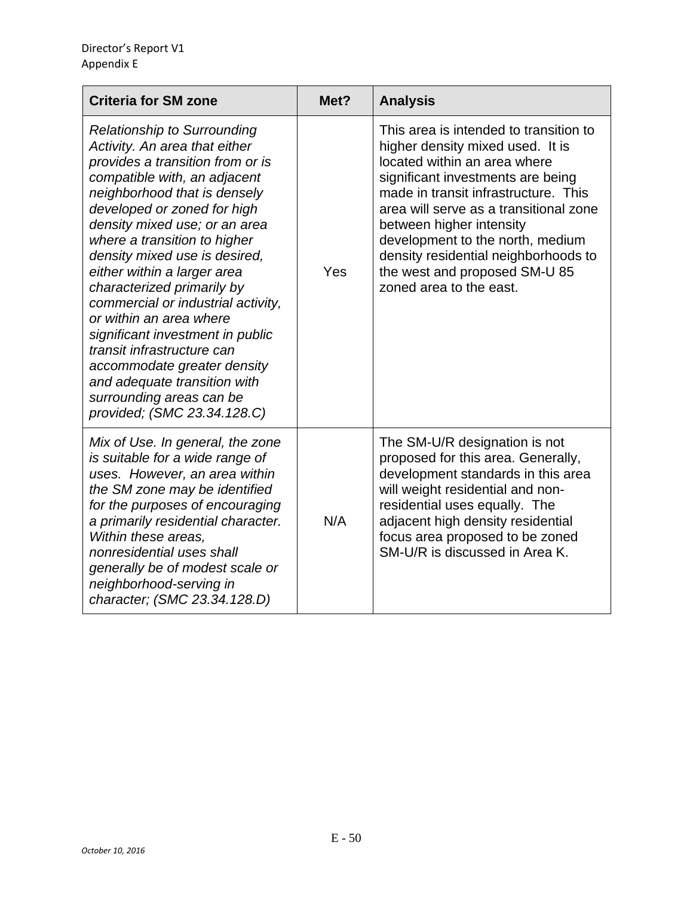| Criteria for SM zone | Met? | Analysis |
|---|---|---|
| *Relationship to Surrounding Activity. An area that either provides a transition from or is compatible with, an adjacent neighborhood that is densely developed or zoned for high density mixed use; or an area where a transition to higher density mixed use is desired, either within a larger area characterized primarily by commercial or industrial activity, or within an area where significant investment in public transit infrastructure can accommodate greater density and adequate transition with surrounding areas can be provided; (SMC 23.34.128.C)* | Yes | This area is intended to transition to higher density mixed used. It is located within an area where significant investments are being made in transit infrastructure. This area will serve as a transitional zone between higher intensity development to the north, medium density residential neighborhoods to the west and proposed SM-U 85 zoned area to the east. |
| *Mix of Use. In general, the zone is suitable for a wide range of uses. However, an area within the SM zone may be identified for the purposes of encouraging a primarily residential character. Within these areas, nonresidential uses shall generally be of modest scale or neighborhood-serving in character; (SMC 23.34.128.D)* | N/A | The SM-U/R designation is not proposed for this area. Generally, development standards in this area will weight residential and non-residential uses equally. The adjacent high density residential focus area proposed to be zoned SM-U/R is discussed in Area K. |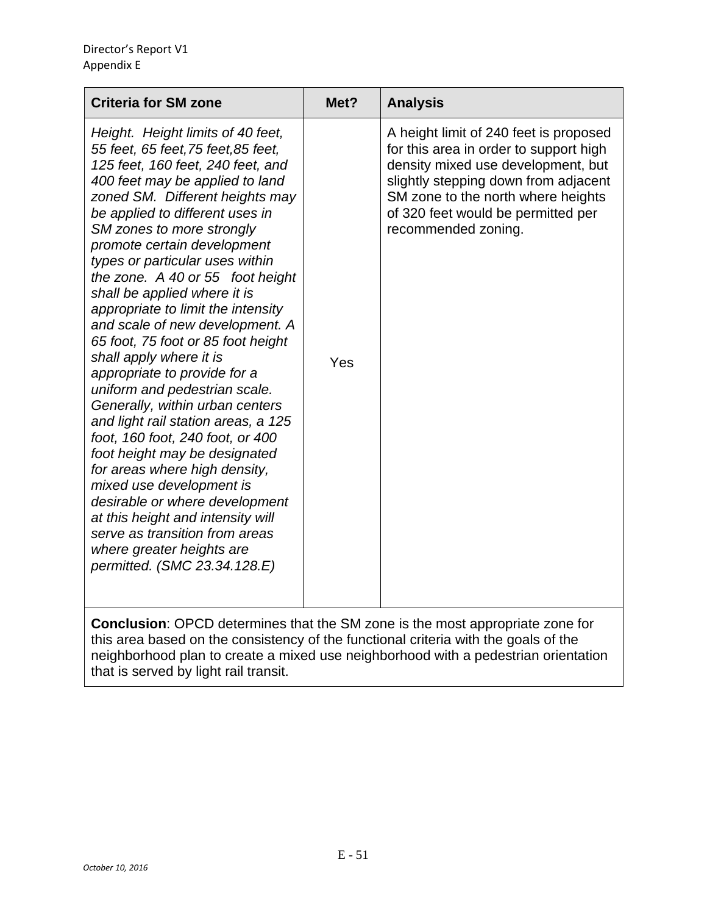| Criteria for SM zone | Met? | Analysis |
|---|---|---|
| *Height. Height limits of 40 feet, 55 feet, 65 feet,75 feet,85 feet, 125 feet, 160 feet, 240 feet, and 400 feet may be applied to land zoned SM. Different heights may be applied to different uses in SM zones to more strongly promote certain development types or particular uses within the zone. A 40 or 55 foot height shall be applied where it is appropriate to limit the intensity and scale of new development. A 65 foot, 75 foot or 85 foot height shall apply where it is appropriate to provide for a uniform and pedestrian scale. Generally, within urban centers and light rail station areas, a 125 foot, 160 foot, 240 foot, or 400 foot height may be designated for areas where high density, mixed use development is desirable or where development at this height and intensity will serve as transition from areas where greater heights are permitted. (SMC 23.34.128.E)* | Yes | A height limit of 240 feet is proposed for this area in order to support high density mixed use development, but slightly stepping down from adjacent SM zone to the north where heights of 320 feet would be permitted per recommended zoning. |
| **Conclusion**: OPCD determines that the SM zone is the most appropriate zone for this area based on the consistency of the functional criteria with the goals of the neighborhood plan to create a mixed use neighborhood with a pedestrian orientation that is served by light rail transit. | | |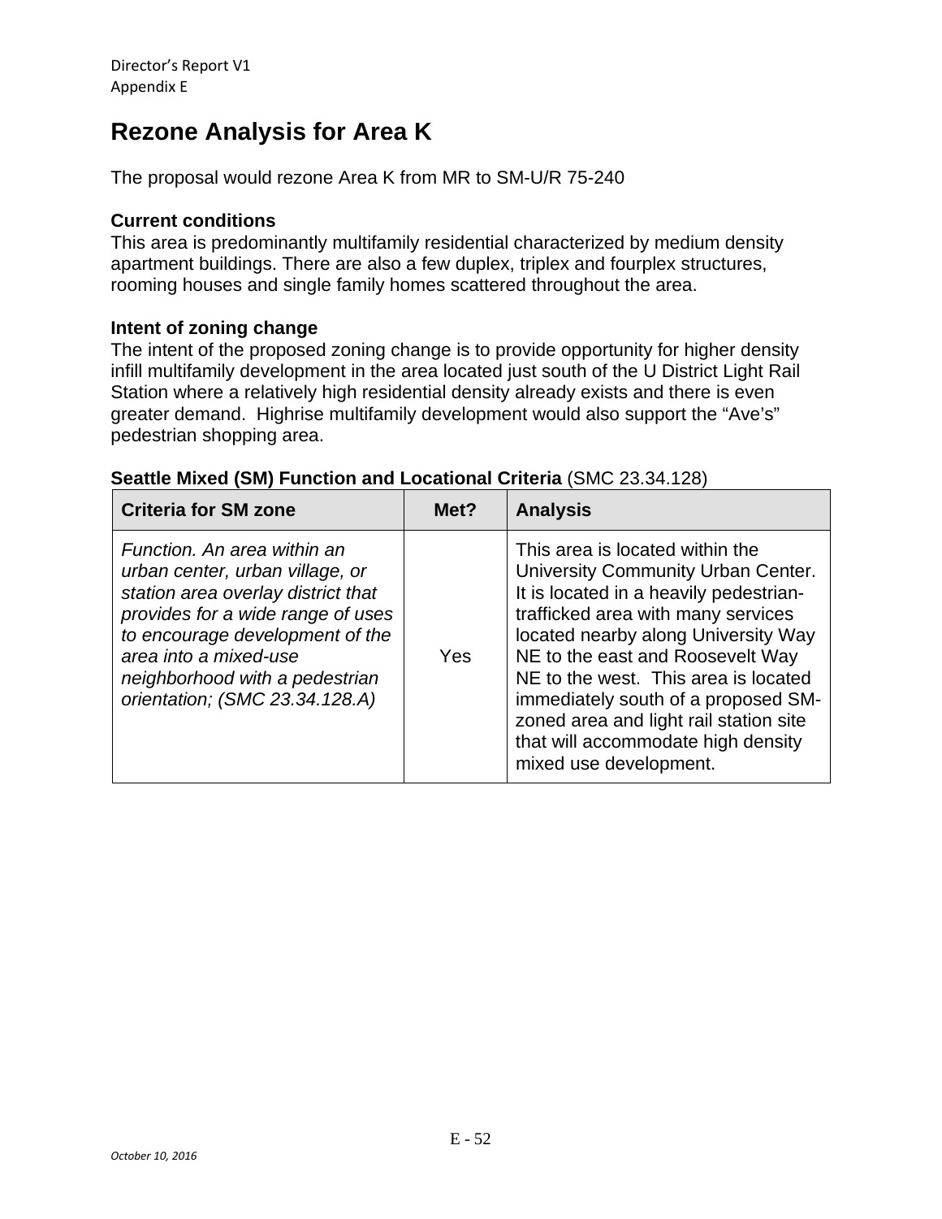# Rezone Analysis for Area K

The proposal would rezone Area K from MR to SM-U/R 75-240

**Current conditions**
This area is predominantly multifamily residential characterized by medium density apartment buildings. There are also a few duplex, triplex and fourplex structures, rooming houses and single family homes scattered throughout the area.

**Intent of zoning change**
The intent of the proposed zoning change is to provide opportunity for higher density infill multifamily development in the area located just south of the U District Light Rail Station where a relatively high residential density already exists and there is even greater demand. Highrise multifamily development would also support the "Ave's" pedestrian shopping area.

**Seattle Mixed (SM) Function and Locational Criteria** (SMC 23.34.128)

| Criteria for SM zone | Met? | Analysis |
|---|---|---|
| *Function. An area within an urban center, urban village, or station area overlay district that provides for a wide range of uses to encourage development of the area into a mixed-use neighborhood with a pedestrian orientation; (SMC 23.34.128.A)* | Yes | This area is located within the University Community Urban Center. It is located in a heavily pedestrian-trafficked area with many services located nearby along University Way NE to the east and Roosevelt Way NE to the west. This area is located immediately south of a proposed SM-zoned area and light rail station site that will accommodate high density mixed use development. |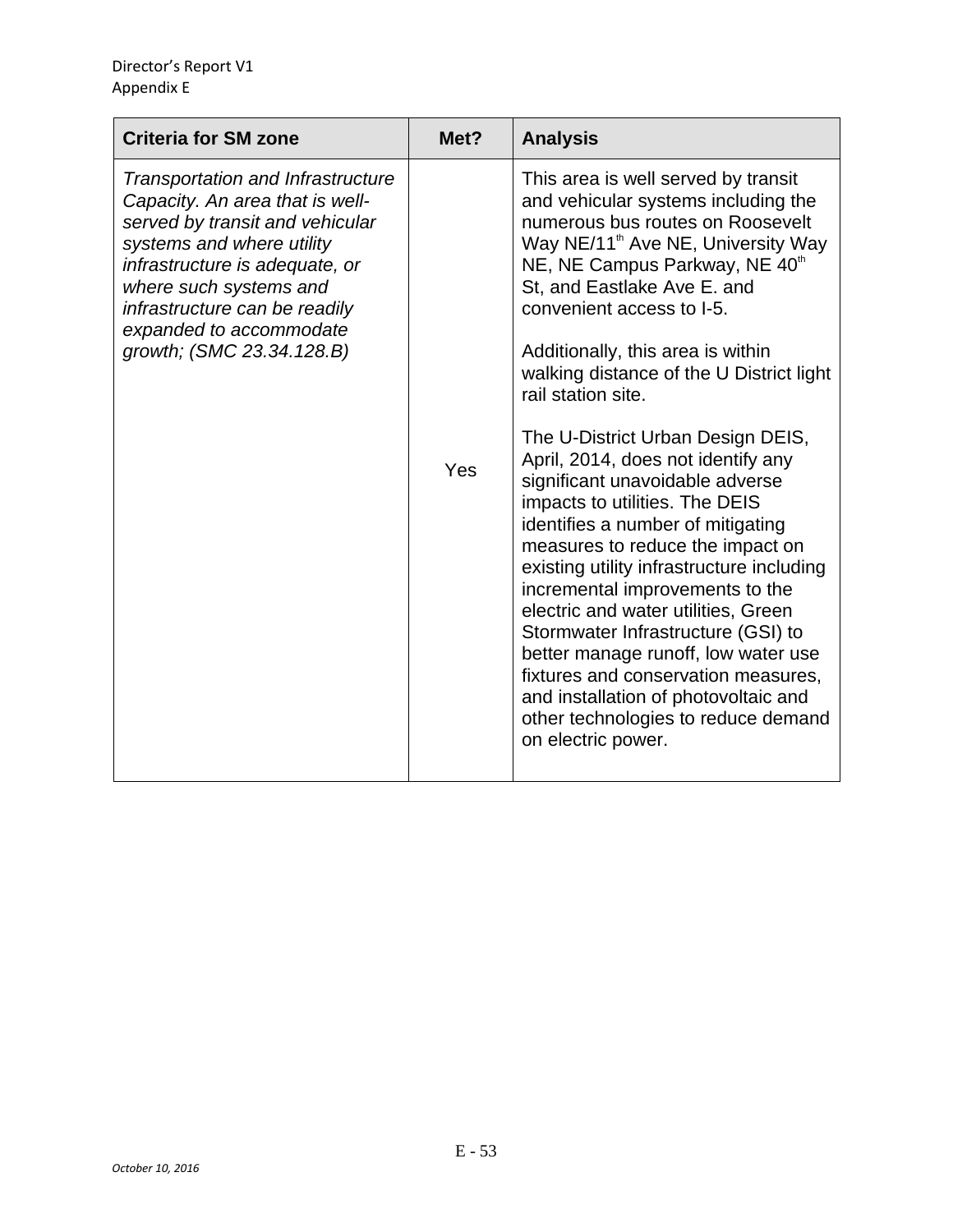| Criteria for SM zone | Met? | Analysis |
| --- | --- | --- |
| *Transportation and Infrastructure Capacity. An area that is well-served by transit and vehicular systems and where utility infrastructure is adequate, or where such systems and infrastructure can be readily expanded to accommodate growth; (SMC 23.34.128.B)* | Yes | This area is well served by transit and vehicular systems including the numerous bus routes on Roosevelt Way NE/11th Ave NE, University Way NE, NE Campus Parkway, NE 40th St, and Eastlake Ave E. and convenient access to I-5.<br><br>Additionally, this area is within walking distance of the U District light rail station site.<br><br>The U-District Urban Design DEIS, April, 2014, does not identify any significant unavoidable adverse impacts to utilities. The DEIS identifies a number of mitigating measures to reduce the impact on existing utility infrastructure including incremental improvements to the electric and water utilities, Green Stormwater Infrastructure (GSI) to better manage runoff, low water use fixtures and conservation measures, and installation of photovoltaic and other technologies to reduce demand on electric power. |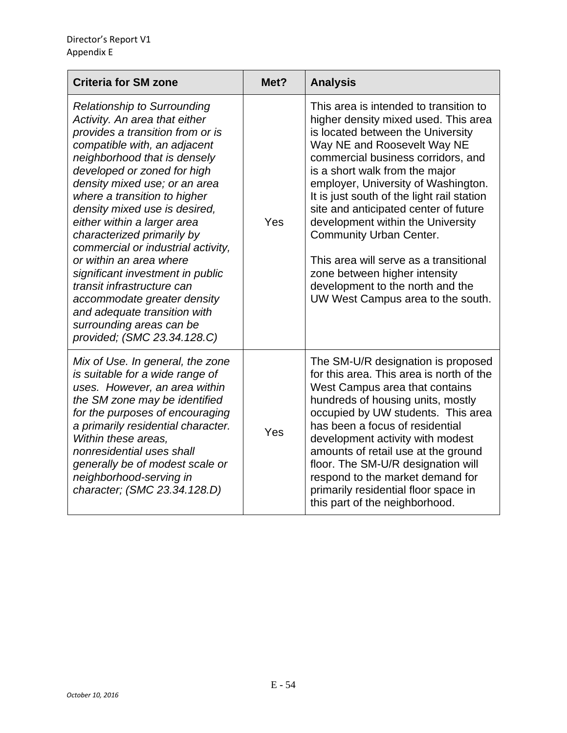| Criteria for SM zone | Met? | Analysis |
|---|---|---|
| *Relationship to Surrounding Activity. An area that either provides a transition from or is compatible with, an adjacent neighborhood that is densely developed or zoned for high density mixed use; or an area where a transition to higher density mixed use is desired, either within a larger area characterized primarily by commercial or industrial activity, or within an area where significant investment in public transit infrastructure can accommodate greater density and adequate transition with surrounding areas can be provided; (SMC 23.34.128.C)* | Yes | This area is intended to transition to higher density mixed used. This area is located between the University Way NE and Roosevelt Way NE commercial business corridors, and is a short walk from the major employer, University of Washington. It is just south of the light rail station site and anticipated center of future development within the University Community Urban Center.<br><br>This area will serve as a transitional zone between higher intensity development to the north and the UW West Campus area to the south. |
| *Mix of Use. In general, the zone is suitable for a wide range of uses. However, an area within the SM zone may be identified for the purposes of encouraging a primarily residential character. Within these areas, nonresidential uses shall generally be of modest scale or neighborhood-serving in character; (SMC 23.34.128.D)* | Yes | The SM-U/R designation is proposed for this area. This area is north of the West Campus area that contains hundreds of housing units, mostly occupied by UW students. This area has been a focus of residential development activity with modest amounts of retail use at the ground floor. The SM-U/R designation will respond to the market demand for primarily residential floor space in this part of the neighborhood. |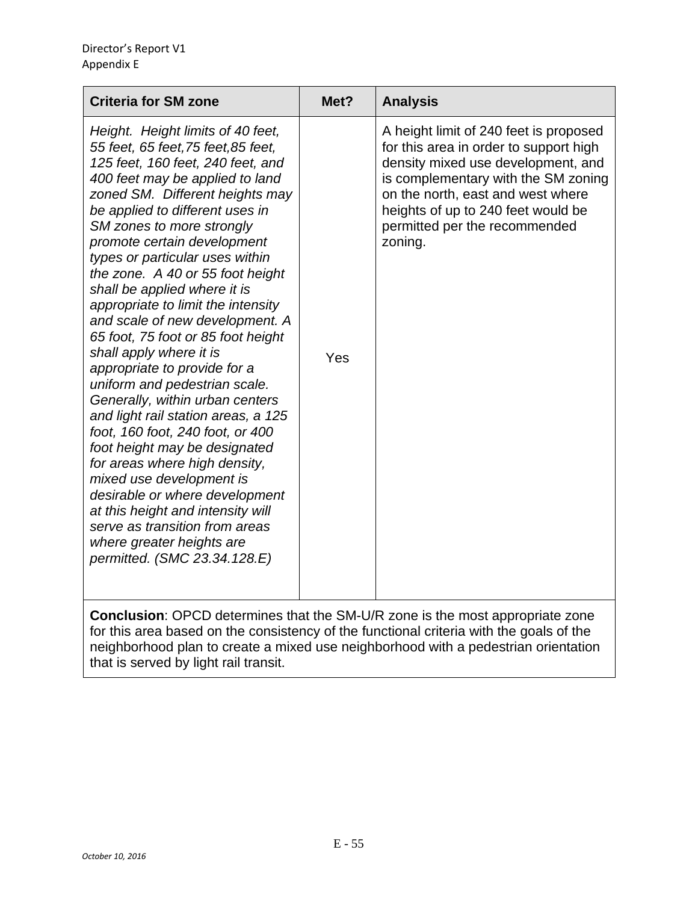| Criteria for SM zone | Met? | Analysis |
|---|---|---|
| *Height. Height limits of 40 feet, 55 feet, 65 feet,75 feet,85 feet, 125 feet, 160 feet, 240 feet, and 400 feet may be applied to land zoned SM. Different heights may be applied to different uses in SM zones to more strongly promote certain development types or particular uses within the zone. A 40 or 55 foot height shall be applied where it is appropriate to limit the intensity and scale of new development. A 65 foot, 75 foot or 85 foot height shall apply where it is appropriate to provide for a uniform and pedestrian scale. Generally, within urban centers and light rail station areas, a 125 foot, 160 foot, 240 foot, or 400 foot height may be designated for areas where high density, mixed use development is desirable or where development at this height and intensity will serve as transition from areas where greater heights are permitted. (SMC 23.34.128.E)* | Yes | A height limit of 240 feet is proposed for this area in order to support high density mixed use development, and is complementary with the SM zoning on the north, east and west where heights of up to 240 feet would be permitted per the recommended zoning. |
| **Conclusion**: OPCD determines that the SM-U/R zone is the most appropriate zone for this area based on the consistency of the functional criteria with the goals of the neighborhood plan to create a mixed use neighborhood with a pedestrian orientation that is served by light rail transit. | | |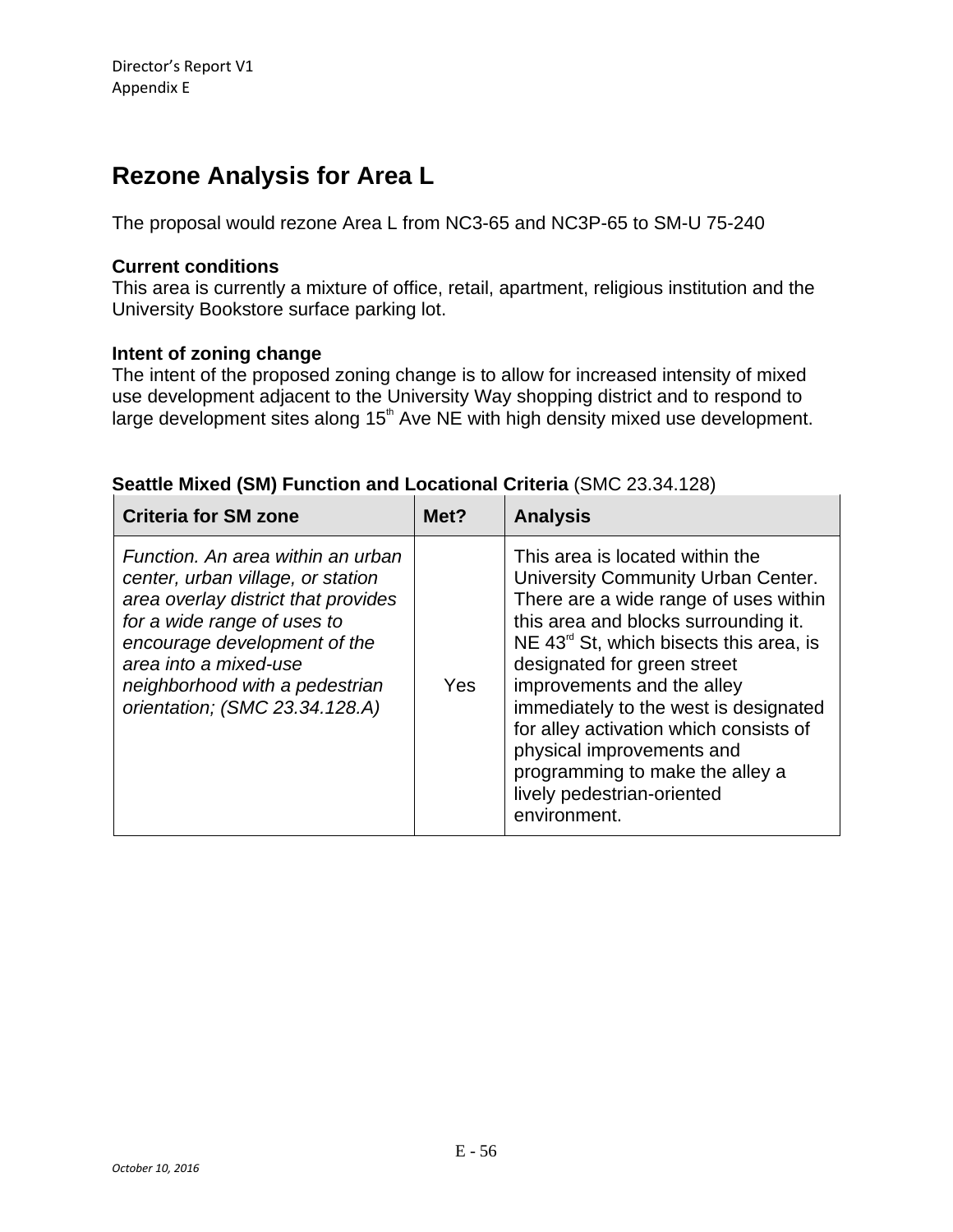# Rezone Analysis for Area L

The proposal would rezone Area L from NC3-65 and NC3P-65 to SM-U 75-240

**Current conditions**
This area is currently a mixture of office, retail, apartment, religious institution and the University Bookstore surface parking lot.

**Intent of zoning change**
The intent of the proposed zoning change is to allow for increased intensity of mixed use development adjacent to the University Way shopping district and to respond to large development sites along 15th Ave NE with high density mixed use development.

**Seattle Mixed (SM) Function and Locational Criteria** (SMC 23.34.128)

| Criteria for SM zone | Met? | Analysis |
|---|---|---|
| *Function. An area within an urban center, urban village, or station area overlay district that provides for a wide range of uses to encourage development of the area into a mixed-use neighborhood with a pedestrian orientation; (SMC 23.34.128.A)* | Yes | This area is located within the University Community Urban Center. There are a wide range of uses within this area and blocks surrounding it. NE 43rd St, which bisects this area, is designated for green street improvements and the alley immediately to the west is designated for alley activation which consists of physical improvements and programming to make the alley a lively pedestrian-oriented environment. |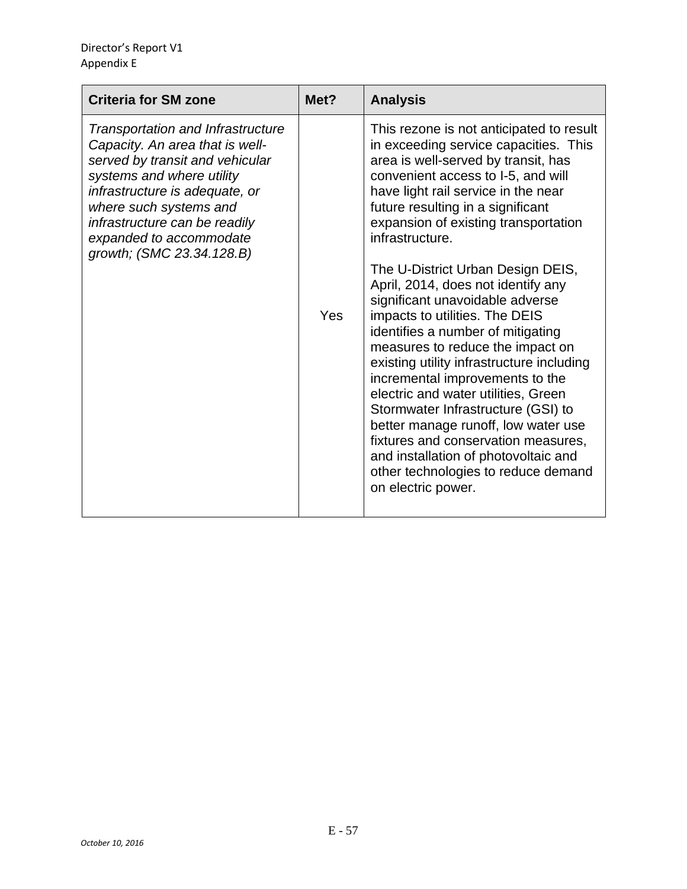| Criteria for SM zone | Met? | Analysis |
|---|---|---|
| *Transportation and Infrastructure Capacity. An area that is well-served by transit and vehicular systems and where utility infrastructure is adequate, or where such systems and infrastructure can be readily expanded to accommodate growth; (SMC 23.34.128.B)* | Yes | This rezone is not anticipated to result in exceeding service capacities. This area is well-served by transit, has convenient access to I-5, and will have light rail service in the near future resulting in a significant expansion of existing transportation infrastructure.<br><br>The U-District Urban Design DEIS, April, 2014, does not identify any significant unavoidable adverse impacts to utilities. The DEIS identifies a number of mitigating measures to reduce the impact on existing utility infrastructure including incremental improvements to the electric and water utilities, Green Stormwater Infrastructure (GSI) to better manage runoff, low water use fixtures and conservation measures, and installation of photovoltaic and other technologies to reduce demand on electric power. |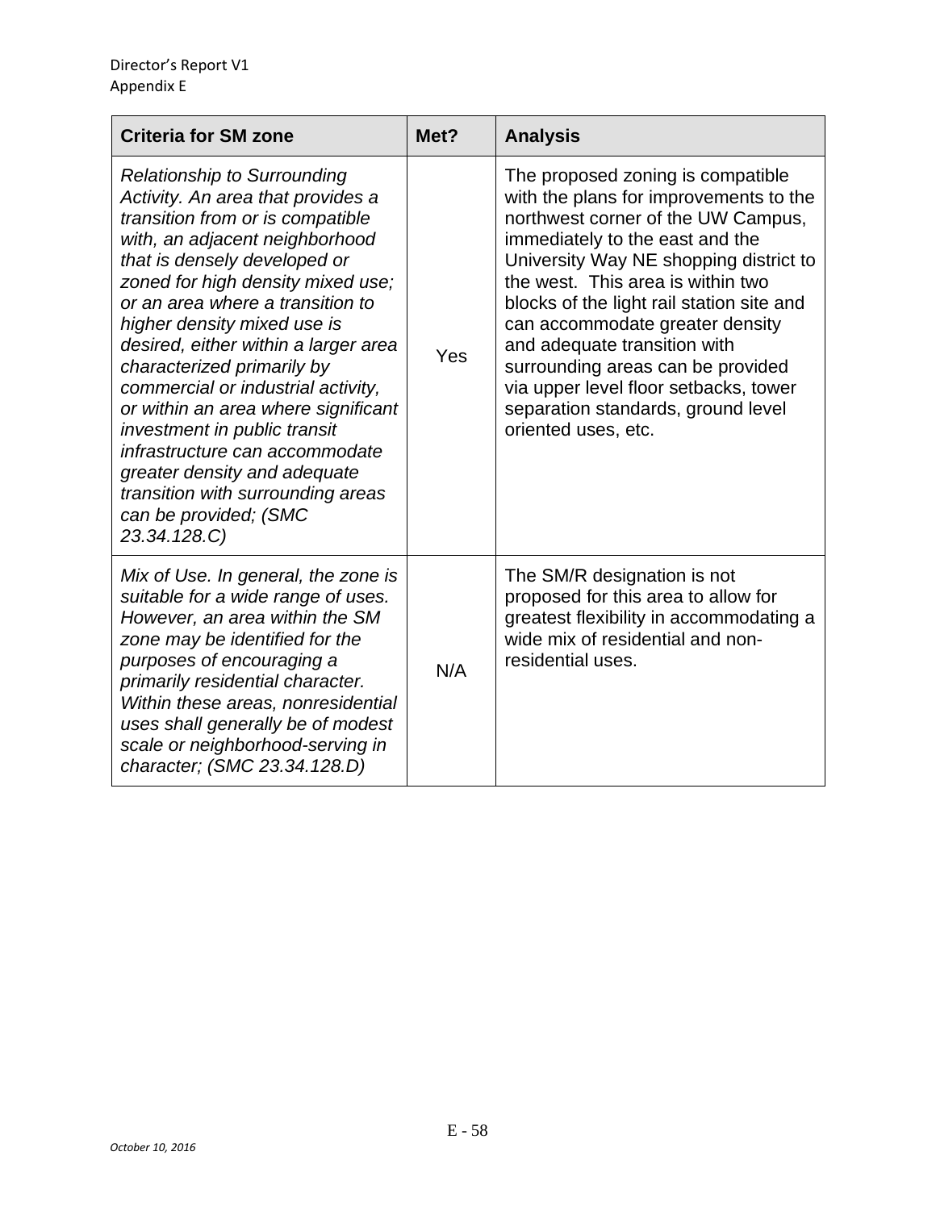| Criteria for SM zone | Met? | Analysis |
|---|---|---|
| *Relationship to Surrounding Activity. An area that provides a transition from or is compatible with, an adjacent neighborhood that is densely developed or zoned for high density mixed use; or an area where a transition to higher density mixed use is desired, either within a larger area characterized primarily by commercial or industrial activity, or within an area where significant investment in public transit infrastructure can accommodate greater density and adequate transition with surrounding areas can be provided; (SMC 23.34.128.C)* | Yes | The proposed zoning is compatible with the plans for improvements to the northwest corner of the UW Campus, immediately to the east and the University Way NE shopping district to the west. This area is within two blocks of the light rail station site and can accommodate greater density and adequate transition with surrounding areas can be provided via upper level floor setbacks, tower separation standards, ground level oriented uses, etc. |
| *Mix of Use. In general, the zone is suitable for a wide range of uses. However, an area within the SM zone may be identified for the purposes of encouraging a primarily residential character. Within these areas, nonresidential uses shall generally be of modest scale or neighborhood-serving in character; (SMC 23.34.128.D)* | N/A | The SM/R designation is not proposed for this area to allow for greatest flexibility in accommodating a wide mix of residential and non-residential uses. |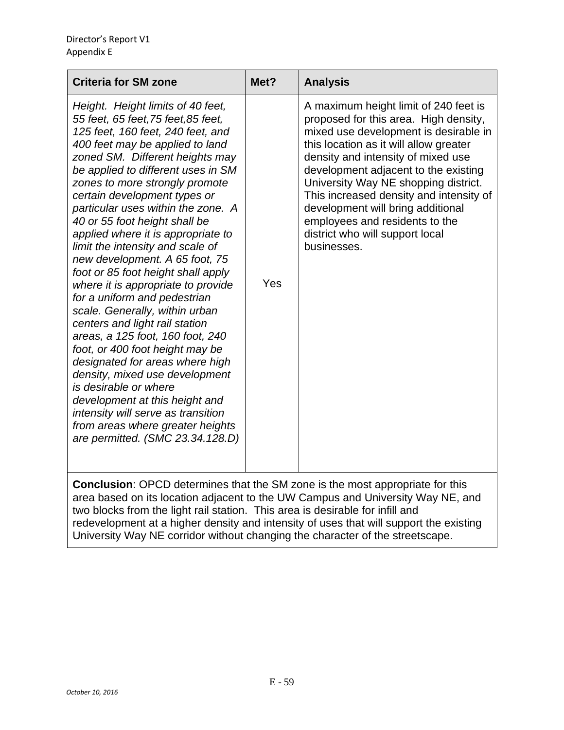| Criteria for SM zone | Met? | Analysis |
|---|---|---|
| *Height. Height limits of 40 feet, 55 feet, 65 feet,75 feet,85 feet, 125 feet, 160 feet, 240 feet, and 400 feet may be applied to land zoned SM. Different heights may be applied to different uses in SM zones to more strongly promote certain development types or particular uses within the zone. A 40 or 55 foot height shall be applied where it is appropriate to limit the intensity and scale of new development. A 65 foot, 75 foot or 85 foot height shall apply where it is appropriate to provide for a uniform and pedestrian scale. Generally, within urban centers and light rail station areas, a 125 foot, 160 foot, 240 foot, or 400 foot height may be designated for areas where high density, mixed use development is desirable or where development at this height and intensity will serve as transition from areas where greater heights are permitted. (SMC 23.34.128.D)* | Yes | A maximum height limit of 240 feet is proposed for this area. High density, mixed use development is desirable in this location as it will allow greater density and intensity of mixed use development adjacent to the existing University Way NE shopping district. This increased density and intensity of development will bring additional employees and residents to the district who will support local businesses. |

**Conclusion**: OPCD determines that the SM zone is the most appropriate for this area based on its location adjacent to the UW Campus and University Way NE, and two blocks from the light rail station. This area is desirable for infill and redevelopment at a higher density and intensity of uses that will support the existing University Way NE corridor without changing the character of the streetscape.